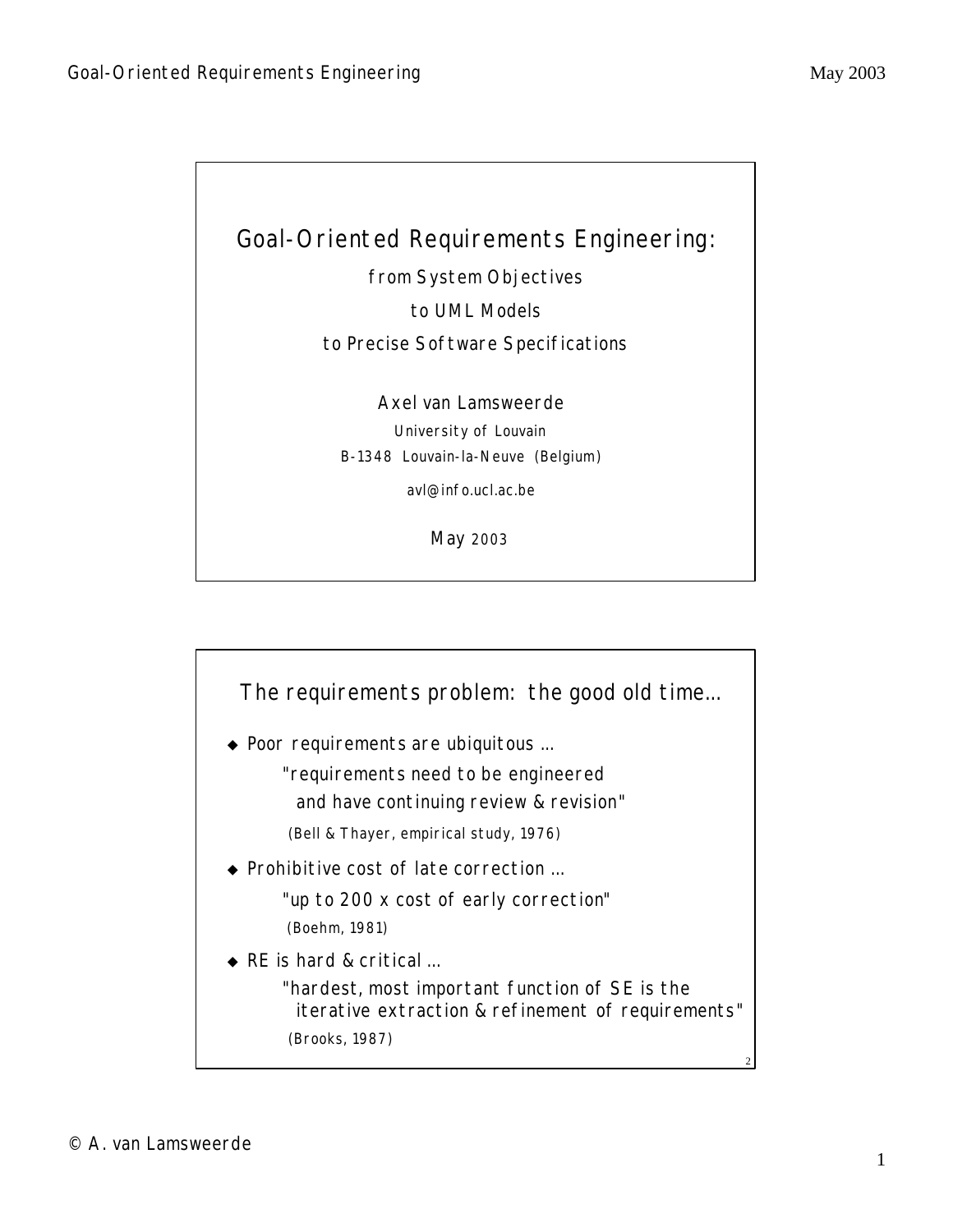# Goal-Oriented Requirements Engineering:

from System Objectives

to UML Models

to Precise Software Specifications

Axel van Lamsweerde

University of Louvain

B-1348 Louvain-la-Neuve (Belgium)

avl@info.ucl.ac.be

May 2003

## The requirements problem: the good old time...

- Poor requirements are ubiquitous ...

  "requirements need to be engineered
  and have continuing review & revision"

  (Bell & Thayer, empirical study, 1976)

- Prohibitive cost of late correction ...

  "up to 200 x cost of early correction"

  (Boehm, 1981)

- RE is hard & critical ...

  "hardest, most important function of SE is the
  iterative extraction & refinement of requirements"

  (Brooks, 1987)

© A. van Lamsweerde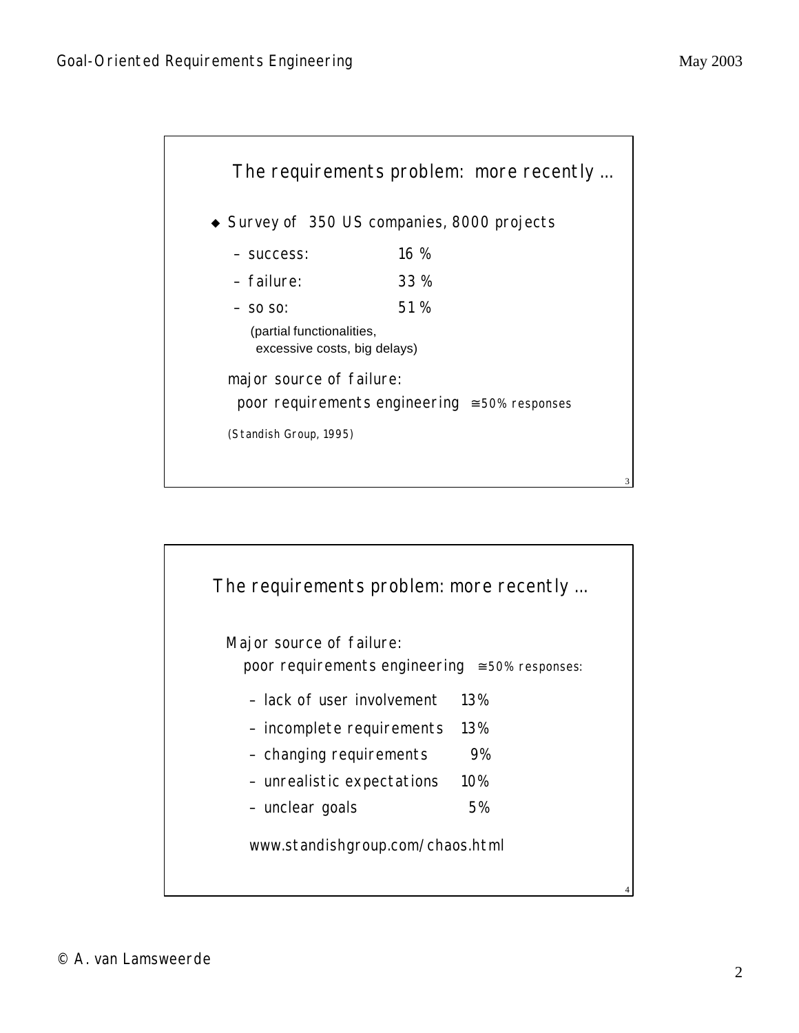## The requirements problem: more recently ...

- Survey of 350 US companies, 8000 projects
  - success: 16 %
  - failure: 33 %
  - so so: 51 %

    (partial functionalities, excessive costs, big delays)

major source of failure:
poor requirements engineering ≅50% responses

(Standish Group, 1995)

## The requirements problem: more recently ...

Major source of failure:
poor requirements engineering ≅50% responses:

- lack of user involvement 13%
- incomplete requirements 13%
- changing requirements 9%
- unrealistic expectations 10%
- unclear goals 5%

www.standishgroup.com/chaos.html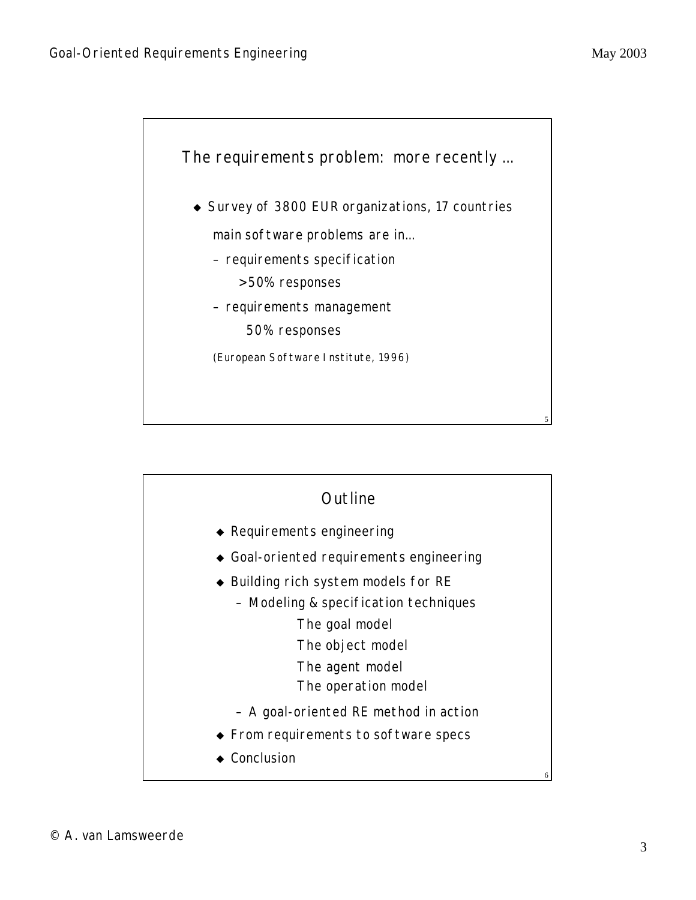## The requirements problem: more recently ...

- Survey of 3800 EUR organizations, 17 countries

  main software problems are in...

  - requirements specification

    >50% responses

  - requirements management

    50% responses

  (European Software Institute, 1996)

## Outline

- Requirements engineering
- Goal-oriented requirements engineering
- Building rich system models for RE
  - Modeling & specification techniques
    - The goal model
    - The object model
    - The agent model
    - The operation model
  - A goal-oriented RE method in action
- From requirements to software specs
- Conclusion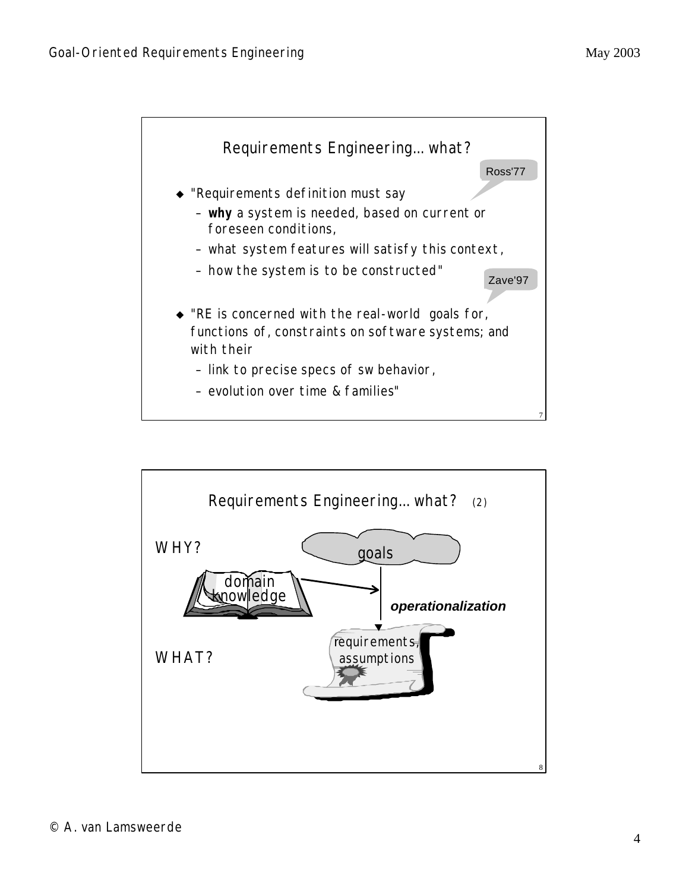## Requirements Engineering… what?

Ross'77

- "Requirements definition must say
  - **why** a system is needed, based on current or foreseen conditions,
  - what system features will satisfy this context,
  - how the system is to be constructed"

Zave'97

- "RE is concerned with the real-world goals for, functions of, constraints on software systems; and with their
  - link to precise specs of sw behavior,
  - evolution over time & families"

## Requirements Engineering… what? (2)

WHY?

goals

domain knowledge

***operationalization***

requirements, assumptions

WHAT?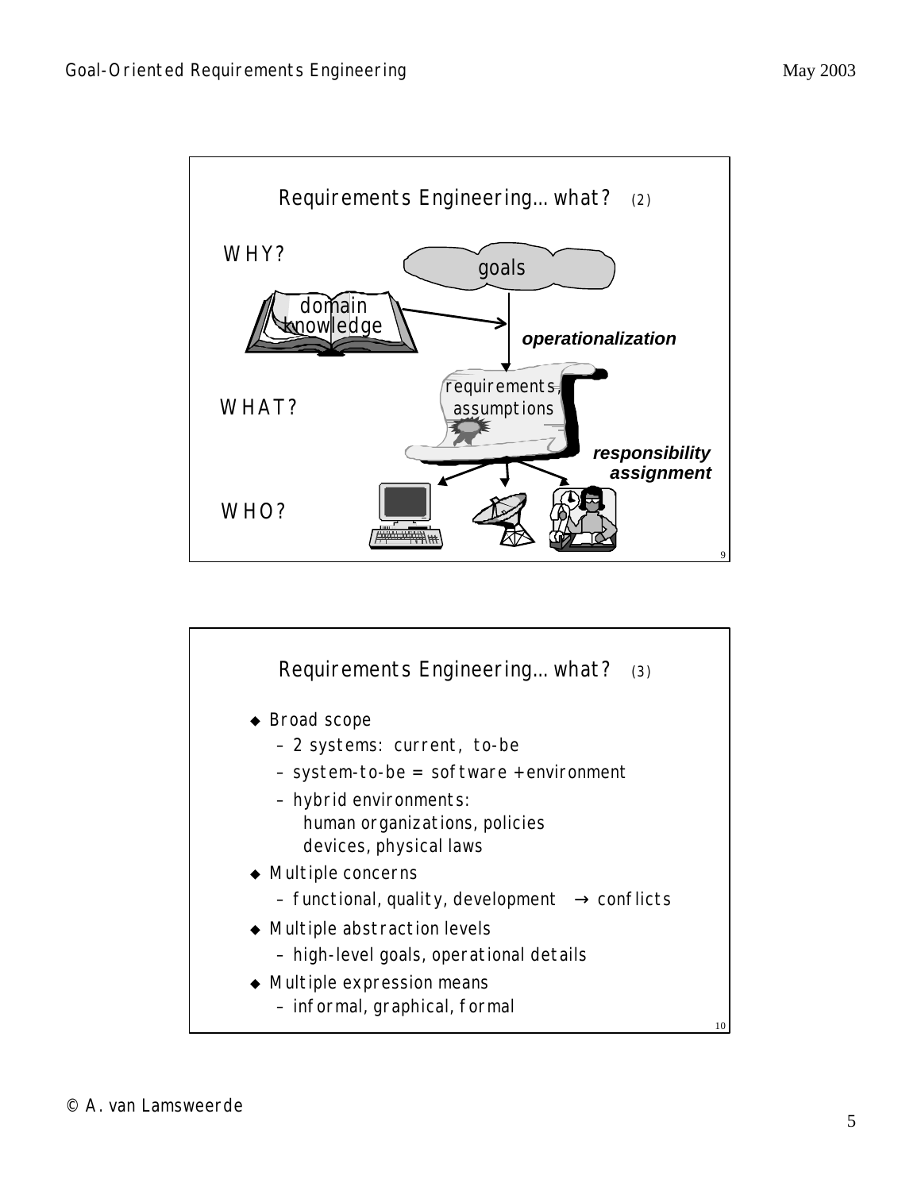## Requirements Engineering… what? (2)

WHY?

goals

domain knowledge

***operationalization***

WHAT?

requirements, assumptions

***responsibility assignment***

WHO?

## Requirements Engineering… what? (3)

- Broad scope
  - 2 systems: current, to-be
  - system-to-be = software + environment
  - hybrid environments:
    human organizations, policies
    devices, physical laws
- Multiple concerns
  - functional, quality, development → conflicts
- Multiple abstraction levels
  - high-level goals, operational details
- Multiple expression means
  - informal, graphical, formal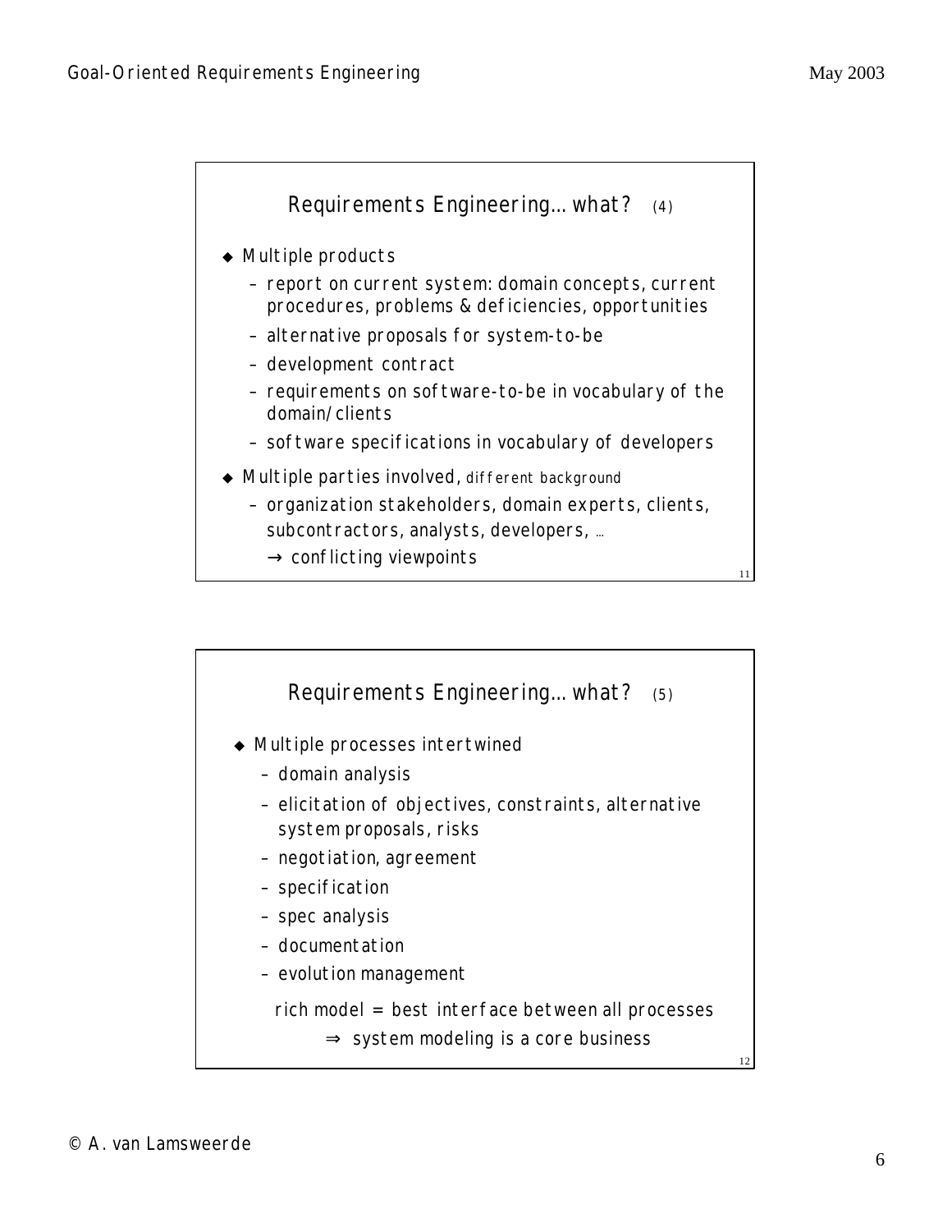## Requirements Engineering… what? (4)

- Multiple products
  - report on current system: domain concepts, current procedures, problems & deficiencies, opportunities
  - alternative proposals for system-to-be
  - development contract
  - requirements on software-to-be in vocabulary of the domain/clients
  - software specifications in vocabulary of developers
- Multiple parties involved, different background
  - organization stakeholders, domain experts, clients, subcontractors, analysts, developers, …
    
    → conflicting viewpoints

## Requirements Engineering… what? (5)

- Multiple processes intertwined
  - domain analysis
  - elicitation of objectives, constraints, alternative system proposals, risks
  - negotiation, agreement
  - specification
  - spec analysis
  - documentation
  - evolution management

rich model = best interface between all processes

⇒ system modeling is a core business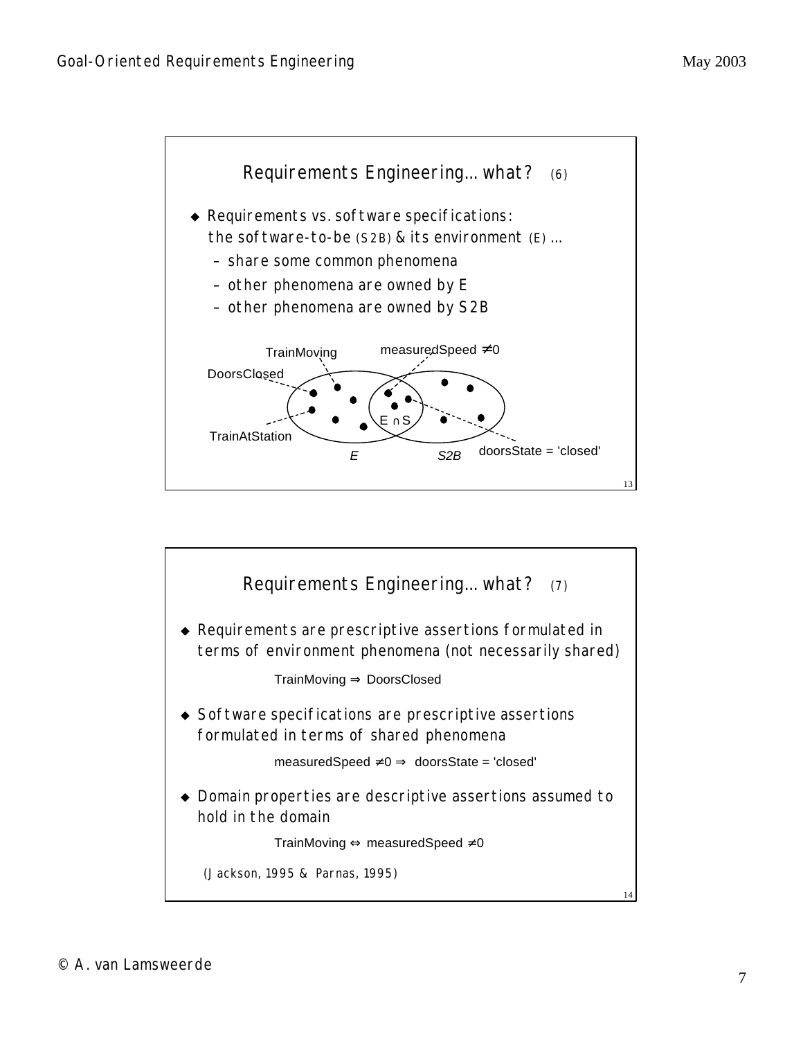## Requirements Engineering… what? (6)

- Requirements vs. software specifications: the software-to-be (S2B) & its environment (E) …
  - share some common phenomena
  - other phenomena are owned by E
  - other phenomena are owned by S2B

TrainMoving

measuredSpeed ≠0

DoorsClosed

TrainAtStation

E ∩ S

E

S2B

doorsState = 'closed'

## Requirements Engineering… what? (7)

- Requirements are prescriptive assertions formulated in terms of environment phenomena (not necessarily shared)

  TrainMoving ⇒ DoorsClosed

- Software specifications are prescriptive assertions formulated in terms of shared phenomena

  measuredSpeed ≠0 ⇒ doorsState = 'closed'

- Domain properties are descriptive assertions assumed to hold in the domain

  TrainMoving ⇔ measuredSpeed ≠0

(Jackson, 1995 & Parnas, 1995)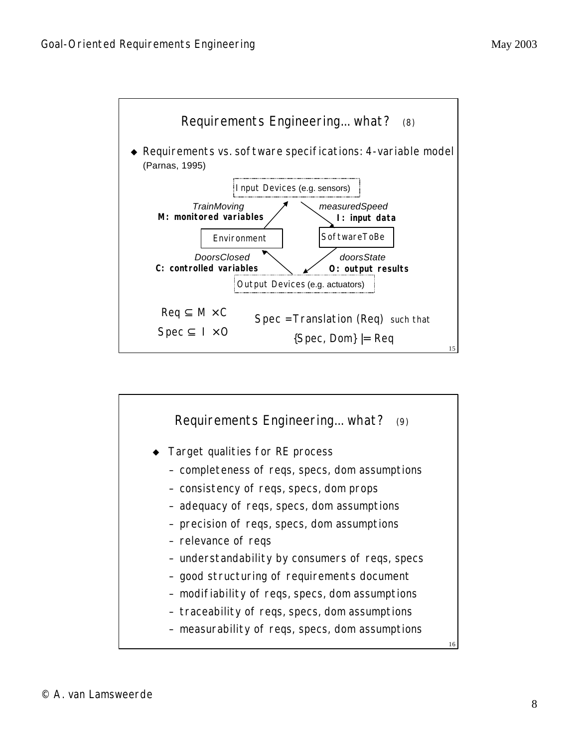## Requirements Engineering... what? (8)

- Requirements vs. software specifications: 4-variable model (Parnas, 1995)

Input Devices (e.g. sensors)

*TrainMoving*
**M: monitored variables**

*measuredSpeed*
**I: input data**

Environment

SoftwareToBe

*DoorsClosed*
**C: controlled variables**

*doorsState*
**O: output results**

Output Devices (e.g. actuators)

$Req \subseteq M \times C$

$Spec \subseteq I \times O$

$Spec = Translation\ (Req)$ such that

$\{Spec, Dom\} \models Req$

## Requirements Engineering... what? (9)

- Target qualities for RE process
  - completeness of reqs, specs, dom assumptions
  - consistency of reqs, specs, dom props
  - adequacy of reqs, specs, dom assumptions
  - precision of reqs, specs, dom assumptions
  - relevance of reqs
  - understandability by consumers of reqs, specs
  - good structuring of requirements document
  - modifiability of reqs, specs, dom assumptions
  - traceability of reqs, specs, dom assumptions
  - measurability of reqs, specs, dom assumptions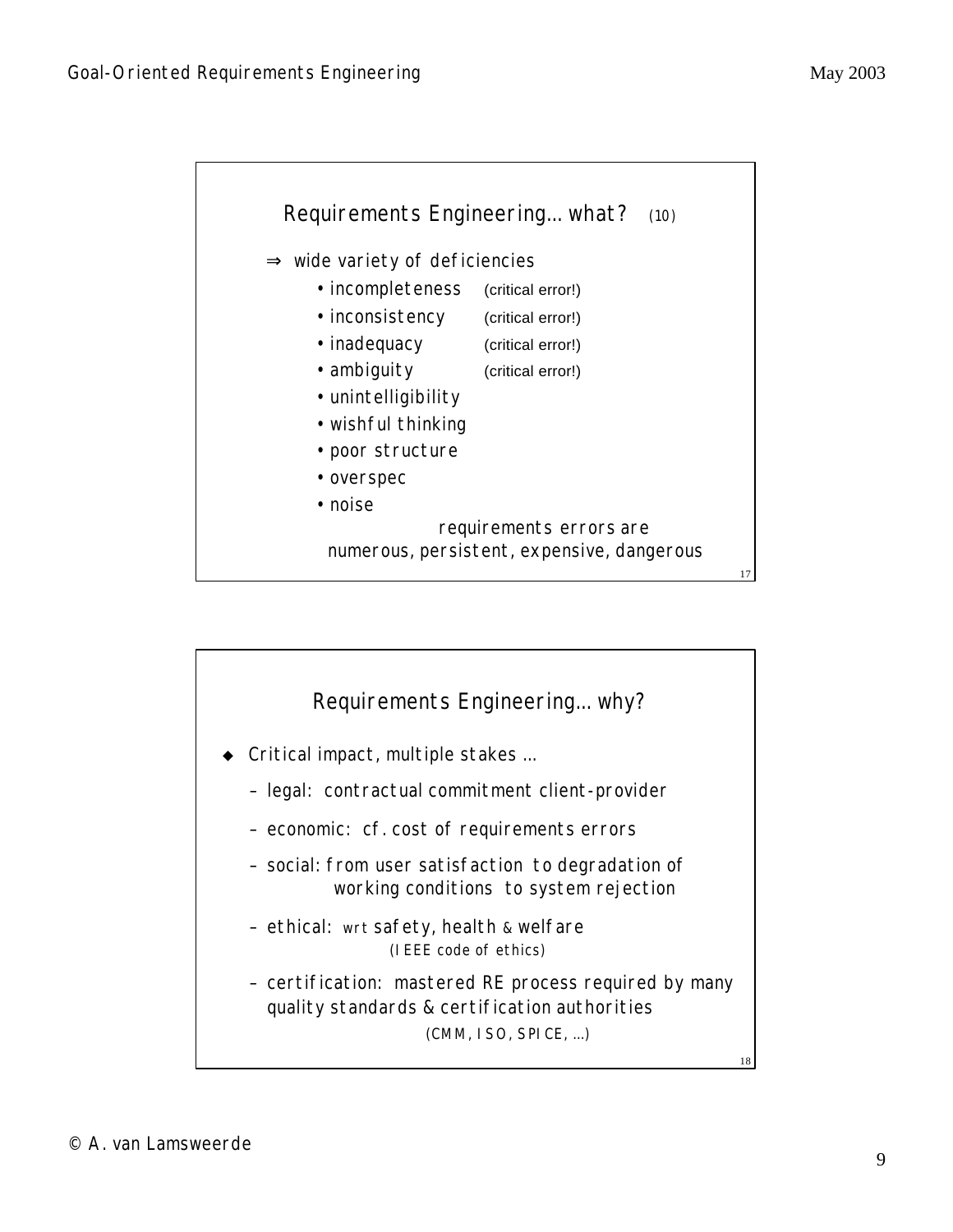## Requirements Engineering… what? (10)

⇒ wide variety of deficiencies

- incompleteness (critical error!)
- inconsistency (critical error!)
- inadequacy (critical error!)
- ambiguity (critical error!)
- unintelligibility
- wishful thinking
- poor structure
- overspec
- noise

requirements errors are
numerous, persistent, expensive, dangerous

## Requirements Engineering… why?

- Critical impact, multiple stakes …
  - legal: contractual commitment client-provider
  - economic: cf. cost of requirements errors
  - social: from user satisfaction to degradation of working conditions to system rejection
  - ethical: wrt safety, health & welfare (IEEE code of ethics)
  - certification: mastered RE process required by many quality standards & certification authorities (CMM, ISO, SPICE, …)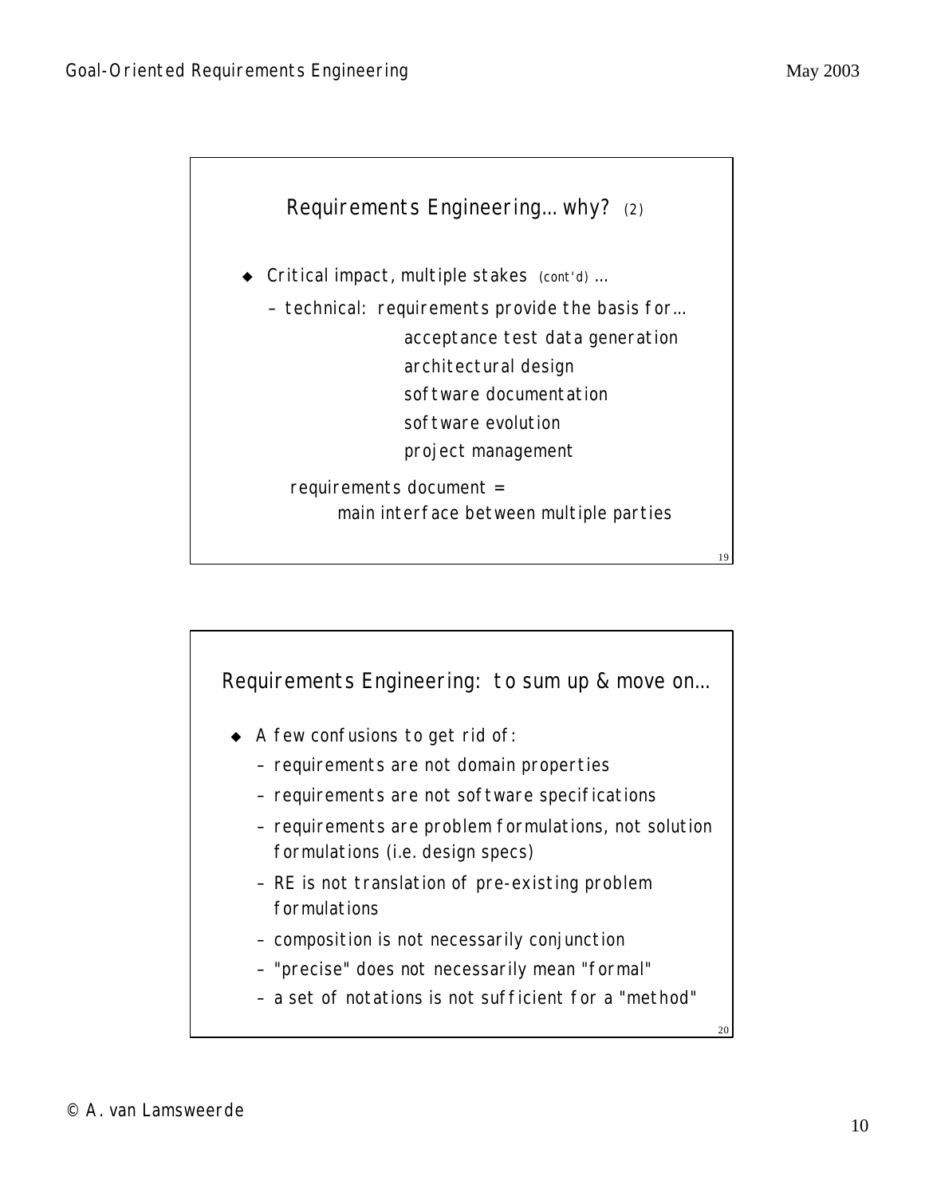## Requirements Engineering... why? (2)

- Critical impact, multiple stakes (cont'd) ...
  - technical: requirements provide the basis for...
    - acceptance test data generation
    - architectural design
    - software documentation
    - software evolution
    - project management

  requirements document =
  main interface between multiple parties

## Requirements Engineering: to sum up & move on...

- A few confusions to get rid of:
  - requirements are not domain properties
  - requirements are not software specifications
  - requirements are problem formulations, not solution formulations (i.e. design specs)
  - RE is not translation of pre-existing problem formulations
  - composition is not necessarily conjunction
  - "precise" does not necessarily mean "formal"
  - a set of notations is not sufficient for a "method"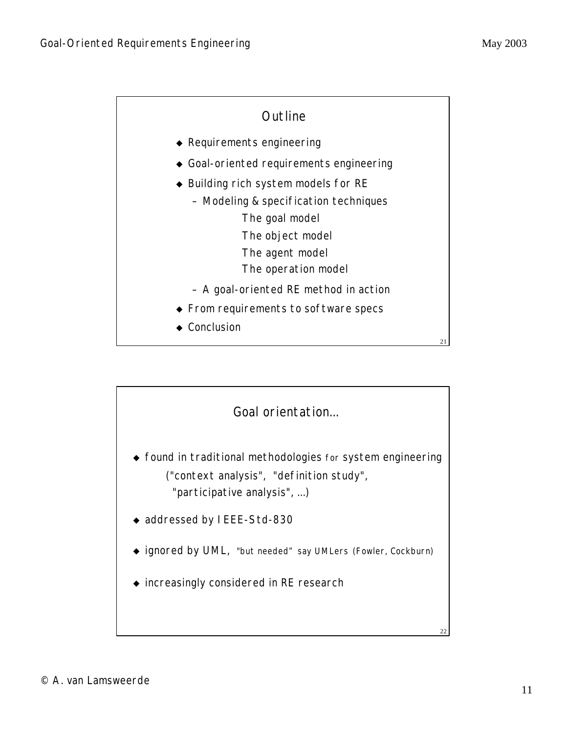## Outline

- Requirements engineering
- Goal-oriented requirements engineering
- Building rich system models for RE
  - Modeling & specification techniques
    - The goal model
    - The object model
    - The agent model
    - The operation model
  - A goal-oriented RE method in action
- From requirements to software specs
- Conclusion

## Goal orientation...

- found in traditional methodologies for system engineering ("context analysis", "definition study", "participative analysis", ...)
- addressed by IEEE-Std-830
- ignored by UML, "but needed" say UMLers (Fowler, Cockburn)
- increasingly considered in RE research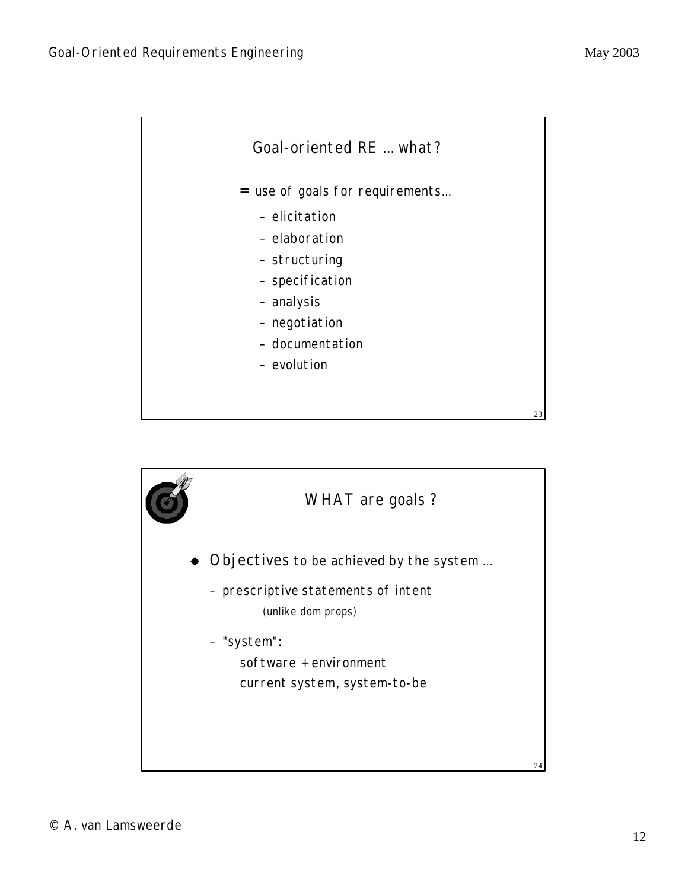## Goal-oriented RE … what?

= use of goals for requirements…

- elicitation
- elaboration
- structuring
- specification
- analysis
- negotiation
- documentation
- evolution

## WHAT are goals ?

- **Objectives** to be achieved by the system …
  - prescriptive statements of intent
    (unlike dom props)
  - "system":
    software + environment
    current system, system-to-be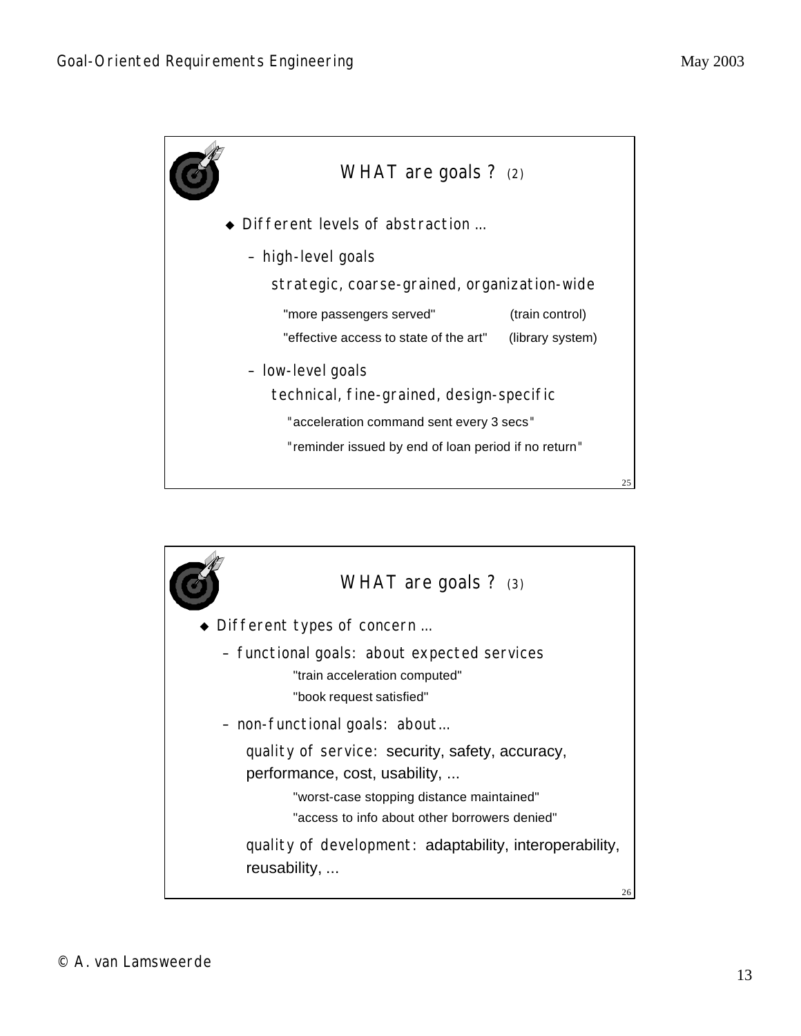## WHAT are goals ? (2)

- Different levels of abstraction ...
  - high-level goals

    strategic, coarse-grained, organization-wide

    "more passengers served" (train control)

    "effective access to state of the art" (library system)
  - low-level goals

    technical, fine-grained, design-specific

    "acceleration command sent every 3 secs"

    "reminder issued by end of loan period if no return"

## WHAT are goals ? (3)

- Different types of concern ...
  - functional goals: about expected services

    "train acceleration computed"

    "book request satisfied"
  - non-functional goals: about...

    quality of service: security, safety, accuracy, performance, cost, usability, ...

    "worst-case stopping distance maintained"

    "access to info about other borrowers denied"

    quality of development: adaptability, interoperability, reusability, ...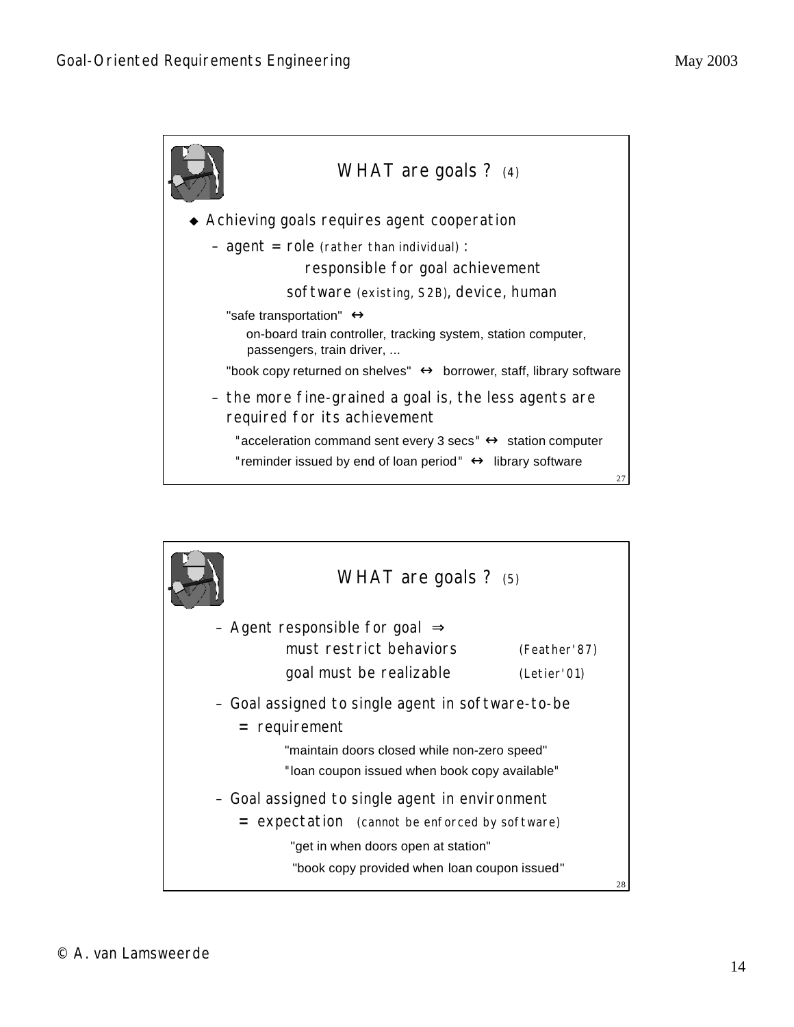## WHAT are goals ? (4)

- Achieving goals requires agent cooperation
  - agent = role (rather than individual) :
    - responsible for goal achievement
    - software (existing, S2B), device, human

    "safe transportation" ↔
    on-board train controller, tracking system, station computer, passengers, train driver, ...

    "book copy returned on shelves" ↔ borrower, staff, library software
  - the more fine-grained a goal is, the less agents are required for its achievement

    "acceleration command sent every 3 secs" ↔ station computer

    "reminder issued by end of loan period" ↔ library software

## WHAT are goals ? (5)

- Agent responsible for goal ⇒
  - must restrict behaviors (Feather'87)
  - goal must be realizable (Letier'01)
- Goal assigned to single agent in software-to-be
  = requirement

  "maintain doors closed while non-zero speed"

  "loan coupon issued when book copy available"
- Goal assigned to single agent in environment
  = expectation (cannot be enforced by software)

  "get in when doors open at station"

  "book copy provided when loan coupon issued"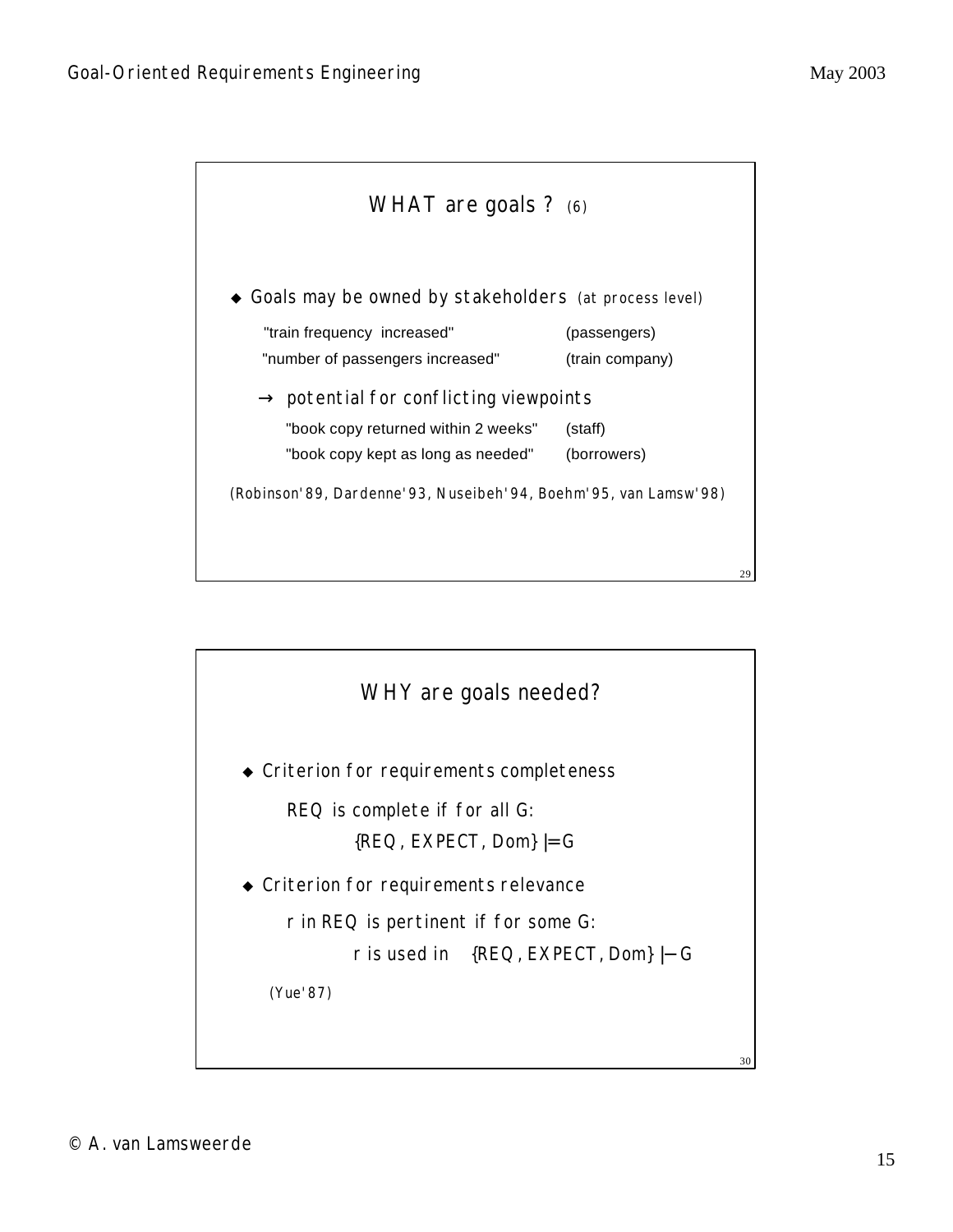## WHAT are goals ? (6)

- Goals may be owned by stakeholders (at process level)

| | |
|---|---|
| "train frequency increased" | (passengers) |
| "number of passengers increased" | (train company) |

→ potential for conflicting viewpoints

| | |
|---|---|
| "book copy returned within 2 weeks" | (staff) |
| "book copy kept as long as needed" | (borrowers) |

(Robinson'89, Dardenne'93, Nuseibeh'94, Boehm'95, van Lamsw'98)

## WHY are goals needed?

- Criterion for requirements completeness

  REQ is complete if for all G:

  $$\{REQ, EXPECT, Dom\} \models G$$

- Criterion for requirements relevance

  r in REQ is pertinent if for some G:

  $$r \text{ is used in } \{REQ, EXPECT, Dom\} \vdash G$$

(Yue'87)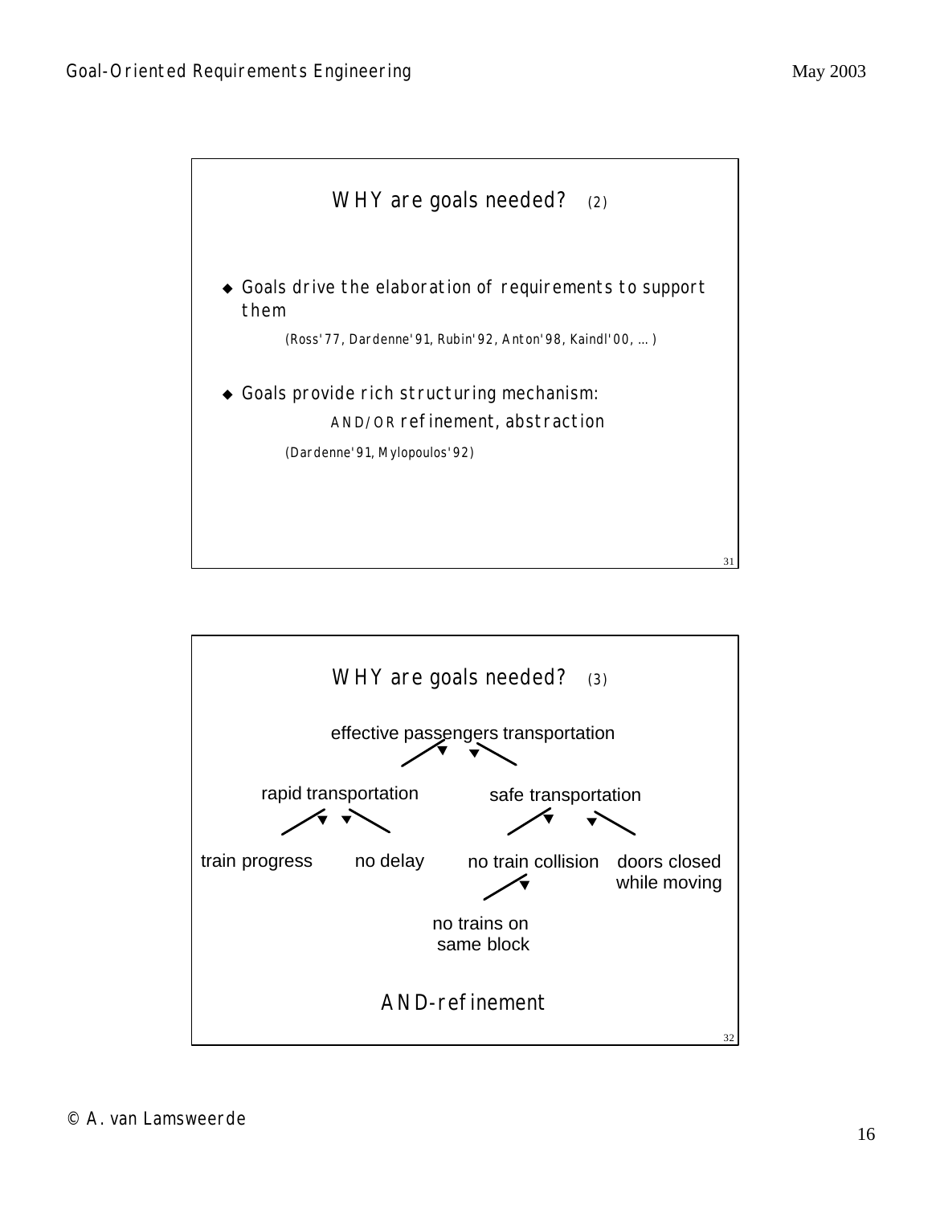## WHY are goals needed? (2)

- Goals drive the elaboration of requirements to support them

  (Ross'77, Dardenne'91, Rubin'92, Anton'98, Kaindl'00, ... )

- Goals provide rich structuring mechanism:

  AND/OR refinement, abstraction

  (Dardenne'91, Mylopoulos'92)

## WHY are goals needed? (3)

effective passengers transportation

- rapid transportation
  - train progress
  - no delay
- safe transportation
  - no train collision
    - no trains on same block
  - doors closed while moving

AND-refinement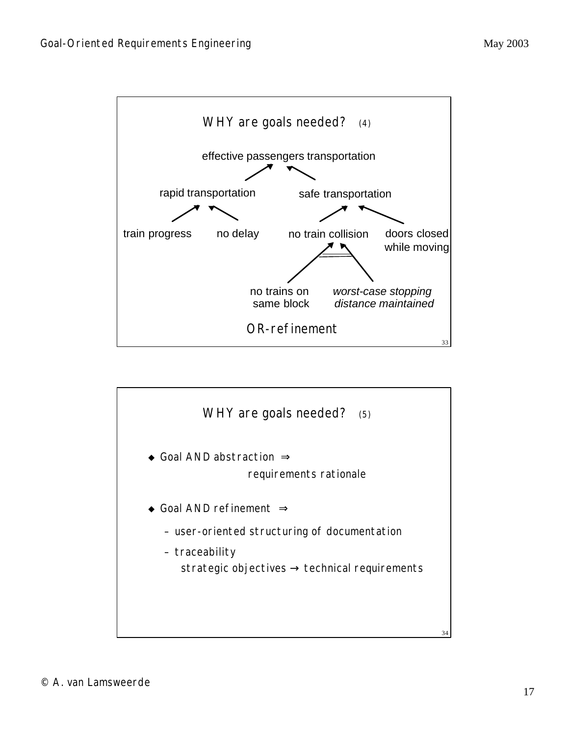## WHY are goals needed? (4)

effective passengers transportation

rapid transportation

safe transportation

train progress

no delay

no train collision

doors closed while moving

no trains on same block

*worst-case stopping distance maintained*

OR-refinement

## WHY are goals needed? (5)

- Goal AND abstraction ⇒ requirements rationale
- Goal AND refinement ⇒
  - user-oriented structuring of documentation
  - traceability
    strategic objectives → technical requirements

© A. van Lamsweerde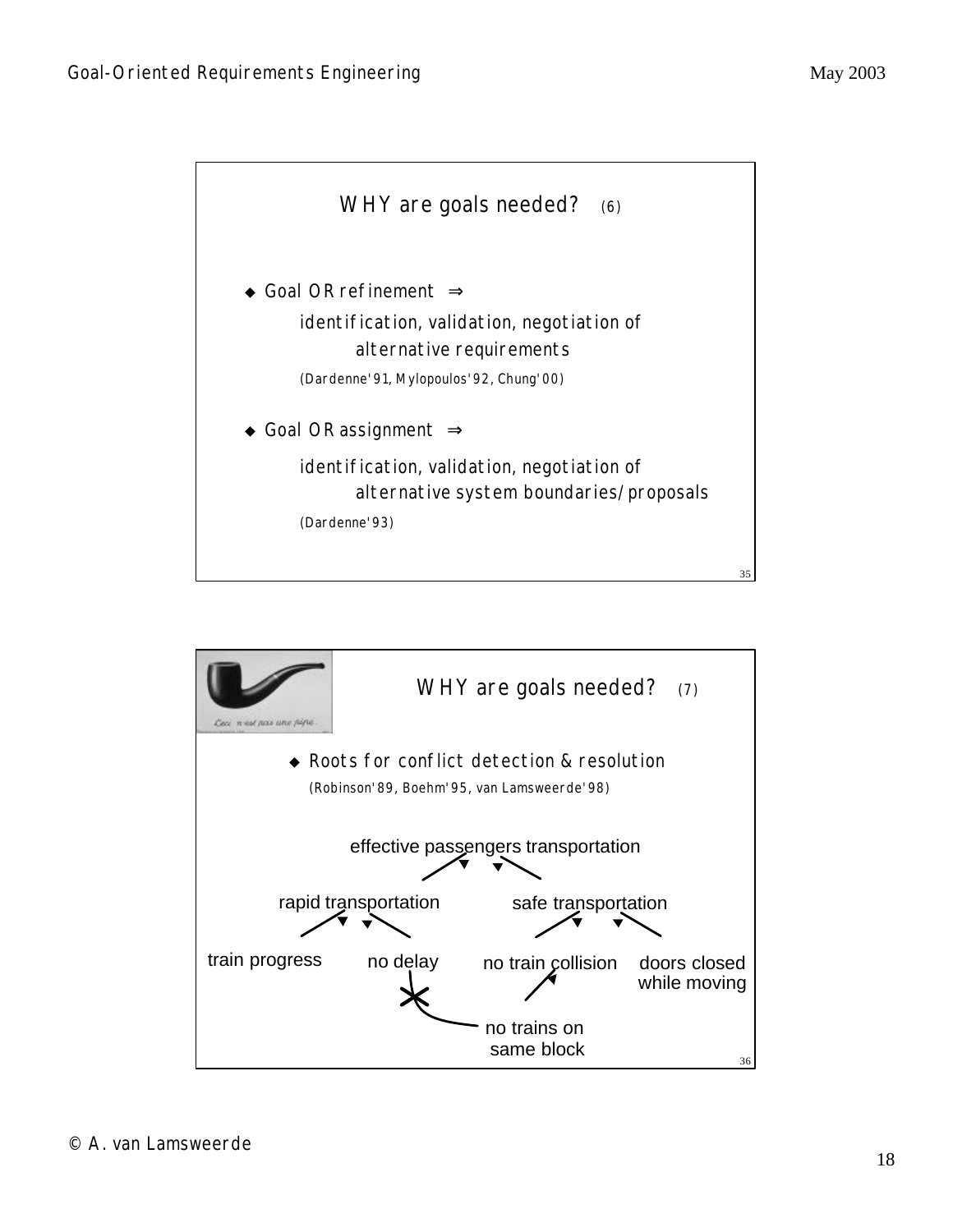## WHY are goals needed? (6)

- Goal OR refinement ⇒
  identification, validation, negotiation of alternative requirements
  (Dardenne'91, Mylopoulos'92, Chung'00)

- Goal OR assignment ⇒
  identification, validation, negotiation of alternative system boundaries/proposals
  (Dardenne'93)

## WHY are goals needed? (7)

- Roots for conflict detection & resolution
  (Robinson'89, Boehm'95, van Lamsweerde'98)

effective passengers transportation

rapid transportation    safe transportation

train progress    no delay    no train collision    doors closed while moving

no trains on same block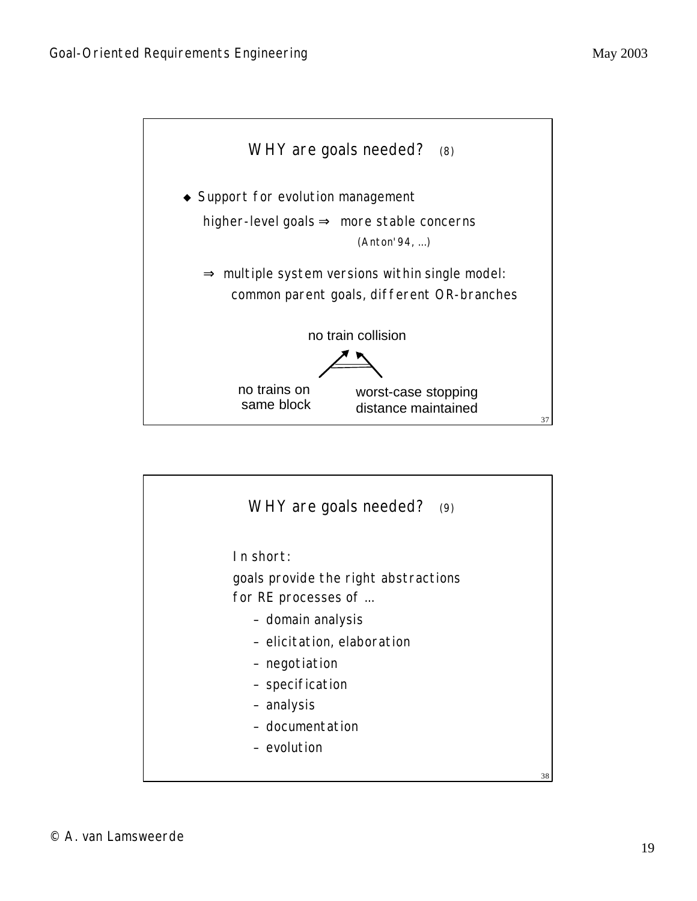## WHY are goals needed? (8)

- Support for evolution management

  higher-level goals ⇒ more stable concerns

  (Anton'94, ...)

  ⇒ multiple system versions within single model:
  common parent goals, different OR-branches

no train collision

no trains on same block

worst-case stopping distance maintained

## WHY are goals needed? (9)

In short:

goals provide the right abstractions for RE processes of ...

- domain analysis
- elicitation, elaboration
- negotiation
- specification
- analysis
- documentation
- evolution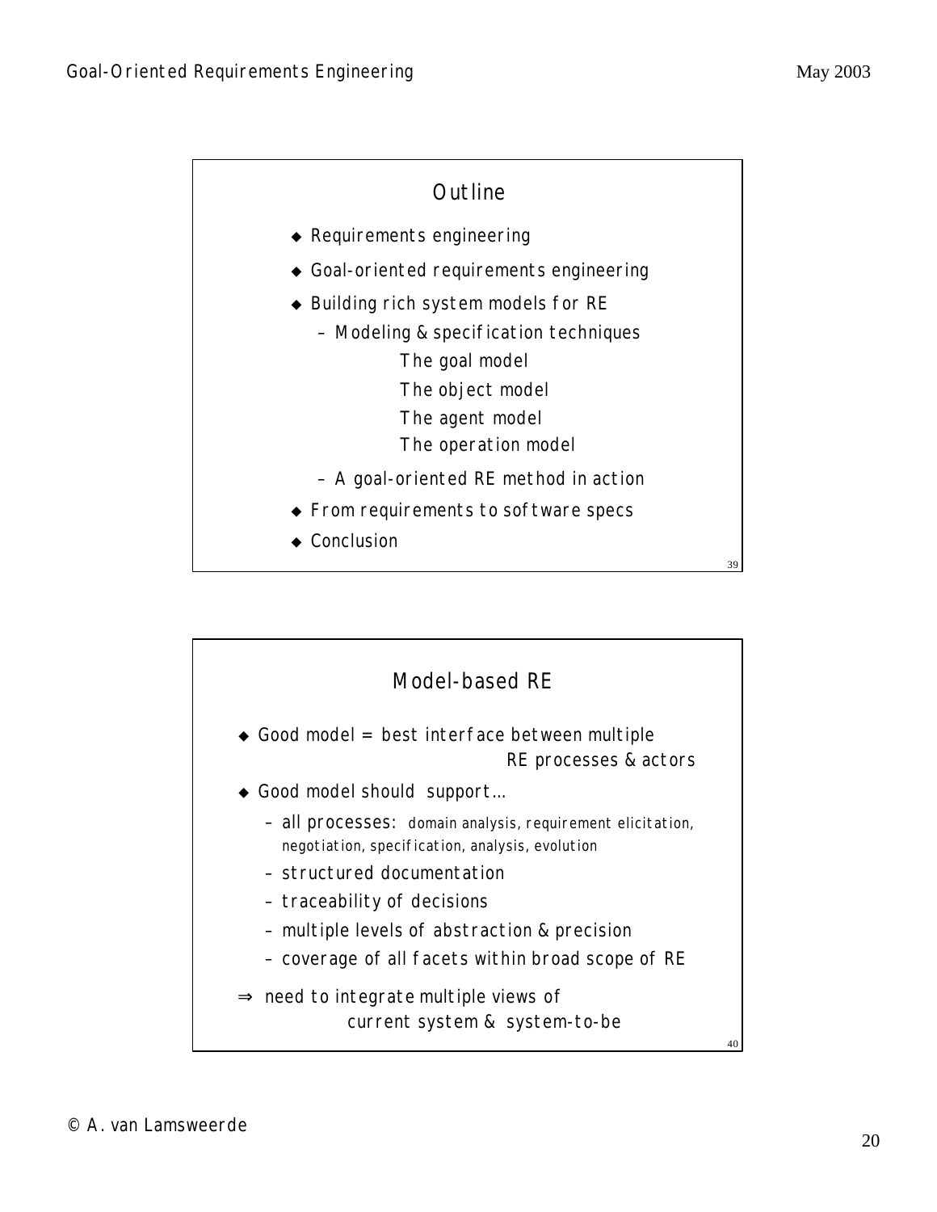## Outline

- Requirements engineering
- Goal-oriented requirements engineering
- Building rich system models for RE
  - Modeling & specification techniques
    - The goal model
    - The object model
    - The agent model
    - The operation model
  - A goal-oriented RE method in action
- From requirements to software specs
- Conclusion

## Model-based RE

- Good model = best interface between multiple RE processes & actors
- Good model should support...
  - all processes: domain analysis, requirement elicitation, negotiation, specification, analysis, evolution
  - structured documentation
  - traceability of decisions
  - multiple levels of abstraction & precision
  - coverage of all facets within broad scope of RE

⇒ need to integrate multiple views of current system & system-to-be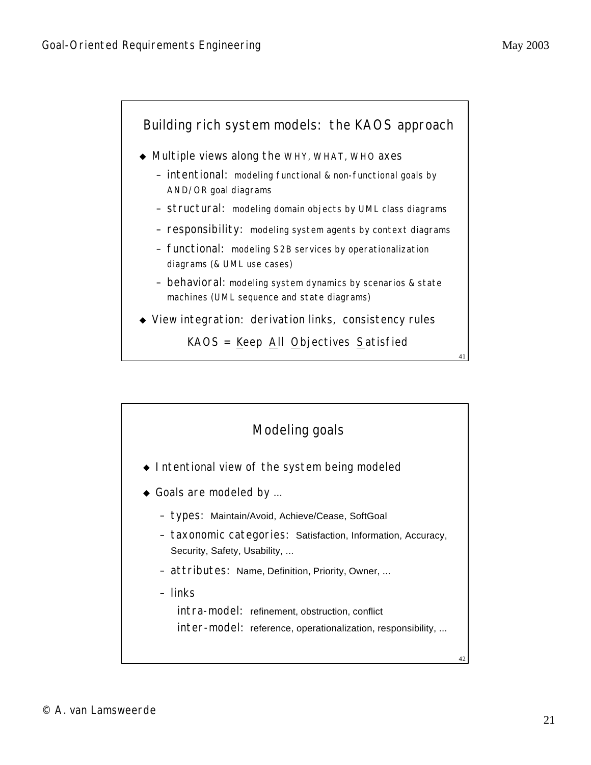## Building rich system models: the KAOS approach

- Multiple views along the WHY, WHAT, WHO axes
  - intentional: modeling functional & non-functional goals by AND/OR goal diagrams
  - structural: modeling domain objects by UML class diagrams
  - responsibility: modeling system agents by context diagrams
  - functional: modeling S2B services by operationalization diagrams (& UML use cases)
  - behavioral: modeling system dynamics by scenarios & state machines (UML sequence and state diagrams)
- View integration: derivation links, consistency rules

KAOS = Keep All Objectives Satisfied

## Modeling goals

- Intentional view of the system being modeled
- Goals are modeled by ...
  - types: Maintain/Avoid, Achieve/Cease, SoftGoal
  - taxonomic categories: Satisfaction, Information, Accuracy, Security, Safety, Usability, ...
  - attributes: Name, Definition, Priority, Owner, ...
  - links
    - intra-model: refinement, obstruction, conflict
    - inter-model: reference, operationalization, responsibility, ...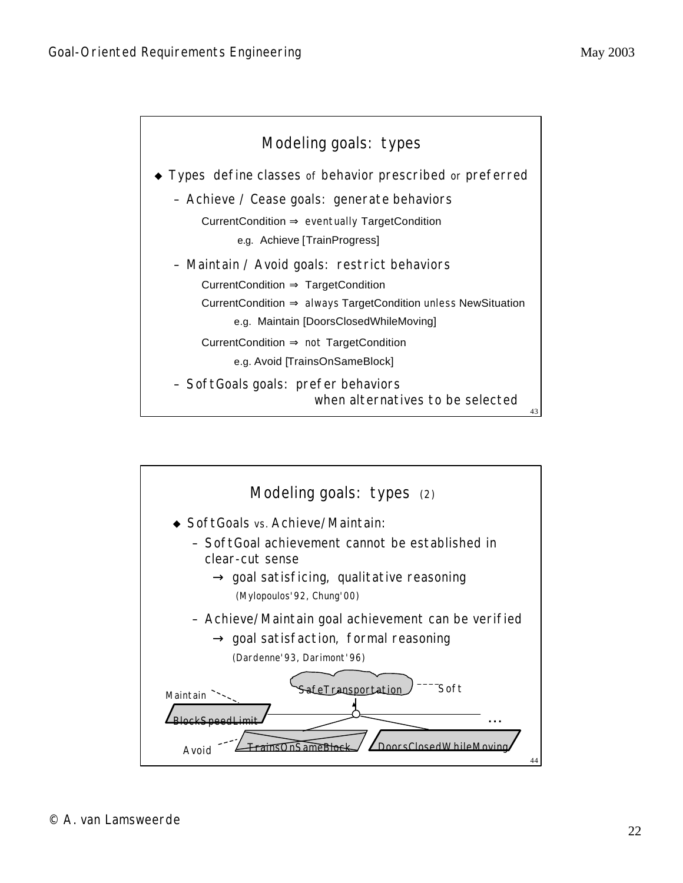## Modeling goals: types

- Types define classes of behavior prescribed or preferred
  - Achieve / Cease goals: generate behaviors

    CurrentCondition ⇒ *eventually* TargetCondition

    e.g. Achieve [TrainProgress]
  - Maintain / Avoid goals: restrict behaviors

    CurrentCondition ⇒ TargetCondition

    CurrentCondition ⇒ *always* TargetCondition *unless* NewSituation

    e.g. Maintain [DoorsClosedWhileMoving]

    CurrentCondition ⇒ *not* TargetCondition

    e.g. Avoid [TrainsOnSameBlock]
  - SoftGoals goals: prefer behaviors when alternatives to be selected

## Modeling goals: types (2)

- SoftGoals vs. Achieve/Maintain:
  - SoftGoal achievement cannot be established in clear-cut sense

    → goal satisficing, qualitative reasoning

    (Mylopoulos'92, Chung'00)
  - Achieve/Maintain goal achievement can be verified

    → goal satisfaction, formal reasoning

    (Dardenne'93, Darimont'96)

Maintain — BlockSpeedLimit; Soft — SafeTransportation; Avoid — TrainsOnSameBlock; DoorsClosedWhileMoving; ...

© A. van Lamsweerde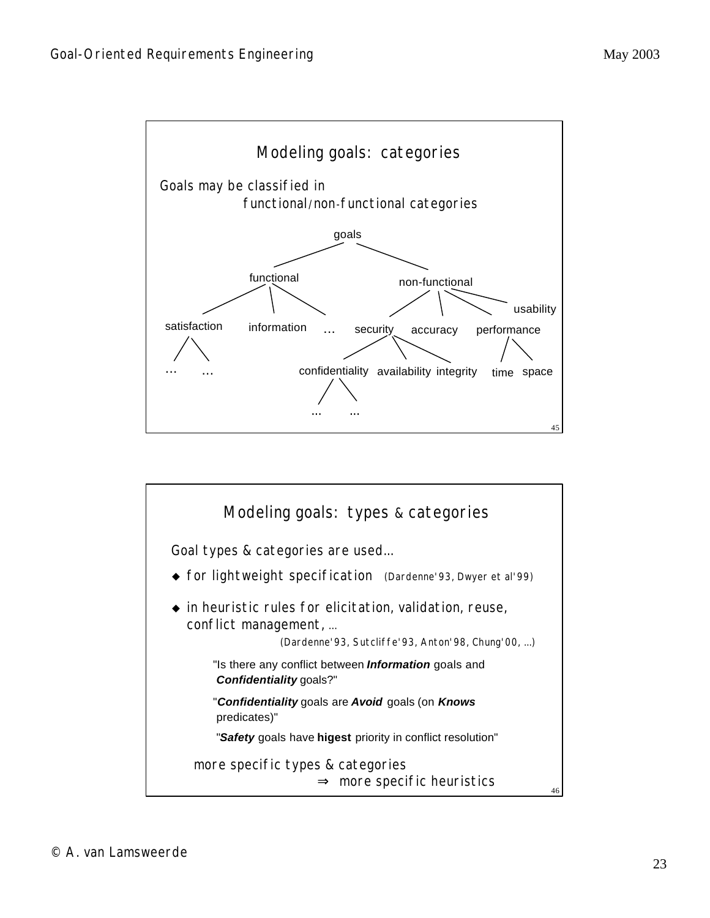## Modeling goals: categories

Goals may be classified in functional/non-functional categories

- goals
  - functional
    - satisfaction
      - ...
      - ...
    - information
    - ...
  - non-functional
    - security
      - confidentiality
        - ...
        - ...
      - availability
      - integrity
    - accuracy
    - performance
      - time
      - space
    - usability

## Modeling goals: types & categories

Goal types & categories are used...

- for lightweight specification (Dardenne'93, Dwyer et al'99)
- in heuristic rules for elicitation, validation, reuse, conflict management, ... (Dardenne'93, Sutcliffe'93, Anton'98, Chung'00, ...)

  "Is there any conflict between ***Information*** goals and ***Confidentiality*** goals?"

  "***Confidentiality*** goals are ***Avoid*** goals (on ***Knows*** predicates)"

  "***Safety*** goals have **higest** priority in conflict resolution"

more specific types & categories
$\Rightarrow$ more specific heuristics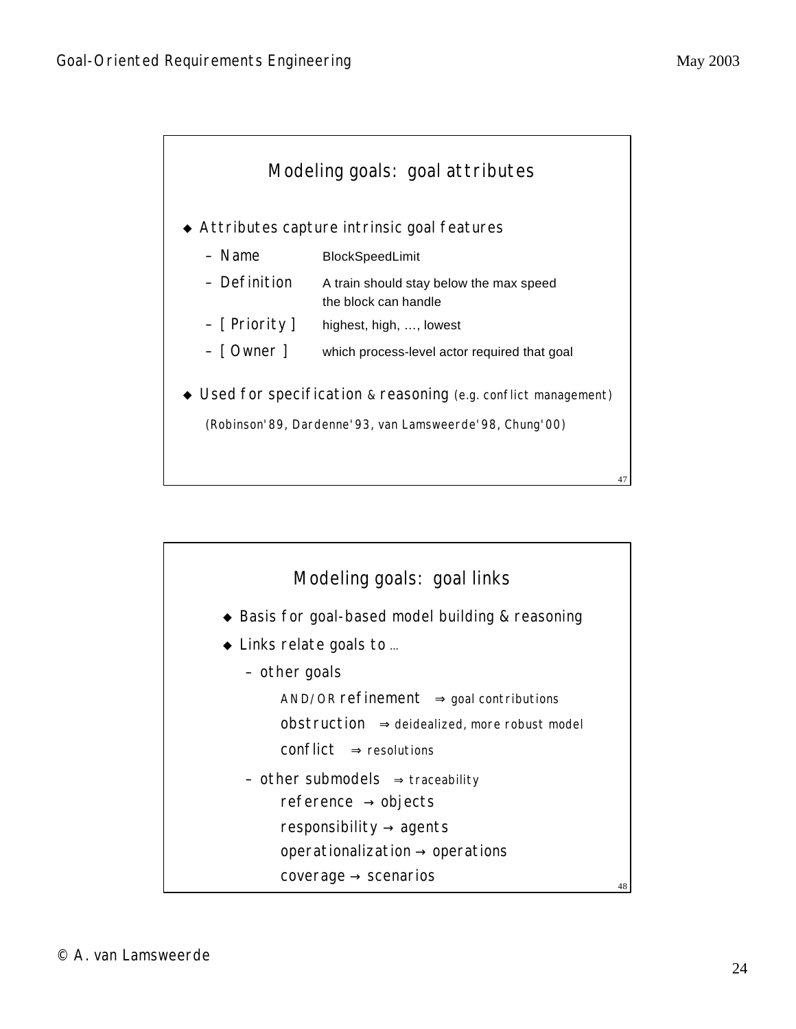## Modeling goals: goal attributes

- Attributes capture intrinsic goal features
  - Name — BlockSpeedLimit
  - Definition — A train should stay below the max speed the block can handle
  - [ Priority ] — highest, high, …, lowest
  - [ Owner ] — which process-level actor required that goal
- Used for specification & reasoning (e.g. conflict management)

  (Robinson'89, Dardenne'93, van Lamsweerde'98, Chung'00)

## Modeling goals: goal links

- Basis for goal-based model building & reasoning
- Links relate goals to ...
  - other goals
    - AND/OR refinement ⇒ goal contributions
    - obstruction ⇒ deidealized, more robust model
    - conflict ⇒ resolutions
  - other submodels ⇒ traceability
    - reference → objects
    - responsibility → agents
    - operationalization → operations
    - coverage → scenarios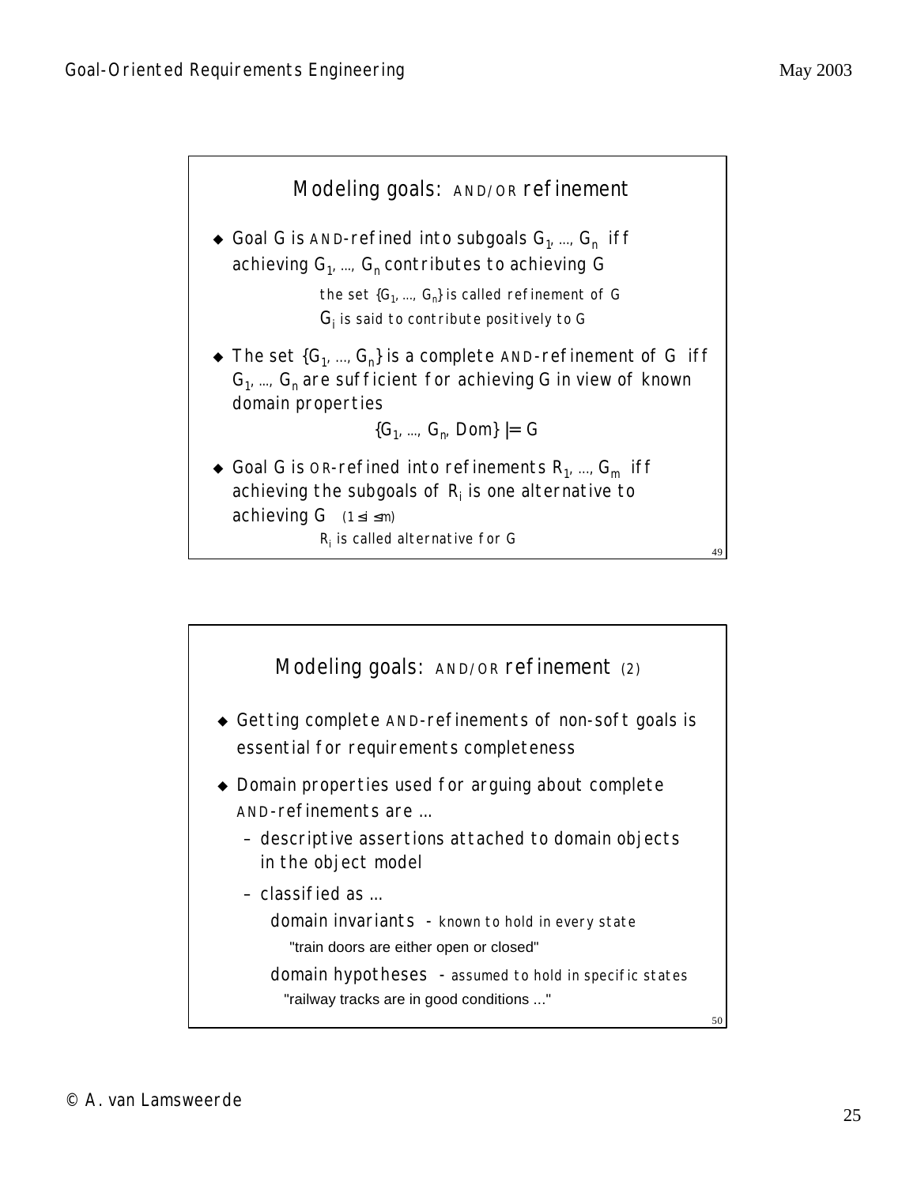## Modeling goals: AND/OR refinement

- Goal G is AND-refined into subgoals $G_1, \ldots, G_n$ iff achieving $G_1, \ldots, G_n$ contributes to achieving G

  the set $\{G_1, \ldots, G_n\}$ is called refinement of G

  $G_i$ is said to contribute positively to G

- The set $\{G_1, \ldots, G_n\}$ is a complete AND-refinement of G iff $G_1, \ldots, G_n$ are sufficient for achieving G in view of known domain properties

$$\{G_1, \ldots, G_n, Dom\} \models G$$

- Goal G is OR-refined into refinements $R_1, \ldots, G_m$ iff achieving the subgoals of $R_i$ is one alternative to achieving G $(1 \leq i \leq m)$

  $R_i$ is called alternative for G

## Modeling goals: AND/OR refinement (2)

- Getting complete AND-refinements of non-soft goals is essential for requirements completeness
- Domain properties used for arguing about complete AND-refinements are ...
  - descriptive assertions attached to domain objects in the object model
  - classified as ...

    domain invariants - known to hold in every state

    "train doors are either open or closed"

    domain hypotheses - assumed to hold in specific states

    "railway tracks are in good conditions ..."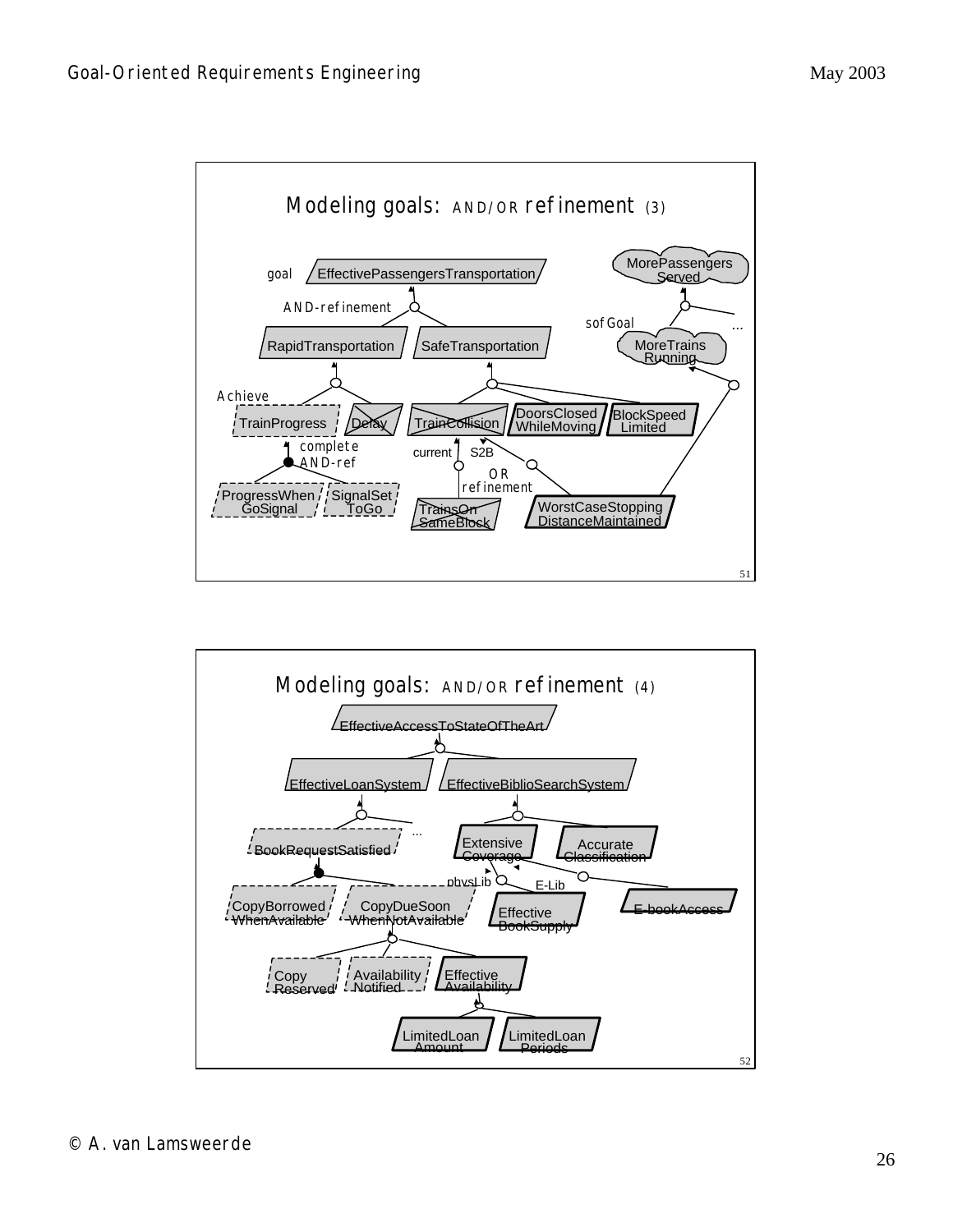## Modeling goals: AND/OR refinement (3)

goal — EffectivePassengersTransportation

AND-refinement

RapidTransportation | SafeTransportation

MorePassengersServed

softGoal — MoreTrainsRunning ...

Achieve

TrainProgress | Delay | TrainCollision | DoorsClosedWhileMoving | BlockSpeedLimited

complete AND-ref

current | S2B

OR refinement

ProgressWhenGoSignal | SignalSetToGo | TrainsOnSameBlock | WorstCaseStoppingDistanceMaintained

## Modeling goals: AND/OR refinement (4)

EffectiveAccessToStateOfTheArt

EffectiveLoanSystem | EffectiveBiblioSearchSystem

BookRequestSatisfied ... | ExtensiveCoverage | AccurateClassification

physLib | E-Lib

CopyBorrowedWhenAvailable | CopyDueSoonWhenNotAvailable | EffectiveBookSupply | E-bookAccess

CopyReserved | AvailabilityNotified | EffectiveAvailability

LimitedLoanAmount | LimitedLoanPeriods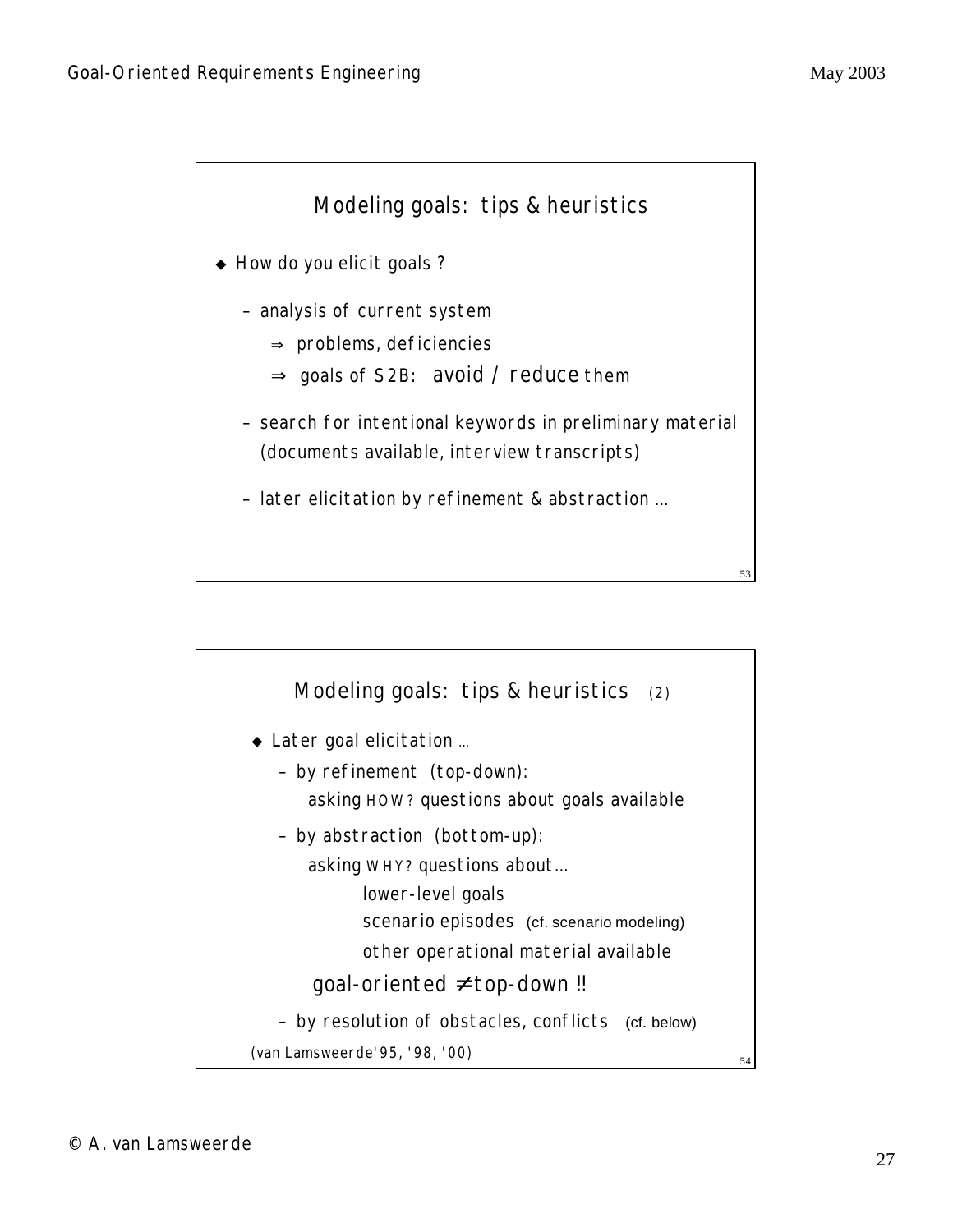## Modeling goals: tips & heuristics

- How do you elicit goals ?
  - analysis of current system
    - ⇒ problems, deficiencies
    - ⇒ goals of S2B: **avoid / reduce** them
  - search for intentional keywords in preliminary material (documents available, interview transcripts)
  - later elicitation by refinement & abstraction ...

## Modeling goals: tips & heuristics (2)

- Later goal elicitation ...
  - by refinement (top-down):
    asking HOW? questions about goals available
  - by abstraction (bottom-up):
    asking WHY? questions about...
    - lower-level goals
    - scenario episodes (cf. scenario modeling)
    - other operational material available

    **goal-oriented ≠ top-down !!**
  - by resolution of obstacles, conflicts (cf. below)

(van Lamsweerde'95, '98, '00)

© A. van Lamsweerde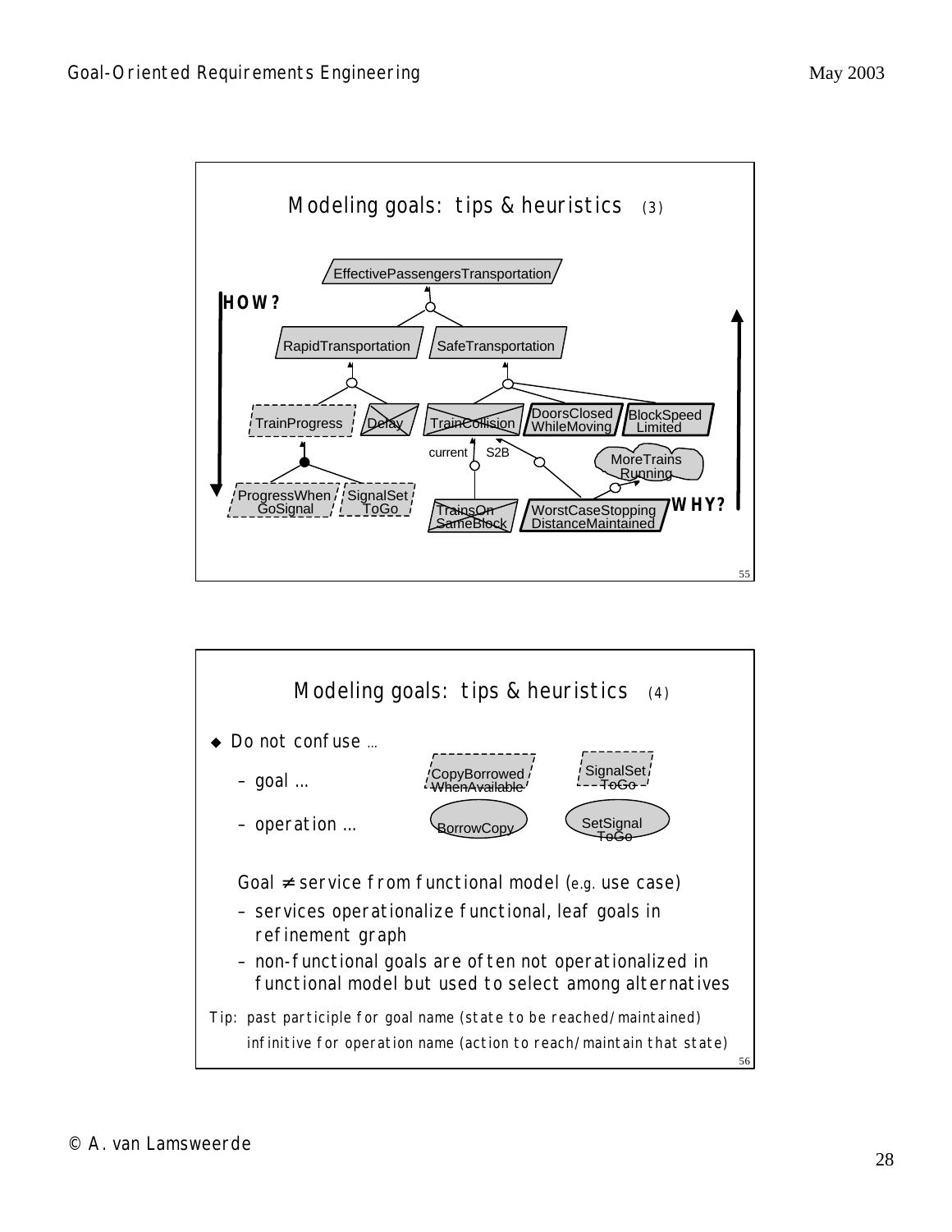## Modeling goals: tips & heuristics (3)

**HOW?**

EffectivePassengersTransportation

RapidTransportation SafeTransportation

TrainProgress Delay TrainCollision DoorsClosed WhileMoving BlockSpeed Limited

current S2B MoreTrains Running

ProgressWhen GoSignal SignalSet ToGo TrainsOn SameBlock WorstCaseStopping DistanceMaintained

**WHY?**

## Modeling goals: tips & heuristics (4)

- Do not confuse ...
  - goal ... CopyBorrowed WhenAvailable SignalSet ToGo
  - operation ... BorrowCopy SetSignal ToGo

  Goal ≠ service from functional model (e.g. use case)
  - services operationalize functional, leaf goals in refinement graph
  - non-functional goals are often not operationalized in functional model but used to select among alternatives

Tip: past participle for goal name (state to be reached/maintained)
infinitive for operation name (action to reach/maintain that state)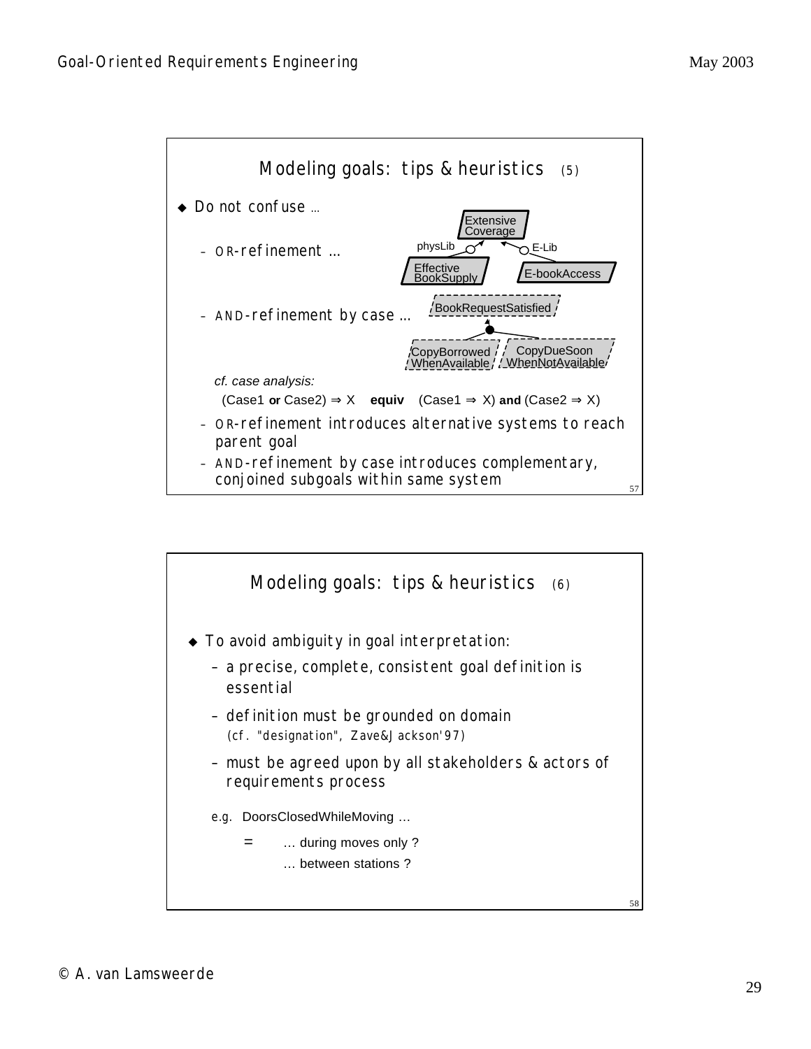## Modeling goals: tips & heuristics (5)

- Do not confuse …
  - OR-refinement …

    Extensive Coverage
    physLib — Effective BookSupply
    E-Lib — E-bookAccess

  - AND-refinement by case …

    BookRequestSatisfied
    CopyBorrowed WhenAvailable
    CopyDueSoon WhenNotAvailable

    *cf. case analysis:*

    (Case1 **or** Case2) $\Rightarrow$ X **equiv** (Case1 $\Rightarrow$ X) **and** (Case2 $\Rightarrow$ X)

  - OR-refinement introduces alternative systems to reach parent goal
  - AND-refinement by case introduces complementary, conjoined subgoals within same system

## Modeling goals: tips & heuristics (6)

- To avoid ambiguity in goal interpretation:
  - a precise, complete, consistent goal definition is essential
  - definition must be grounded on domain (cf. "designation", Zave&Jackson'97)
  - must be agreed upon by all stakeholders & actors of requirements process

  e.g. DoorsClosedWhileMoving …

  = … during moves only ?
  … between stations ?

© A. van Lamsweerde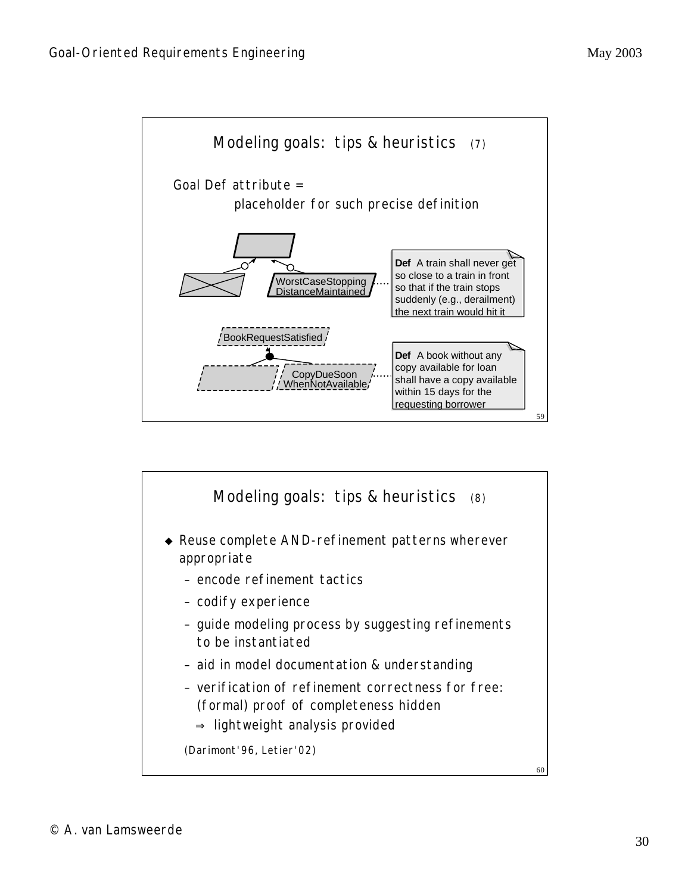## Modeling goals: tips & heuristics (7)

Goal Def attribute =
placeholder for such precise definition

WorstCaseStopping DistanceMaintained

**Def** A train shall never get so close to a train in front so that if the train stops suddenly (e.g., derailment) the next train would hit it

BookRequestSatisfied

CopyDueSoon WhenNotAvailable

**Def** A book without any copy available for loan shall have a copy available within 15 days for the requesting borrower

## Modeling goals: tips & heuristics (8)

- Reuse complete AND-refinement patterns wherever appropriate
  - encode refinement tactics
  - codify experience
  - guide modeling process by suggesting refinements to be instantiated
  - aid in model documentation & understanding
  - verification of refinement correctness for free: (formal) proof of completeness hidden
    - ⇒ lightweight analysis provided

(Darimont'96, Letier'02)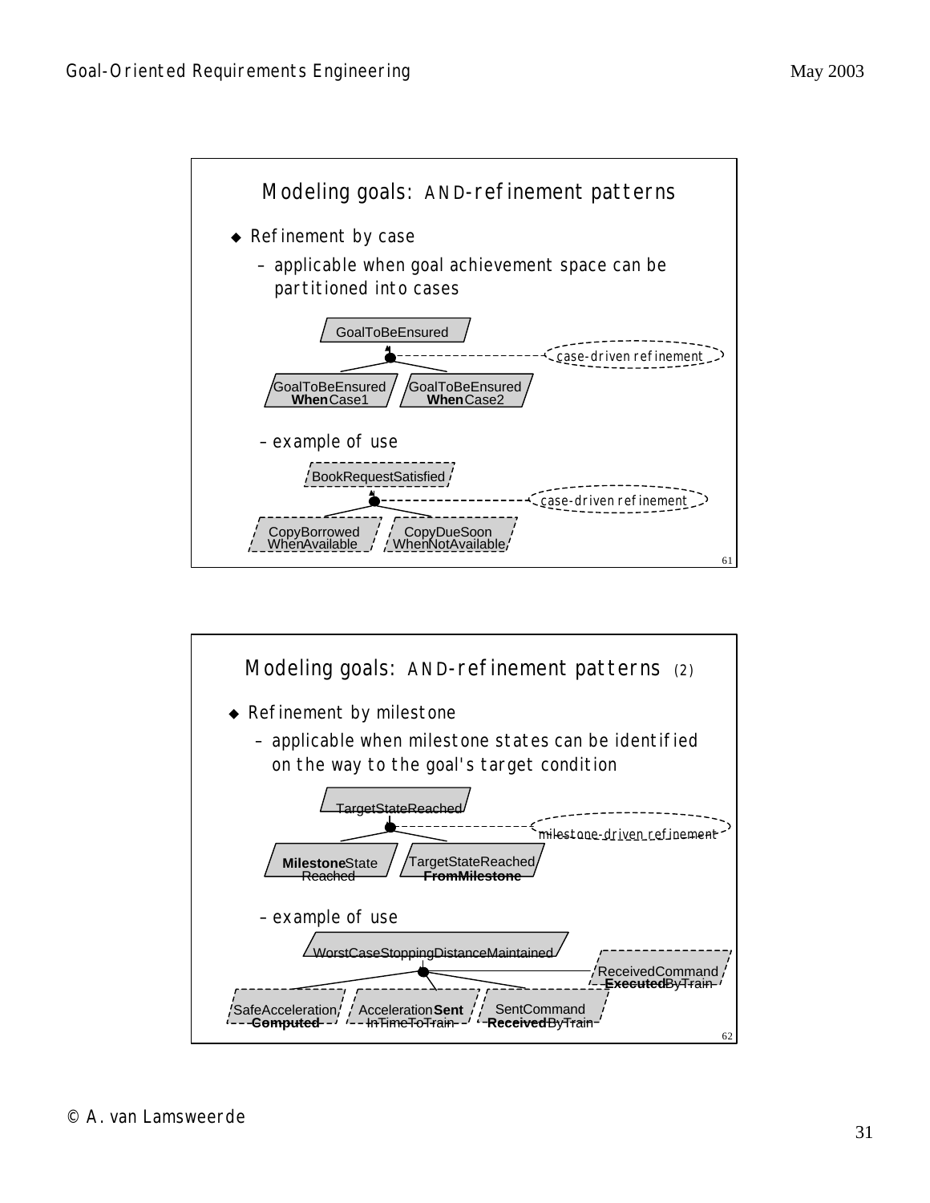## Modeling goals: AND-refinement patterns

- Refinement by case
  - applicable when goal achievement space can be partitioned into cases

GoalToBeEnsured

case-driven refinement

GoalToBeEnsured **When** Case1 — GoalToBeEnsured **When** Case2

  - example of use

BookRequestSatisfied

case-driven refinement

CopyBorrowed WhenAvailable — CopyDueSoon WhenNotAvailable

## Modeling goals: AND-refinement patterns (2)

- Refinement by milestone
  - applicable when milestone states can be identified on the way to the goal's target condition

TargetStateReached

milestone-driven refinement

**Milestone** State Reached — TargetStateReached **FromMilestone**

  - example of use

WorstCaseStoppingDistanceMaintained

SafeAcceleration **Computed** — Acceleration **Sent** InTimeToTrain — SentCommand **Received** ByTrain — ReceivedCommand **Executed** ByTrain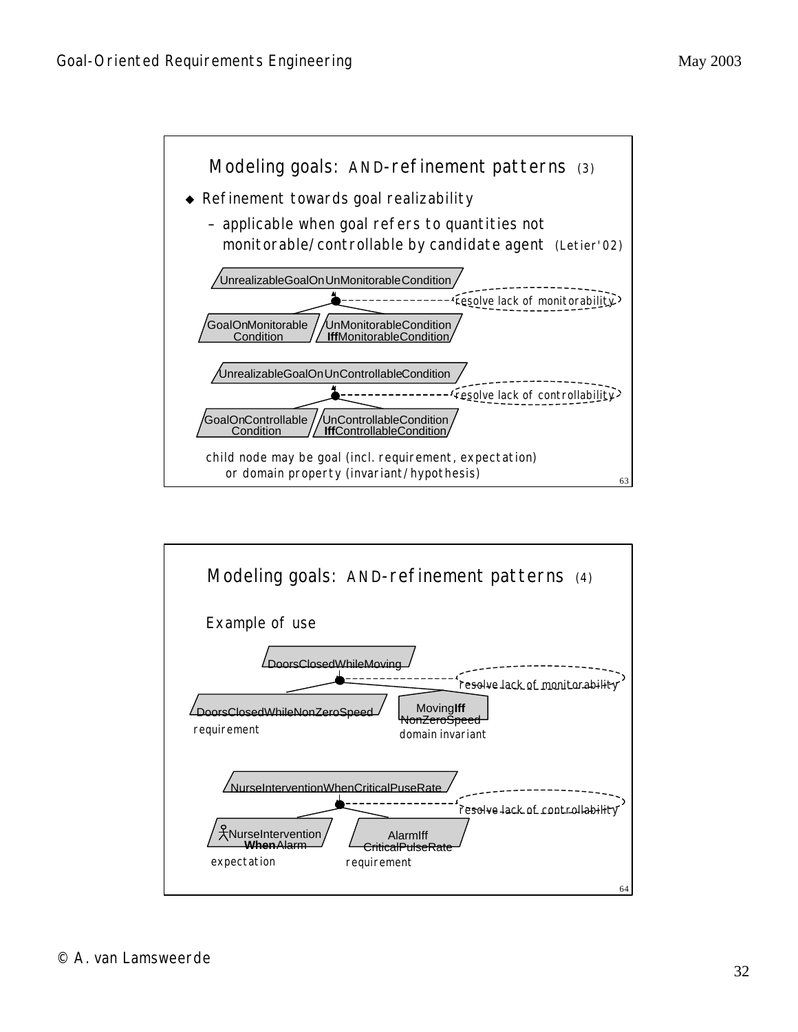## Modeling goals: AND-refinement patterns (3)

- Refinement towards goal realizability
  - applicable when goal refers to quantities not monitorable/controllable by candidate agent (Letier'02)

UnrealizableGoalOnUnMonitorableCondition

resolve lack of monitorability

GoalOnMonitorable Condition

UnMonitorableCondition **Iff**MonitorableCondition

UnrealizableGoalOnUnControllableCondition

resolve lack of controllability

GoalOnControllable Condition

UnControllableCondition **Iff**ControllableCondition

child node may be goal (incl. requirement, expectation) or domain property (invariant/hypothesis)

## Modeling goals: AND-refinement patterns (4)

Example of use

DoorsClosedWhileMoving

resolve lack of monitorability

DoorsClosedWhileNonZeroSpeed — requirement

Moving**Iff** NonZeroSpeed — domain invariant

NurseInterventionWhenCriticalPuseRate

resolve lack of controllability

NurseIntervention **When**Alarm — expectation

AlarmIff CriticalPulseRate — requirement

© A. van Lamsweerde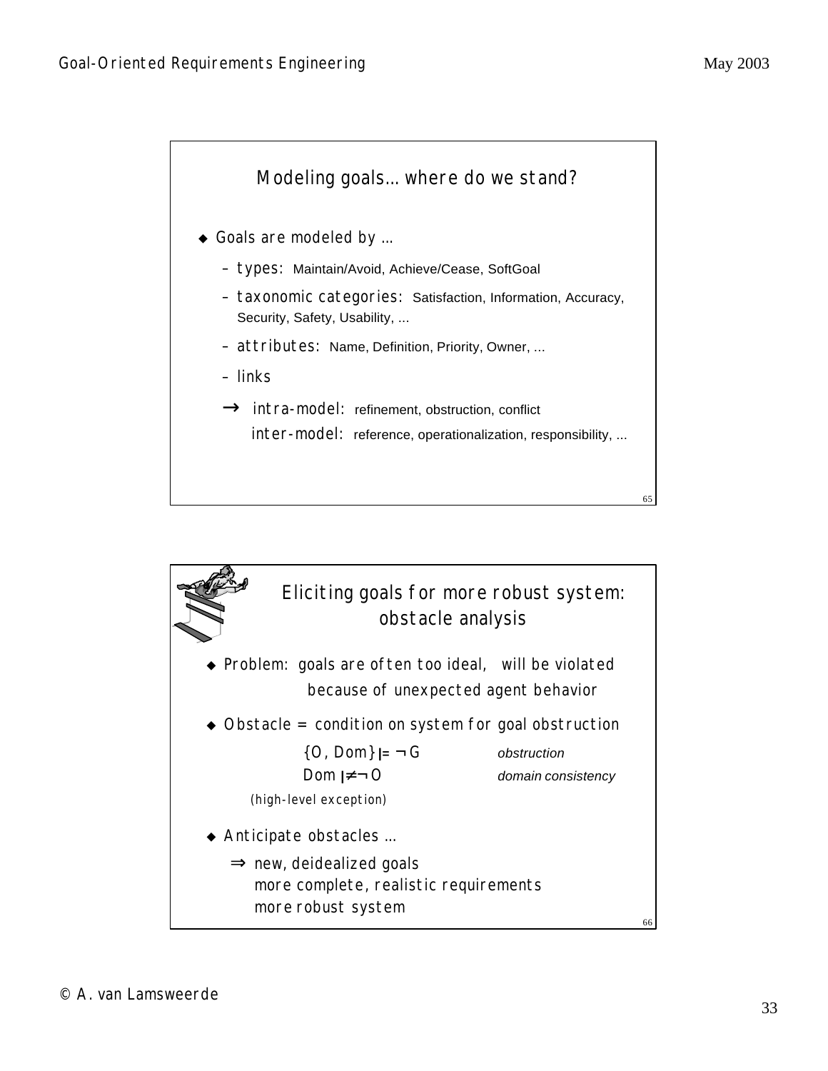## Modeling goals… where do we stand?

- Goals are modeled by …
  - types: Maintain/Avoid, Achieve/Cease, SoftGoal
  - taxonomic categories: Satisfaction, Information, Accuracy, Security, Safety, Usability, ...
  - attributes: Name, Definition, Priority, Owner, ...
  - links
  - → intra-model: refinement, obstruction, conflict
    
    inter-model: reference, operationalization, responsibility, ...

## Eliciting goals for more robust system: obstacle analysis

- Problem: goals are often too ideal, will be violated because of unexpected agent behavior
- Obstacle = condition on system for goal obstruction

  $\{O, Dom\} \models \neg G$ *obstruction*

  $Dom \not\models \neg O$ *domain consistency*

  (high-level exception)

- Anticipate obstacles …

  ⇒ new, deidealized goals
  
  more complete, realistic requirements
  
  more robust system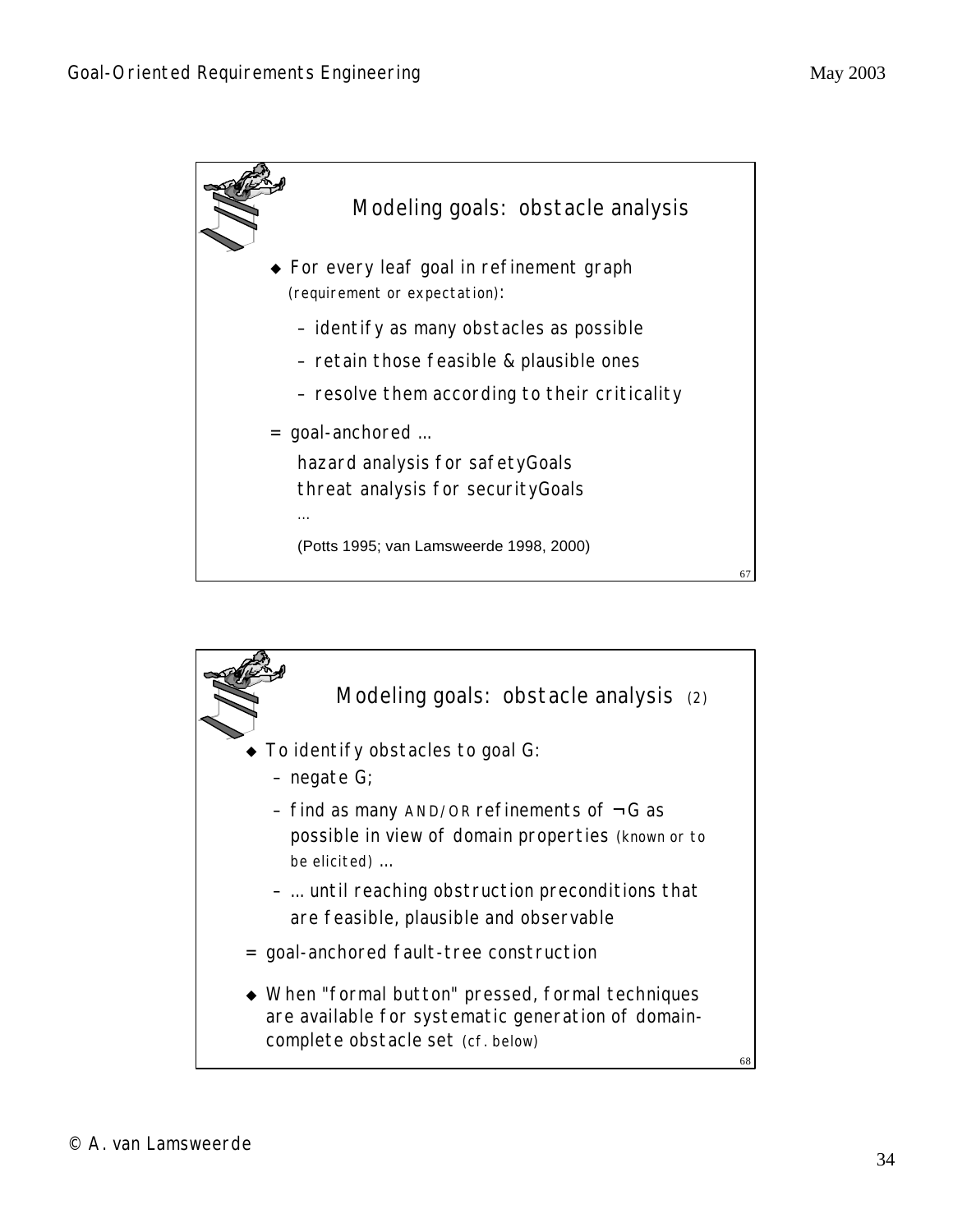## Modeling goals: obstacle analysis

- For every leaf goal in refinement graph (requirement or expectation):
  - identify as many obstacles as possible
  - retain those feasible & plausible ones
  - resolve them according to their criticality

= goal-anchored ...

hazard analysis for safetyGoals
threat analysis for securityGoals
...

(Potts 1995; van Lamsweerde 1998, 2000)

## Modeling goals: obstacle analysis (2)

- To identify obstacles to goal G:
  - negate G;
  - find as many AND/OR refinements of ¬G as possible in view of domain properties (known or to be elicited) ...
  - ... until reaching obstruction preconditions that are feasible, plausible and observable

= goal-anchored fault-tree construction

- When "formal button" pressed, formal techniques are available for systematic generation of domain-complete obstacle set (cf. below)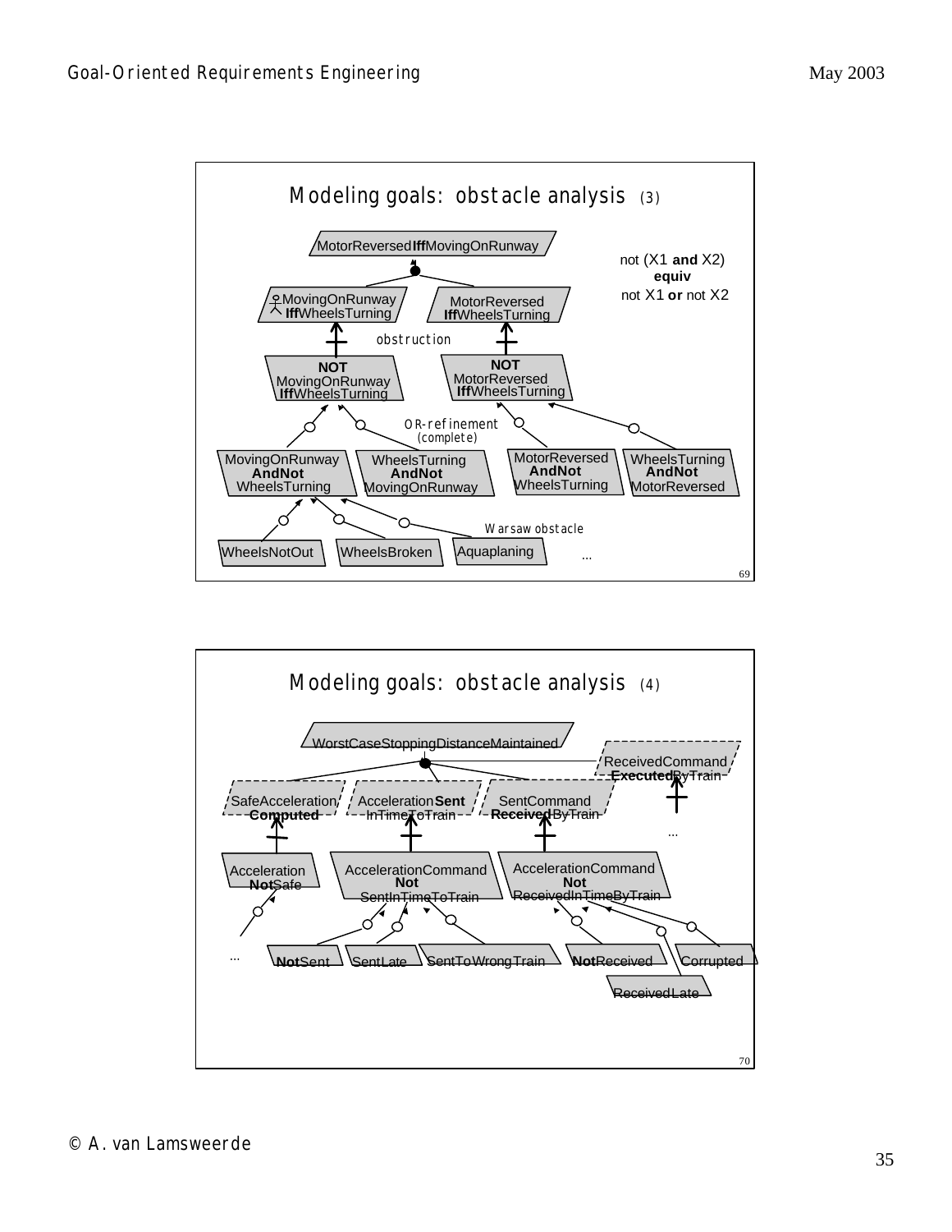## Modeling goals: obstacle analysis (3)

MotorReversed**Iff**MovingOnRunway

not (X1 **and** X2)
**equiv**
not X1 **or** not X2

MovingOnRunway **Iff**WheelsTurning

MotorReversed **Iff**WheelsTurning

obstruction

**NOT** MovingOnRunway **Iff**WheelsTurning

**NOT** MotorReversed **Iff**WheelsTurning

OR-refinement (complete)

MovingOnRunway **AndNot** WheelsTurning

WheelsTurning **AndNot** MovingOnRunway

MotorReversed **AndNot** WheelsTurning

WheelsTurning **AndNot** MotorReversed

Warsaw obstacle

WheelsNotOut

WheelsBroken

Aquaplaning

...

## Modeling goals: obstacle analysis (4)

WorstCaseStoppingDistanceMaintained

ReceivedCommand **Executed**ByTrain

SafeAcceleration **Computed**

Acceleration**Sent** InTimeToTrain

SentCommand **Received**ByTrain

...

Acceleration **Not**Safe

AccelerationCommand **Not** SentInTimeToTrain

AccelerationCommand **Not** ReceivedInTimeByTrain

...

**Not**Sent

SentLate

SentToWrongTrain

**Not**Received

Corrupted

ReceivedLate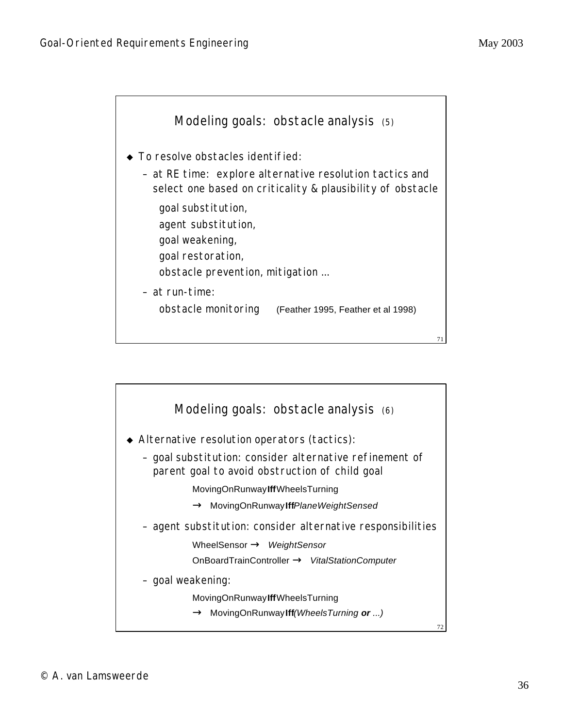## Modeling goals: obstacle analysis (5)

- To resolve obstacles identified:
  - at RE time: explore alternative resolution tactics and select one based on criticality & plausibility of obstacle

    goal substitution,

    agent substitution,

    goal weakening,

    goal restoration,

    obstacle prevention, mitigation ...
  - at run-time:

    obstacle monitoring (Feather 1995, Feather et al 1998)

## Modeling goals: obstacle analysis (6)

- Alternative resolution operators (tactics):
  - goal substitution: consider alternative refinement of parent goal to avoid obstruction of child goal

    MovingOnRunway **Iff** WheelsTurning

    → MovingOnRunway **Iff** *PlaneWeightSensed*
  - agent substitution: consider alternative responsibilities

    WheelSensor → *WeightSensor*

    OnBoardTrainController → *VitalStationComputer*
  - goal weakening:

    MovingOnRunway **Iff** WheelsTurning

    → MovingOnRunway **Iff** *(WheelsTurning **or** ...)*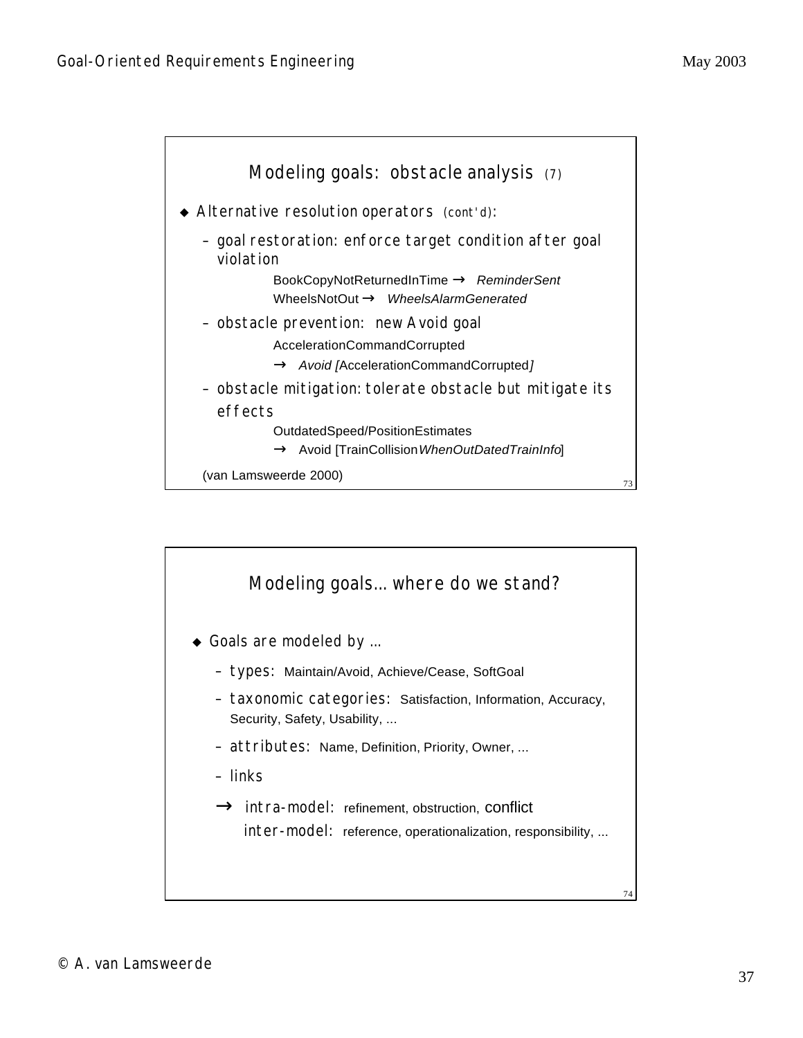## Modeling goals: obstacle analysis (7)

- Alternative resolution operators (cont'd):
  - goal restoration: enforce target condition after goal violation

    BookCopyNotReturnedInTime → *ReminderSent*
    WheelsNotOut → *WheelsAlarmGenerated*

  - obstacle prevention: new Avoid goal

    AccelerationCommandCorrupted
    → *Avoid [*AccelerationCommandCorrupted*]*

  - obstacle mitigation: tolerate obstacle but mitigate its effects

    OutdatedSpeed/PositionEstimates
    → Avoid [TrainCollision*WhenOutDatedTrainInfo*]

(van Lamsweerde 2000)

## Modeling goals... where do we stand?

- Goals are modeled by ...
  - types: Maintain/Avoid, Achieve/Cease, SoftGoal
  - taxonomic categories: Satisfaction, Information, Accuracy, Security, Safety, Usability, ...
  - attributes: Name, Definition, Priority, Owner, ...
  - links

    → intra-model: refinement, obstruction, conflict
    inter-model: reference, operationalization, responsibility, ...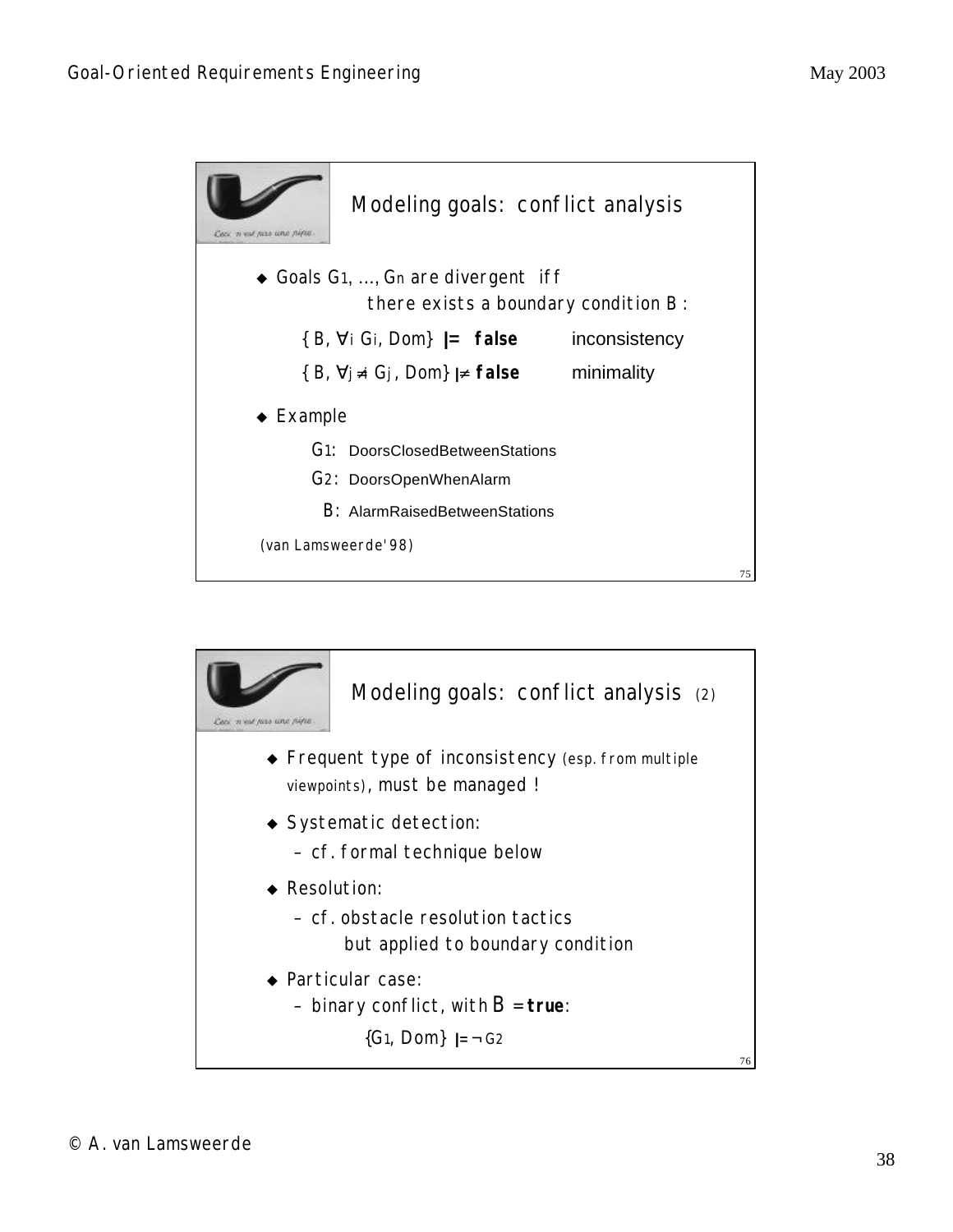## Modeling goals: conflict analysis

- Goals $G_1, ..., G_n$ are divergent iff
  there exists a boundary condition B :

  $\{B, \forall_i\ G_i, Dom\} \models$ **false** — inconsistency

  $\{B, \forall_{j \neq i}\ G_j, Dom\} \not\models$ **false** — minimality

- Example

  $G_1$: DoorsClosedBetweenStations

  $G_2$: DoorsOpenWhenAlarm

  B: AlarmRaisedBetweenStations

(van Lamsweerde'98)

## Modeling goals: conflict analysis (2)

- Frequent type of inconsistency (esp. from multiple viewpoints), must be managed !
- Systematic detection:
  - cf. formal technique below
- Resolution:
  - cf. obstacle resolution tactics
    but applied to boundary condition
- Particular case:
  - binary conflict, with $B$ = **true**:

    $\{G_1, Dom\} \models \neg G_2$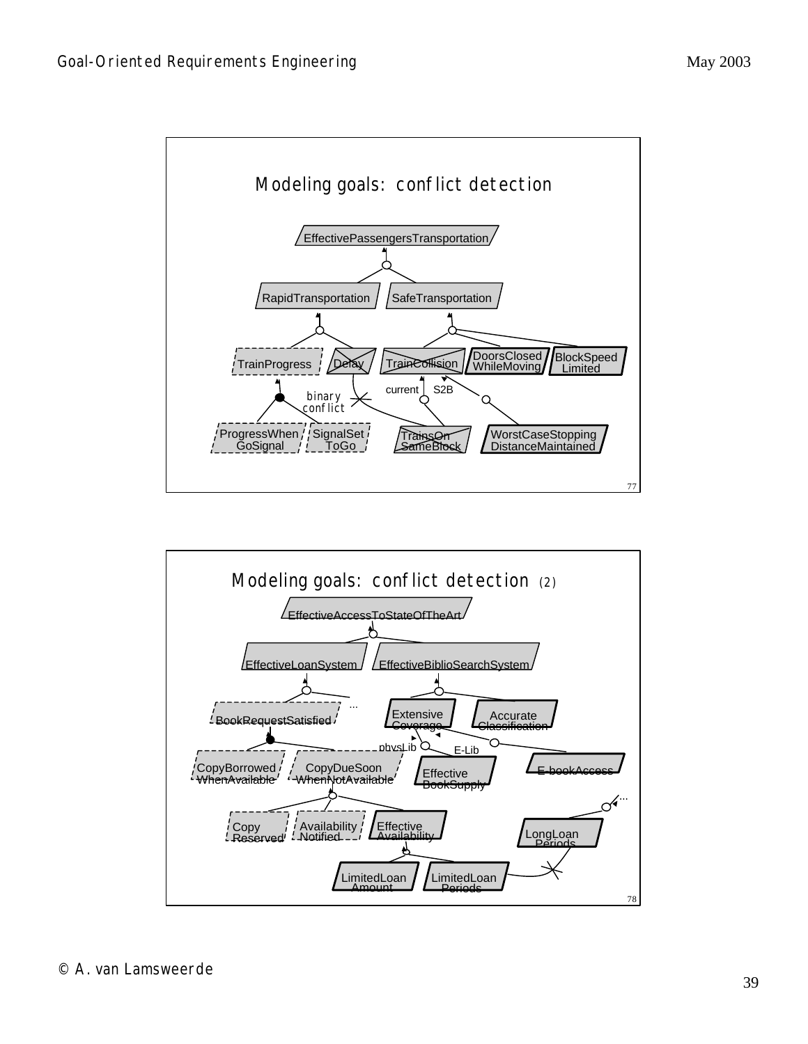## Modeling goals: conflict detection

EffectivePassengersTransportation

RapidTransportation SafeTransportation

TrainProgress Delay TrainCollision DoorsClosed WhileMoving BlockSpeed Limited

binary conflict current S2B

ProgressWhen GoSignal SignalSet ToGo TrainsOn SameBlock WorstCaseStopping DistanceMaintained

77

## Modeling goals: conflict detection (2)

EffectiveAccessToStateOfTheArt

EffectiveLoanSystem EffectiveBiblioSearchSystem

BookRequestSatisfied ... Extensive Coverage Accurate Classification

physLib E-Lib

CopyBorrowed WhenAvailable CopyDueSoon WhenNotAvailable Effective BookSupply E-bookAccess

...

Copy Reserved Availability Notified Effective Availability LongLoan Periods

LimitedLoan Amount LimitedLoan Periods

78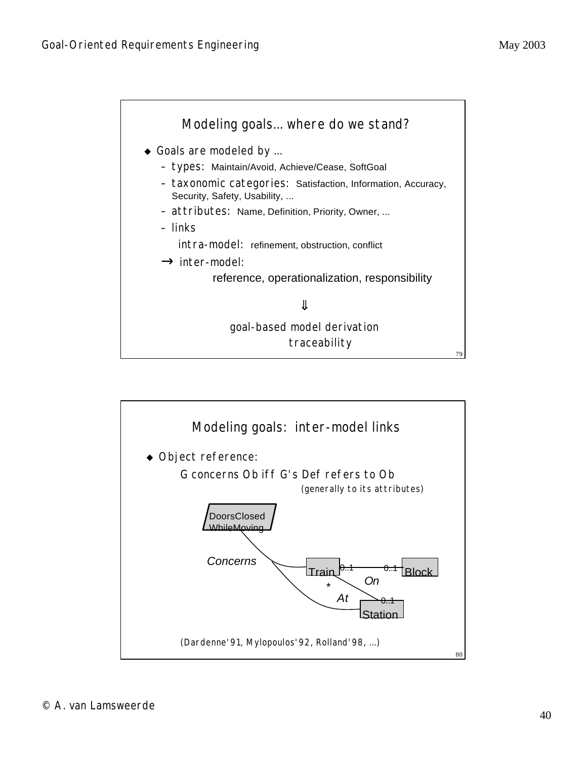## Modeling goals… where do we stand?

- Goals are modeled by …
  - types: Maintain/Avoid, Achieve/Cease, SoftGoal
  - taxonomic categories: Satisfaction, Information, Accuracy, Security, Safety, Usability, ...
  - attributes: Name, Definition, Priority, Owner, ...
  - links
    - intra-model: refinement, obstruction, conflict
    - → inter-model: reference, operationalization, responsibility

⇓

goal-based model derivation
traceability

## Modeling goals: inter-model links

- Object reference:

  G concerns Ob iff G's Def refers to Ob
  (generally to its attributes)

DoorsClosedWhileMoving

Concerns

Train 0..1 — 0..1 Block (On)

Train * — 0..1 Station (At)

(Dardenne'91, Mylopoulos'92, Rolland'98, ...)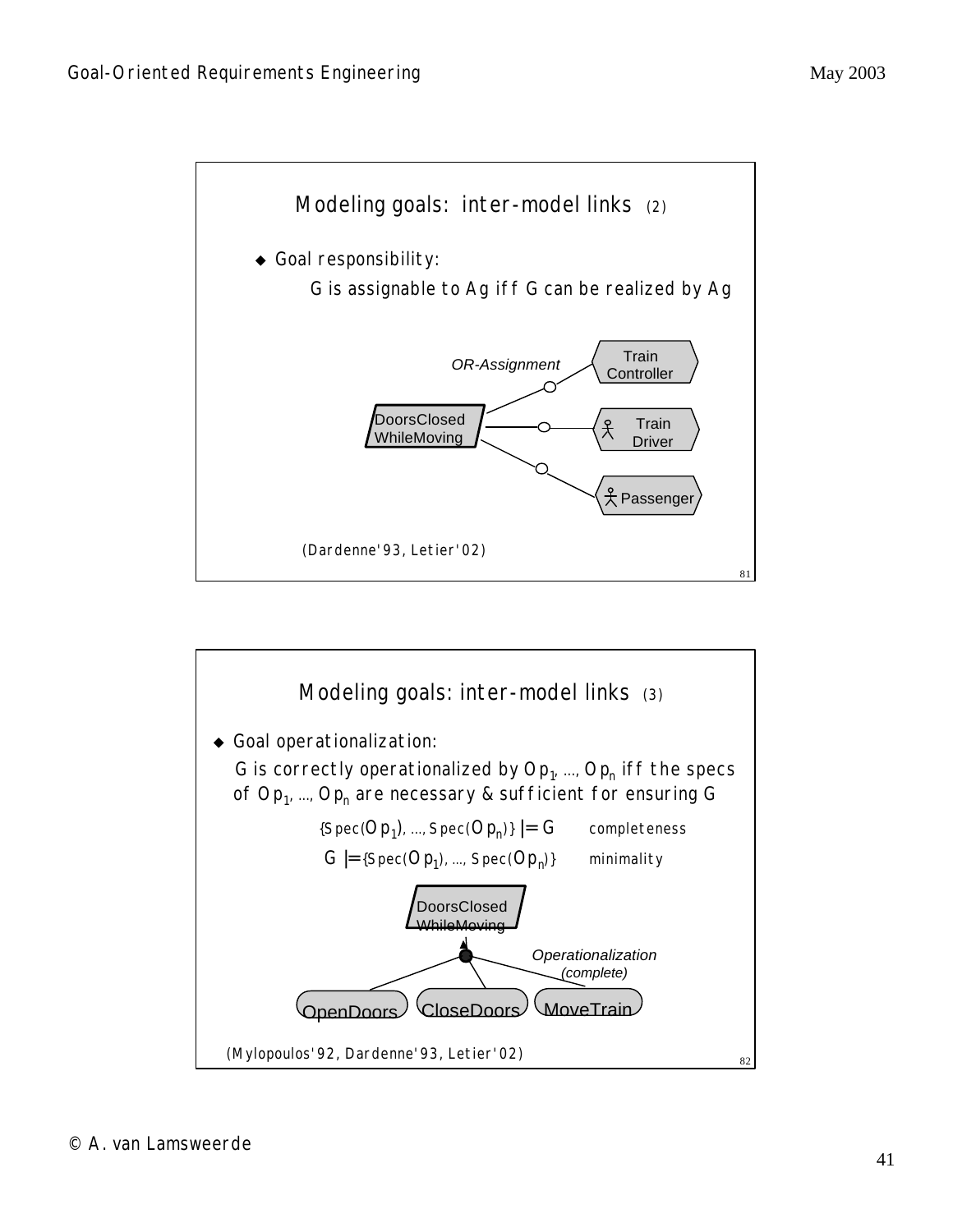## Modeling goals: inter-model links (2)

- Goal responsibility:

  G is assignable to Ag iff G can be realized by Ag

OR-Assignment

DoorsClosed WhileMoving — Train Controller

DoorsClosed WhileMoving — Train Driver

DoorsClosed WhileMoving — Passenger

(Dardenne'93, Letier'02)

## Modeling goals: inter-model links (3)

- Goal operationalization:

  G is correctly operationalized by $Op_1, \ldots, Op_n$ iff the specs of $Op_1, \ldots, Op_n$ are necessary & sufficient for ensuring G

  $\{Spec(Op_1), \ldots, Spec(Op_n)\} \models G$ completeness

  $G \models \{Spec(Op_1), \ldots, Spec(Op_n)\}$ minimality

DoorsClosed WhileMoving

Operationalization (complete)

OpenDoors, CloseDoors, MoveTrain

(Mylopoulos'92, Dardenne'93, Letier'02)

© A. van Lamsweerde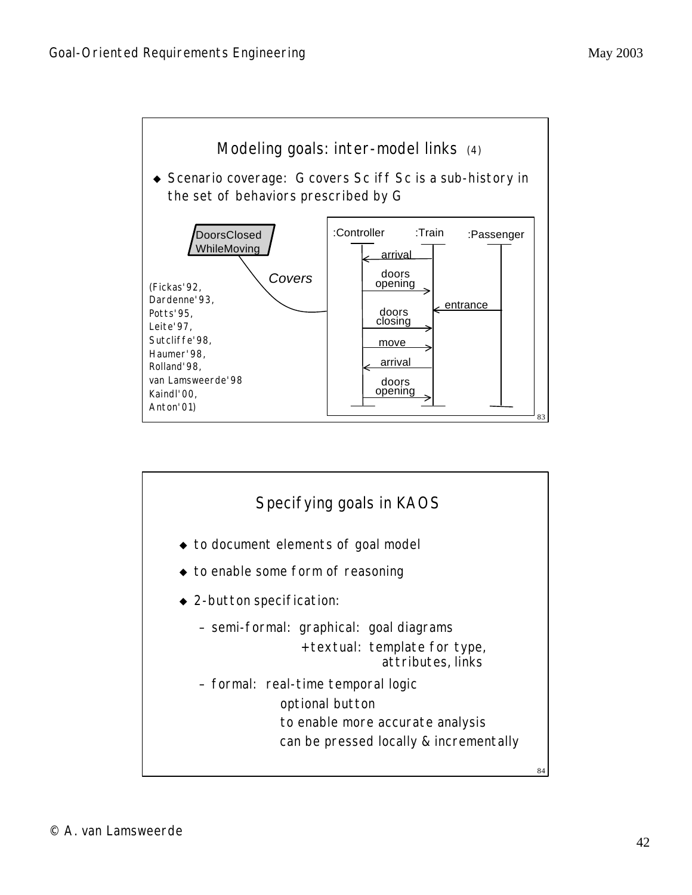## Modeling goals: inter-model links (4)

- Scenario coverage: G covers Sc iff Sc is a sub-history in the set of behaviors prescribed by G

DoorsClosed WhileMoving — *Covers* —

| :Controller | | :Train | | :Passenger |
|---|---|---|---|---|
| | ← arrival | | | |
| | doors opening → | | | |
| | | | ← entrance | |
| | doors closing → | | | |
| | move → | | | |
| | ← arrival | | | |
| | doors opening → | | | |

(Fickas'92, Dardenne'93, Potts'95, Leite'97, Sutcliffe'98, Haumer'98, Rolland'98, van Lamsweerde'98 Kaindl'00, Anton'01)

## Specifying goals in KAOS

- to document elements of goal model
- to enable some form of reasoning
- 2-button specification:
  - semi-formal: graphical: goal diagrams
    +textual: template for type, attributes, links
  - formal: real-time temporal logic
    optional button
    to enable more accurate analysis
    can be pressed locally & incrementally

© A. van Lamsweerde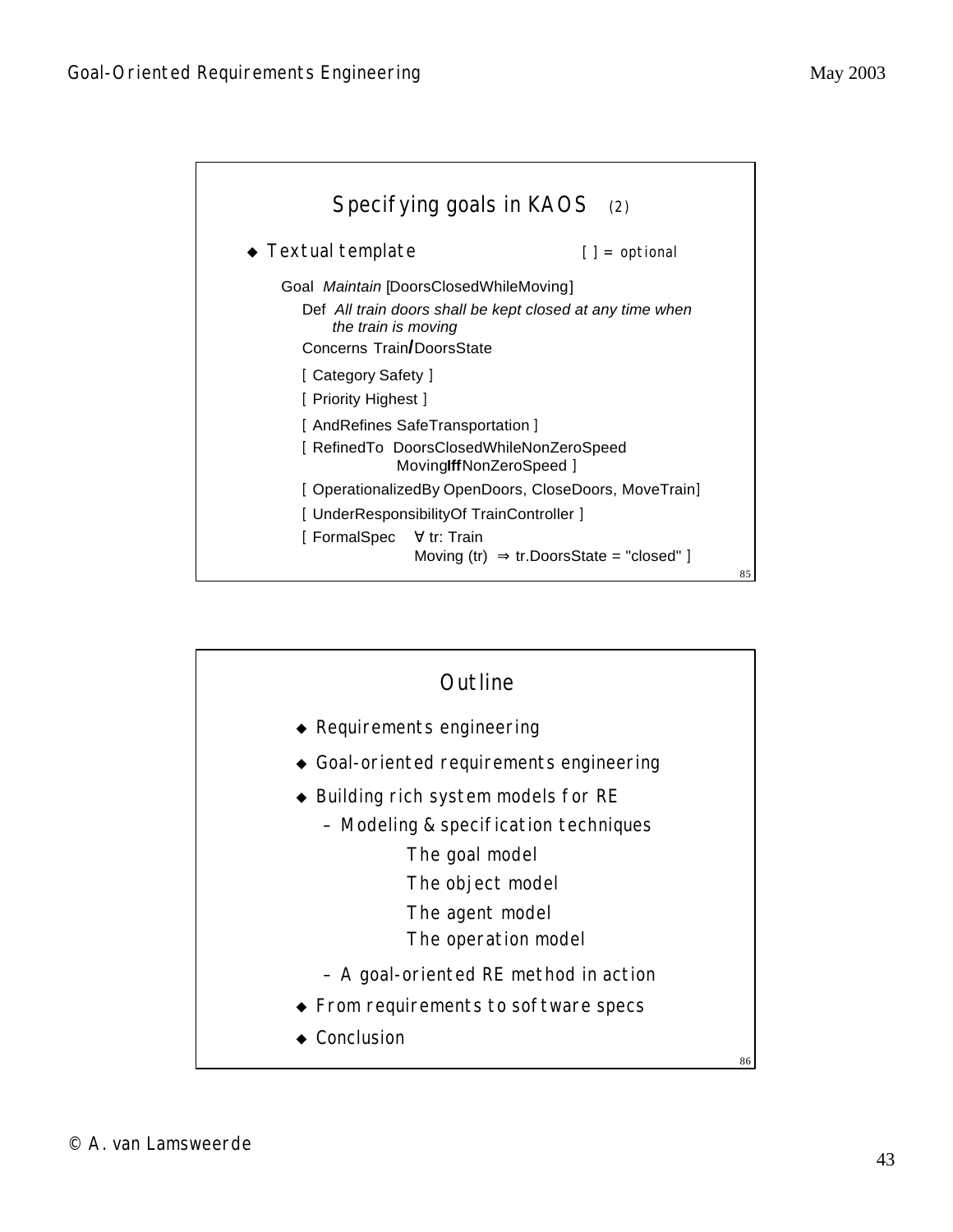## Specifying goals in KAOS (2)

- Textual template — [ ] = optional

Goal *Maintain* [DoorsClosedWhileMoving]

Def *All train doors shall be kept closed at any time when the train is moving*

Concerns Train/DoorsState

[ Category Safety ]

[ Priority Highest ]

[ AndRefines SafeTransportation ]

[ RefinedTo DoorsClosedWhileNonZeroSpeed
MovingIffNonZeroSpeed ]

[ OperationalizedBy OpenDoors, CloseDoors, MoveTrain]

[ UnderResponsibilityOf TrainController ]

[ FormalSpec $\forall$ tr: Train
Moving (tr) $\Rightarrow$ tr.DoorsState = "closed" ]

## Outline

- Requirements engineering
- Goal-oriented requirements engineering
- Building rich system models for RE
  - Modeling & specification techniques
    - The goal model
    - The object model
    - The agent model
    - The operation model
  - A goal-oriented RE method in action
- From requirements to software specs
- Conclusion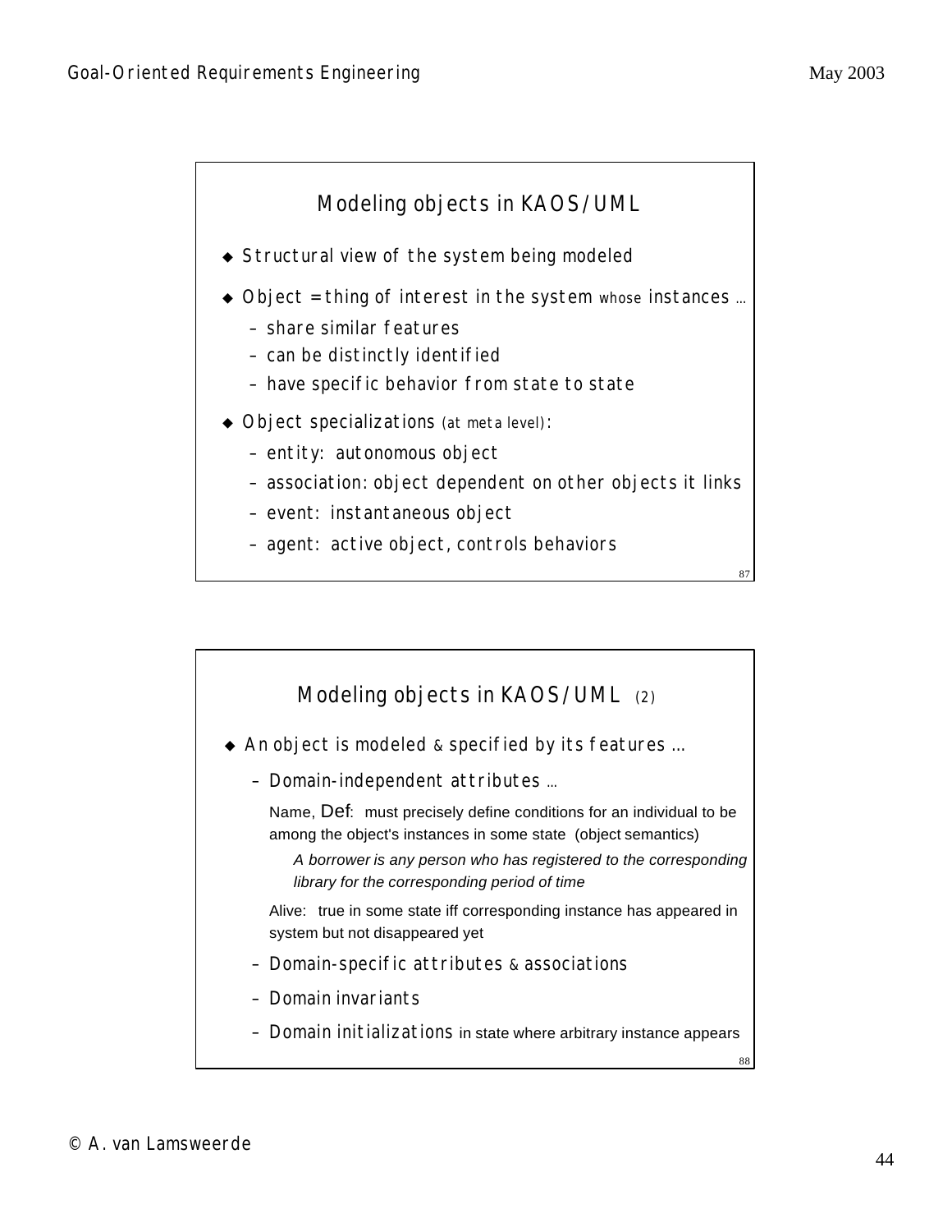## Modeling objects in KAOS/UML

- Structural view of the system being modeled
- Object = thing of interest in the system whose instances ...
  - share similar features
  - can be distinctly identified
  - have specific behavior from state to state
- Object specializations (at meta level):
  - entity: autonomous object
  - association: object dependent on other objects it links
  - event: instantaneous object
  - agent: active object, controls behaviors

## Modeling objects in KAOS/UML (2)

- An object is modeled & specified by its features ...
  - Domain-independent attributes ...

    Name, Def: must precisely define conditions for an individual to be among the object's instances in some state (object semantics)

    *A borrower is any person who has registered to the corresponding library for the corresponding period of time*

    Alive: true in some state iff corresponding instance has appeared in system but not disappeared yet
  - Domain-specific attributes & associations
  - Domain invariants
  - Domain initializations in state where arbitrary instance appears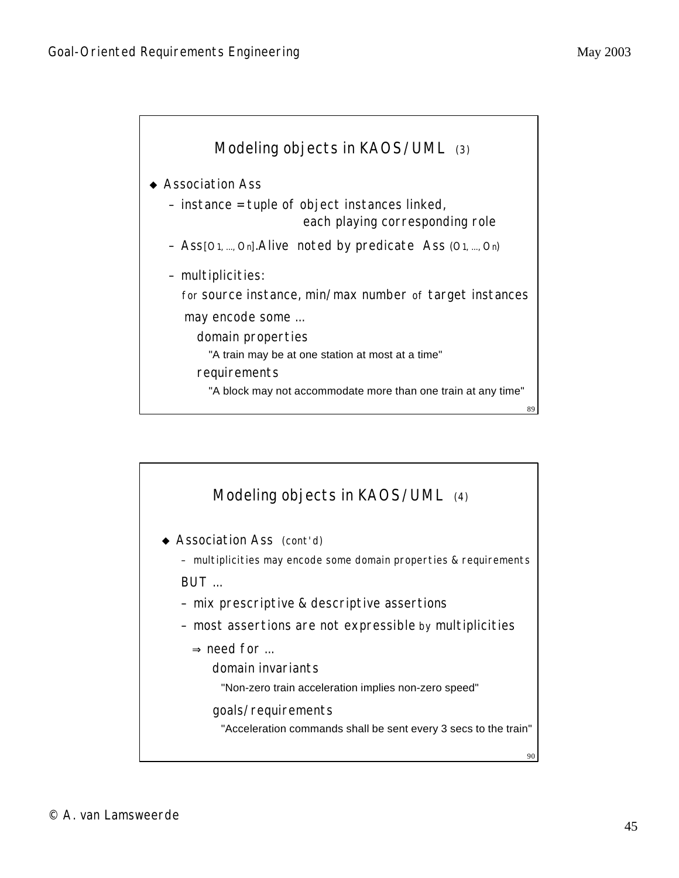## Modeling objects in KAOS/UML (3)

- Association Ass
  - instance = tuple of object instances linked, each playing corresponding role
  - $Ass_{[O_1, ..., O_n]}.Alive$ noted by predicate $Ass\ (O_1, ..., O_n)$
  - multiplicities:

    for source instance, min/max number of target instances

    may encode some ...

    domain properties

    "A train may be at one station at most at a time"

    requirements

    "A block may not accommodate more than one train at any time"

## Modeling objects in KAOS/UML (4)

- Association Ass (cont'd)
  - multiplicities may encode some domain properties & requirements

  BUT ...

  - mix prescriptive & descriptive assertions
  - most assertions are not expressible by multiplicities

    ⇒ need for ...

    domain invariants

    "Non-zero train acceleration implies non-zero speed"

    goals/requirements

    "Acceleration commands shall be sent every 3 secs to the train"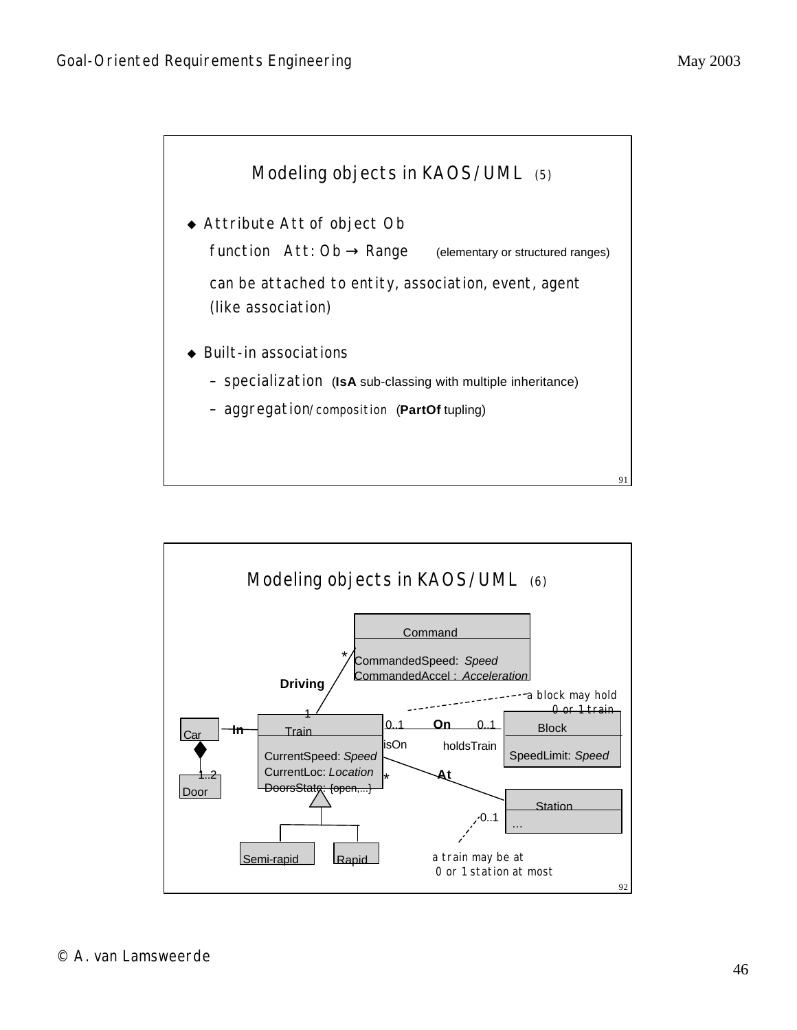## Modeling objects in KAOS/UML (5)

- Attribute Att of object Ob

  function Att: Ob → Range (elementary or structured ranges)

  can be attached to entity, association, event, agent (like association)

- Built-in associations
  - specialization (**IsA** sub-classing with multiple inheritance)
  - aggregation/composition (**PartOf** tupling)

## Modeling objects in KAOS/UML (6)

Command
CommandedSpeed: *Speed*
CommandedAccel : *Acceleration*

*
**Driving**
1

Car — **In** — Train
CurrentSpeed: *Speed*
CurrentLoc: *Location*
DoorsState: {open,...}

1..2
Door

0..1 **On** 0..1
isOn holdsTrain

Block
SpeedLimit: *Speed*

a block may hold 0 or 1 train

* **At** 0..1

Station
...

Semi-rapid Rapid

a train may be at 0 or 1 station at most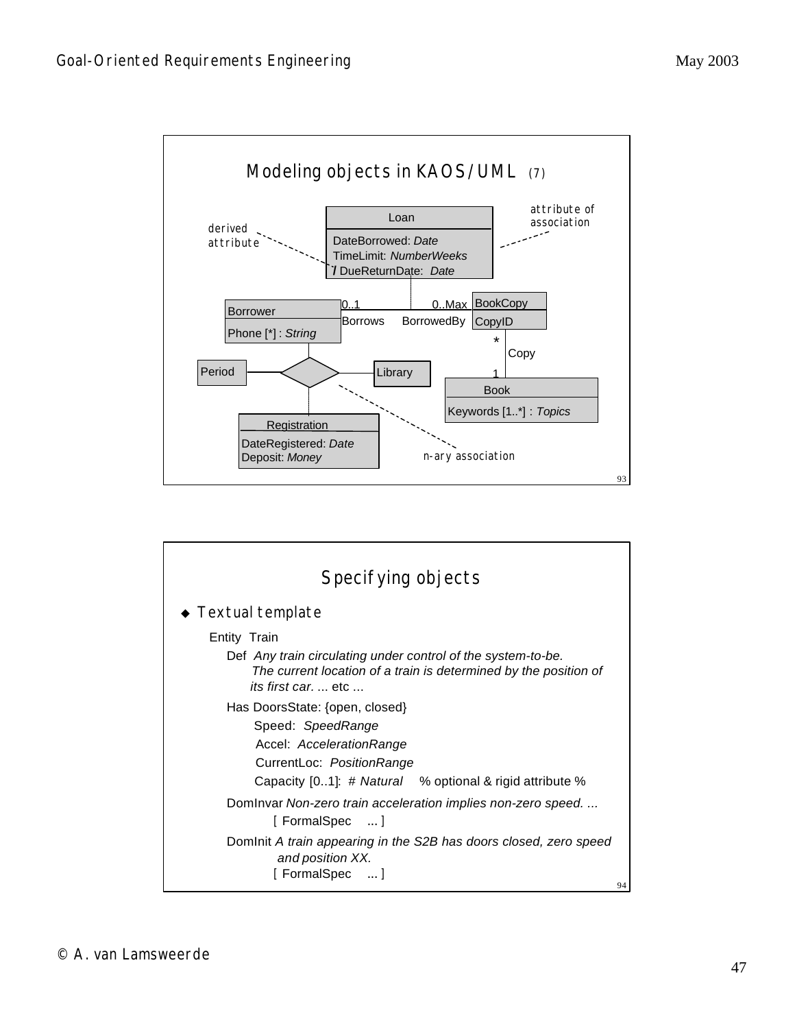## Modeling objects in KAOS/UML (7)

derived attribute

attribute of association

Loan
DateBorrowed: *Date*
TimeLimit: *NumberWeeks*
/ DueReturnDate: *Date*

Borrower
Phone [*] : *String*

0..1 Borrows — BorrowedBy 0..Max

BookCopy
CopyID

\* Copy 1

Book
Keywords [1..*] : *Topics*

Period — Library

Registration
DateRegistered: *Date*
Deposit: *Money*

n-ary association

## Specifying objects

- Textual template

Entity Train

Def *Any train circulating under control of the system-to-be. The current location of a train is determined by the position of its first car.* ... etc ...

Has DoorsState: {open, closed}
Speed: *SpeedRange*
Accel: *AccelerationRange*
CurrentLoc: *PositionRange*
Capacity [0..1]: # *Natural* % optional & rigid attribute %

DomInvar *Non-zero train acceleration implies non-zero speed. ...*
[ FormalSpec ... ]

DomInit *A train appearing in the S2B has doors closed, zero speed and position XX.*
[ FormalSpec ... ]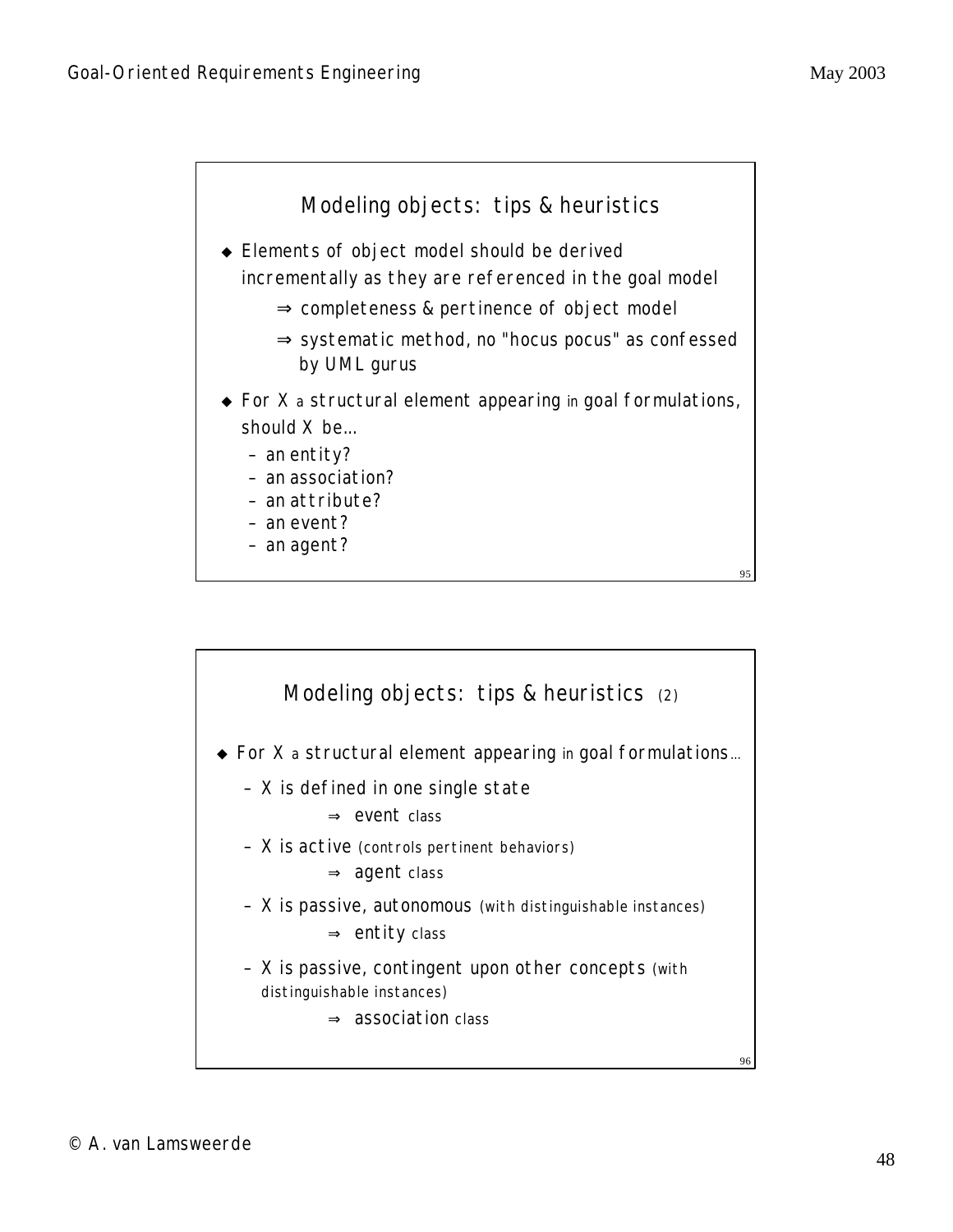## Modeling objects: tips & heuristics

- Elements of object model should be derived incrementally as they are referenced in the goal model
  - ⇒ completeness & pertinence of object model
  - ⇒ systematic method, no "hocus pocus" as confessed by UML gurus
- For X a structural element appearing in goal formulations, should X be...
  - an entity?
  - an association?
  - an attribute?
  - an event?
  - an agent?

## Modeling objects: tips & heuristics (2)

- For X a structural element appearing in goal formulations...
  - X is defined in one single state
    - ⇒ event class
  - X is active (controls pertinent behaviors)
    - ⇒ agent class
  - X is passive, autonomous (with distinguishable instances)
    - ⇒ entity class
  - X is passive, contingent upon other concepts (with distinguishable instances)
    - ⇒ association class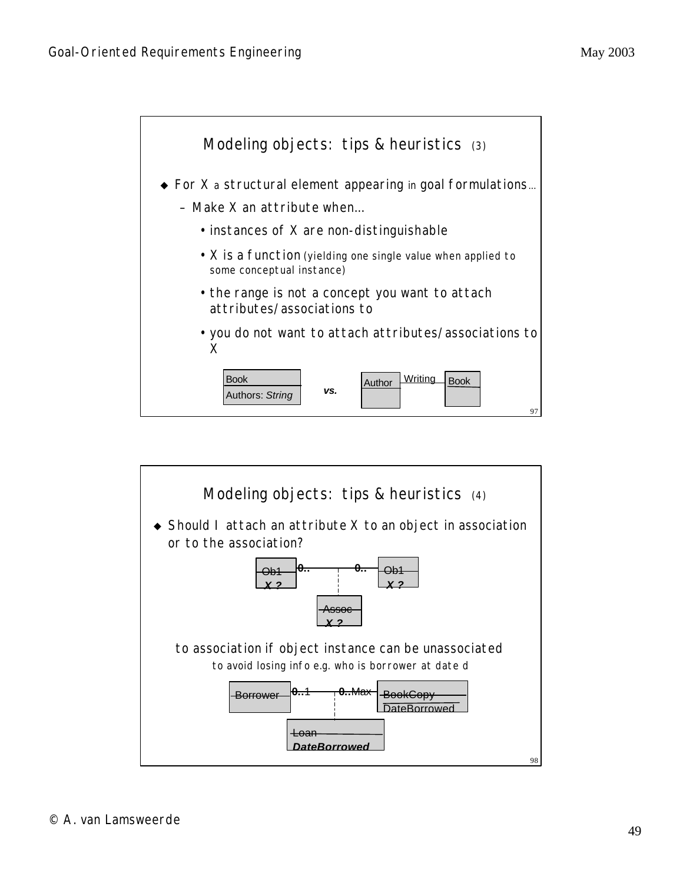## Modeling objects: tips & heuristics (3)

- For X a structural element appearing in goal formulations...
  - Make X an attribute when...
    - instances of X are non-distinguishable
    - X is a function (yielding one single value when applied to some conceptual instance)
    - the range is not a concept you want to attach attributes/associations to
    - you do not want to attach attributes/associations to X

Book
Authors: *String*

***vs.***

Author — Writing — Book

## Modeling objects: tips & heuristics (4)

- Should I attach an attribute X to an object in association or to the association?

Ob1 ***X ?*** — **0..** — **0..** — Ob1 ***X ?***

Assoc ***X ?***

to association if object instance can be unassociated

to avoid losing info e.g. who is borrower at date d

Borrower — **0..**1 — **0..**Max — BookCopy DateBorrowed

Loan ***DateBorrowed***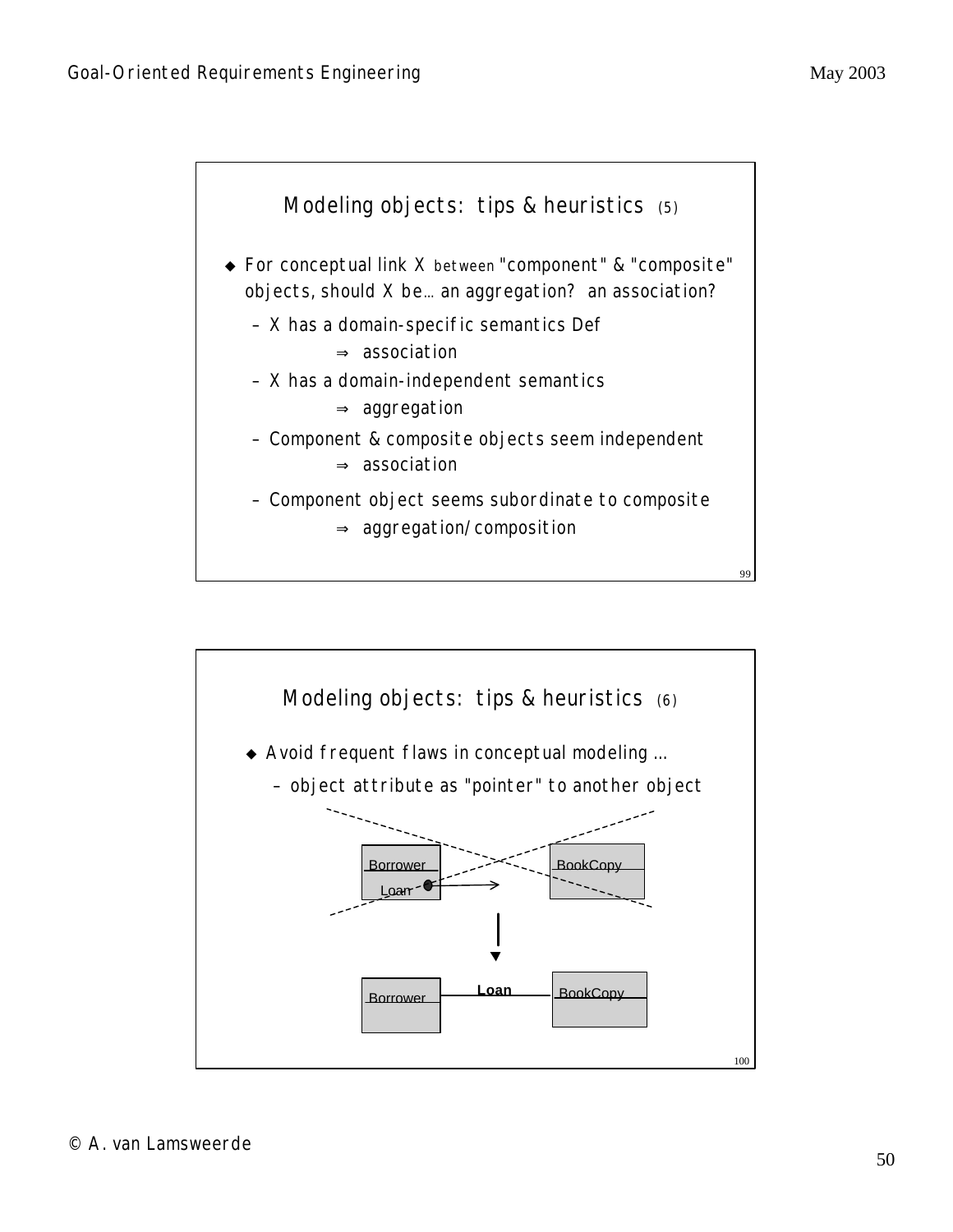## Modeling objects: tips & heuristics (5)

- For conceptual link X between "component" & "composite" objects, should X be... an aggregation? an association?
  - X has a domain-specific semantics Def
    - ⇒ association
  - X has a domain-independent semantics
    - ⇒ aggregation
  - Component & composite objects seem independent
    - ⇒ association
  - Component object seems subordinate to composite
    - ⇒ aggregation/composition

## Modeling objects: tips & heuristics (6)

- Avoid frequent flaws in conceptual modeling ...
  - object attribute as "pointer" to another object

Borrower
Loan
BookCopy

Borrower
Loan
BookCopy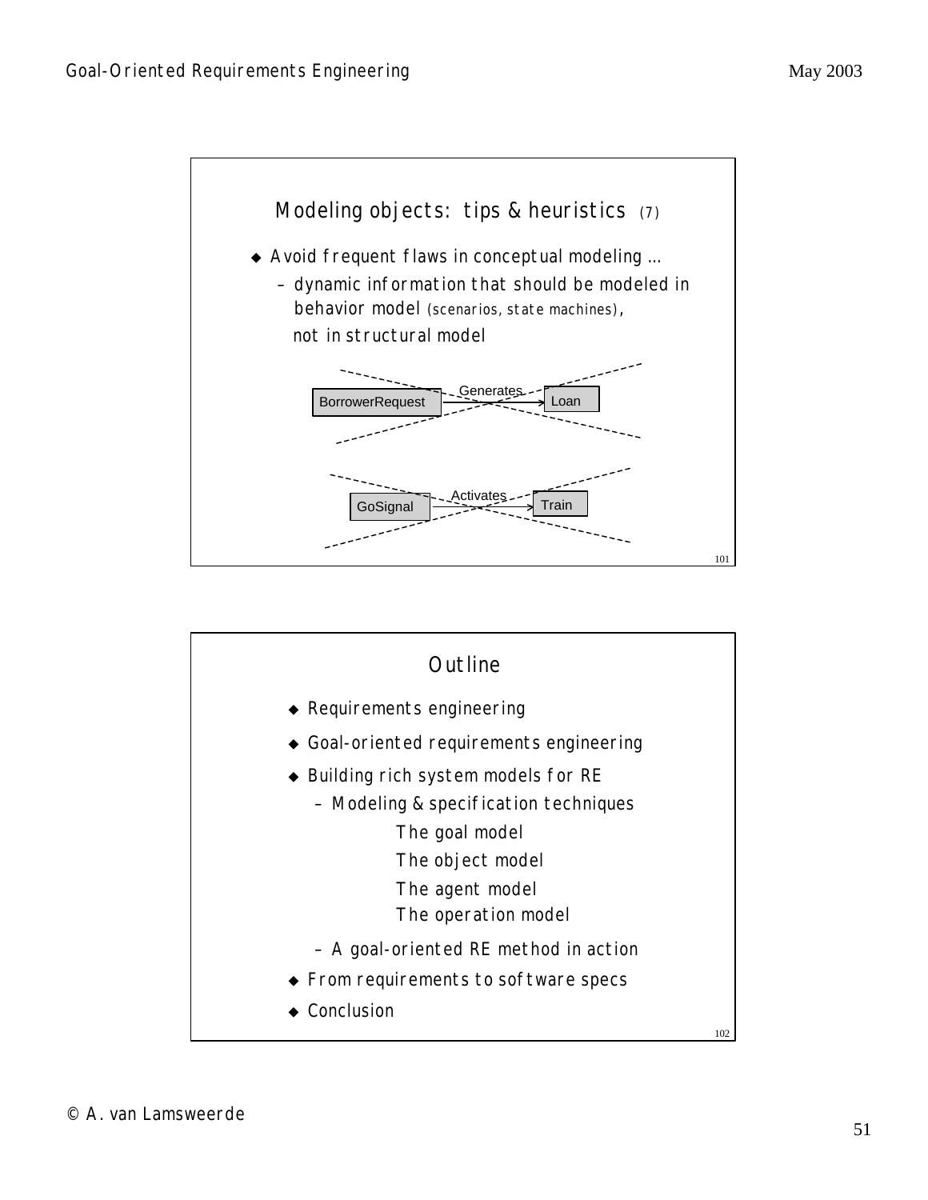## Modeling objects: tips & heuristics (7)

- Avoid frequent flaws in conceptual modeling ...
  - dynamic information that should be modeled in behavior model (scenarios, state machines), not in structural model

BorrowerRequest —Generates→ Loan (crossed out)

GoSignal —Activates→ Train (crossed out)

## Outline

- Requirements engineering
- Goal-oriented requirements engineering
- Building rich system models for RE
  - Modeling & specification techniques
    - The goal model
    - The object model
    - The agent model
    - The operation model
  - A goal-oriented RE method in action
- From requirements to software specs
- Conclusion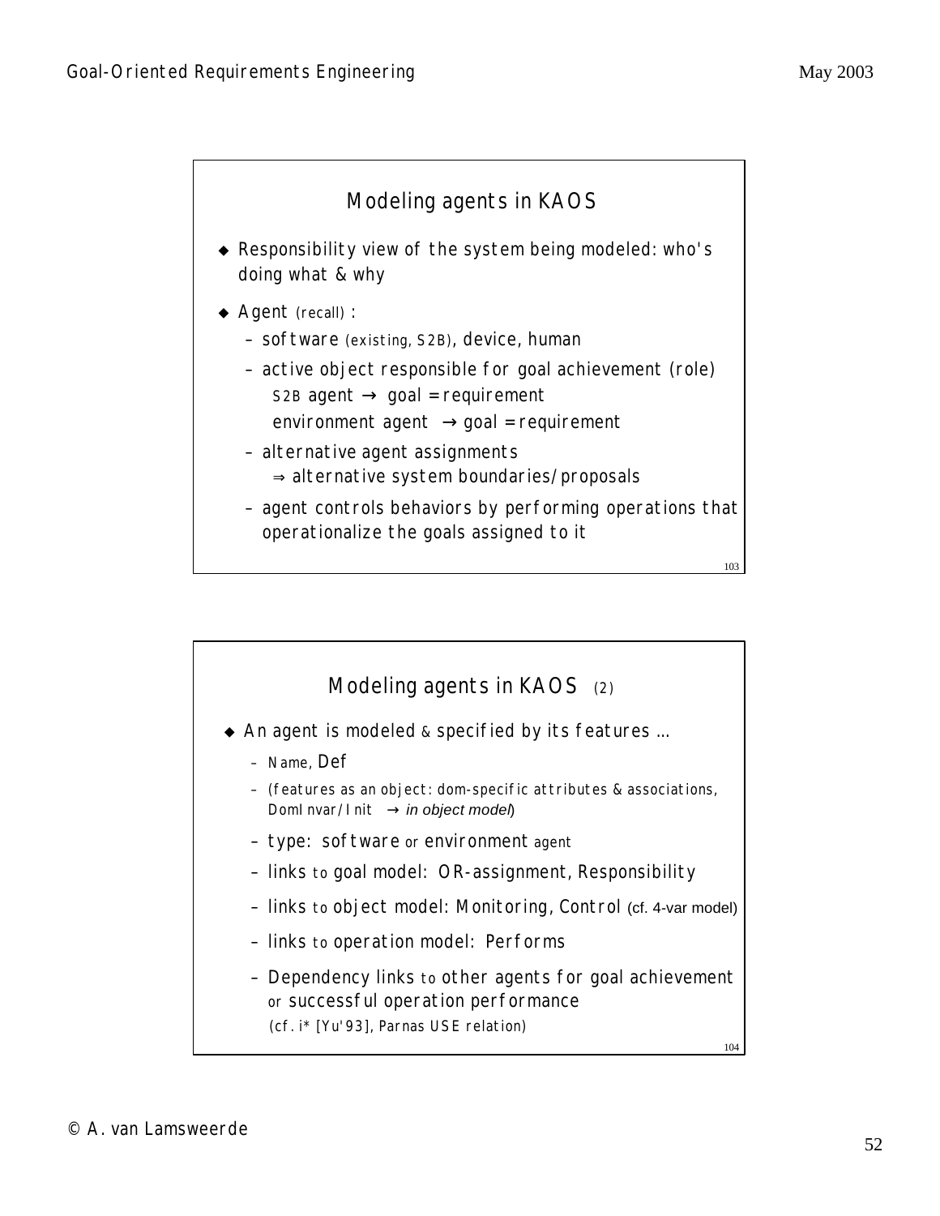## Modeling agents in KAOS

- Responsibility view of the system being modeled: who's doing what & why
- Agent (recall) :
  - software (existing, S2B), device, human
  - active object responsible for goal achievement (role)
    - S2B agent → goal = requirement
    - environment agent → goal = requirement
  - alternative agent assignments
    - ⇒ alternative system boundaries/proposals
  - agent controls behaviors by performing operations that operationalize the goals assigned to it

## Modeling agents in KAOS (2)

- An agent is modeled & specified by its features ...
  - Name, Def
  - (features as an object: dom-specific attributes & associations, DomInvar/Init → *in object model*)
  - type: software or environment agent
  - links to goal model: OR-assignment, Responsibility
  - links to object model: Monitoring, Control (cf. 4-var model)
  - links to operation model: Performs
  - Dependency links to other agents for goal achievement or successful operation performance
    (cf. i* [Yu'93], Parnas USE relation)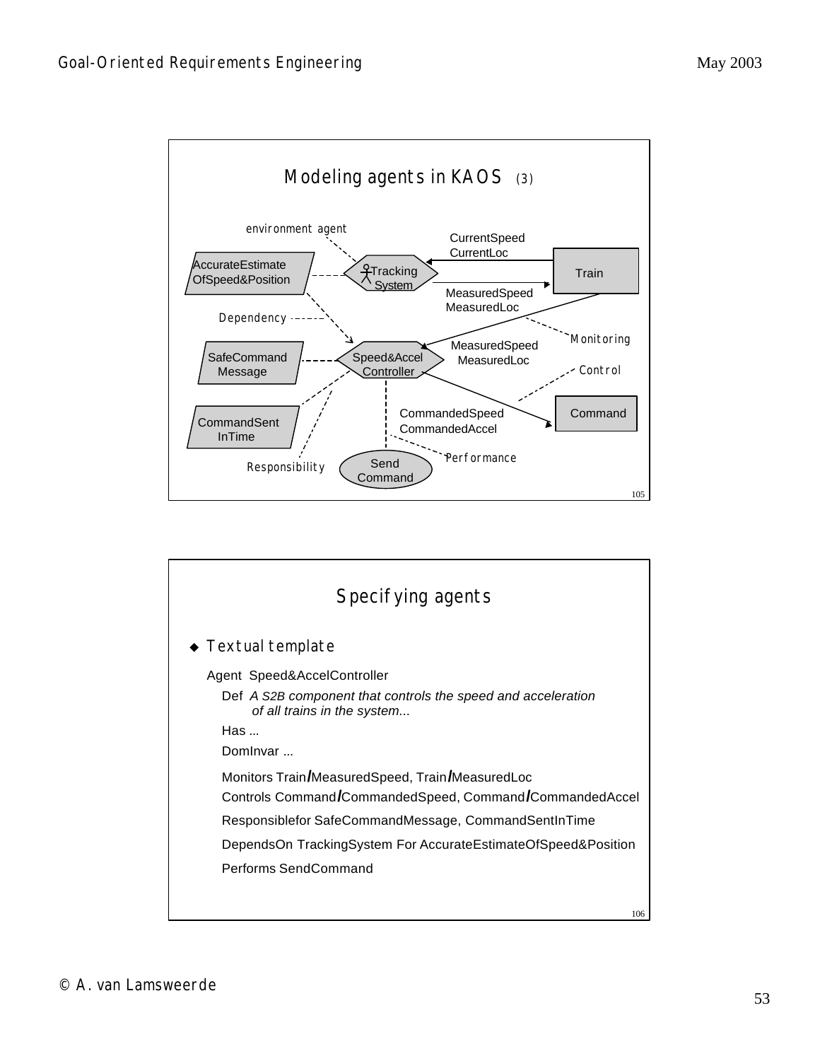## Modeling agents in KAOS (3)

environment agent

CurrentSpeed
CurrentLoc

AccurateEstimate OfSpeed&Position

Tracking System

Train

MeasuredSpeed
MeasuredLoc

Dependency

Monitoring

MeasuredSpeed
MeasuredLoc

SafeCommand Message

Speed&Accel Controller

Control

CommandedSpeed
CommandedAccel

Command

CommandSent InTime

Responsibility

Send Command

Performance

## Specifying agents

- Textual template

Agent Speed&AccelController

Def *A S2B component that controls the speed and acceleration of all trains in the system...*

Has ...

DomInvar ...

Monitors Train/MeasuredSpeed, Train/MeasuredLoc

Controls Command/CommandedSpeed, Command/CommandedAccel

Responsiblefor SafeCommandMessage, CommandSentInTime

DependsOn TrackingSystem For AccurateEstimateOfSpeed&Position

Performs SendCommand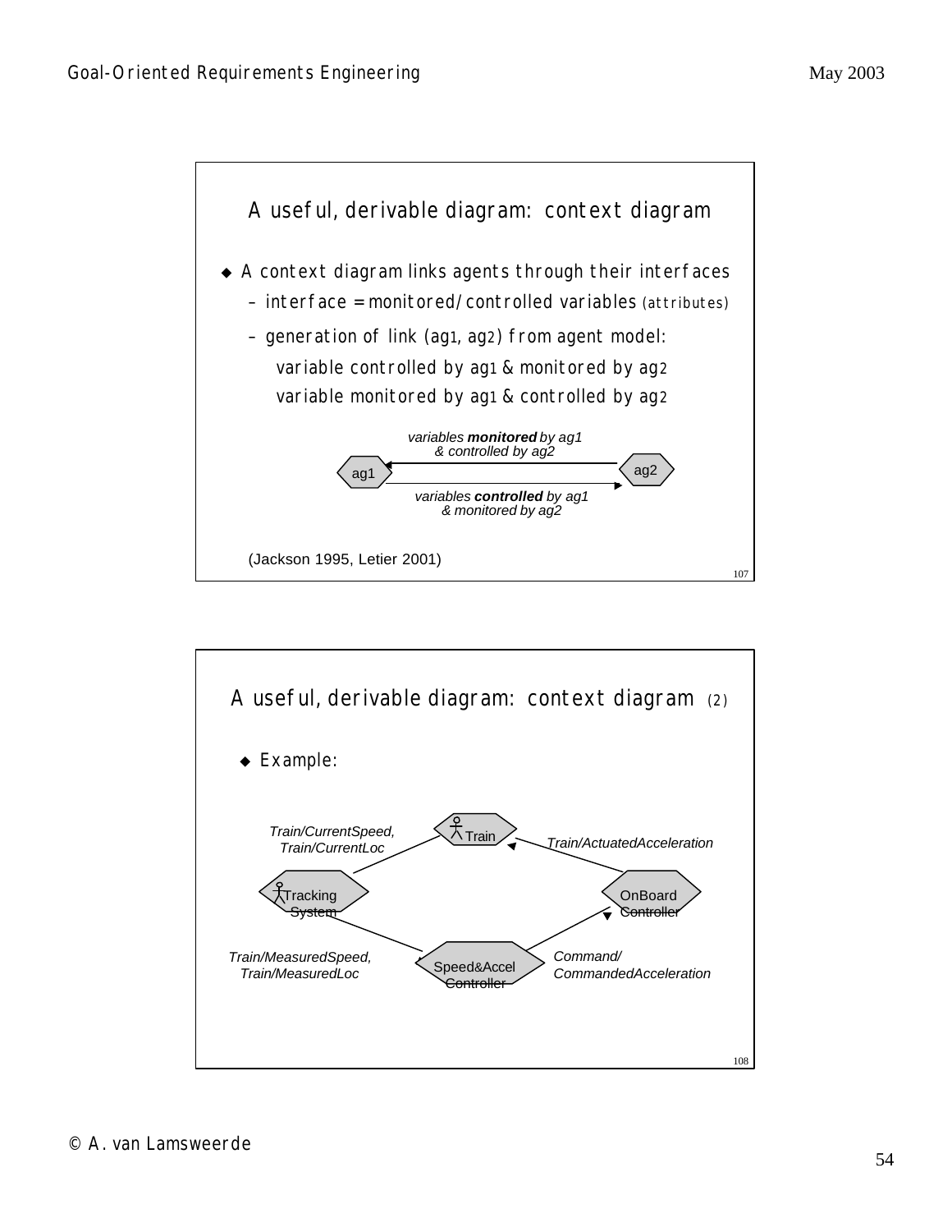## A useful, derivable diagram: context diagram

- A context diagram links agents through their interfaces
  - interface = monitored/controlled variables (attributes)
  - generation of link (ag1, ag2) from agent model:
    - variable controlled by ag1 & monitored by ag2
    - variable monitored by ag1 & controlled by ag2

*variables **monitored** by ag1 & controlled by ag2*

ag1 ⟷ ag2

*variables **controlled** by ag1 & monitored by ag2*

(Jackson 1995, Letier 2001)

## A useful, derivable diagram: context diagram (2)

- Example:

Train — Tracking System: *Train/CurrentSpeed, Train/CurrentLoc*

OnBoard Controller → Train: *Train/ActuatedAcceleration*

Tracking System → Speed&Accel Controller: *Train/MeasuredSpeed, Train/MeasuredLoc*

Speed&Accel Controller → OnBoard Controller: *Command/ CommandedAcceleration*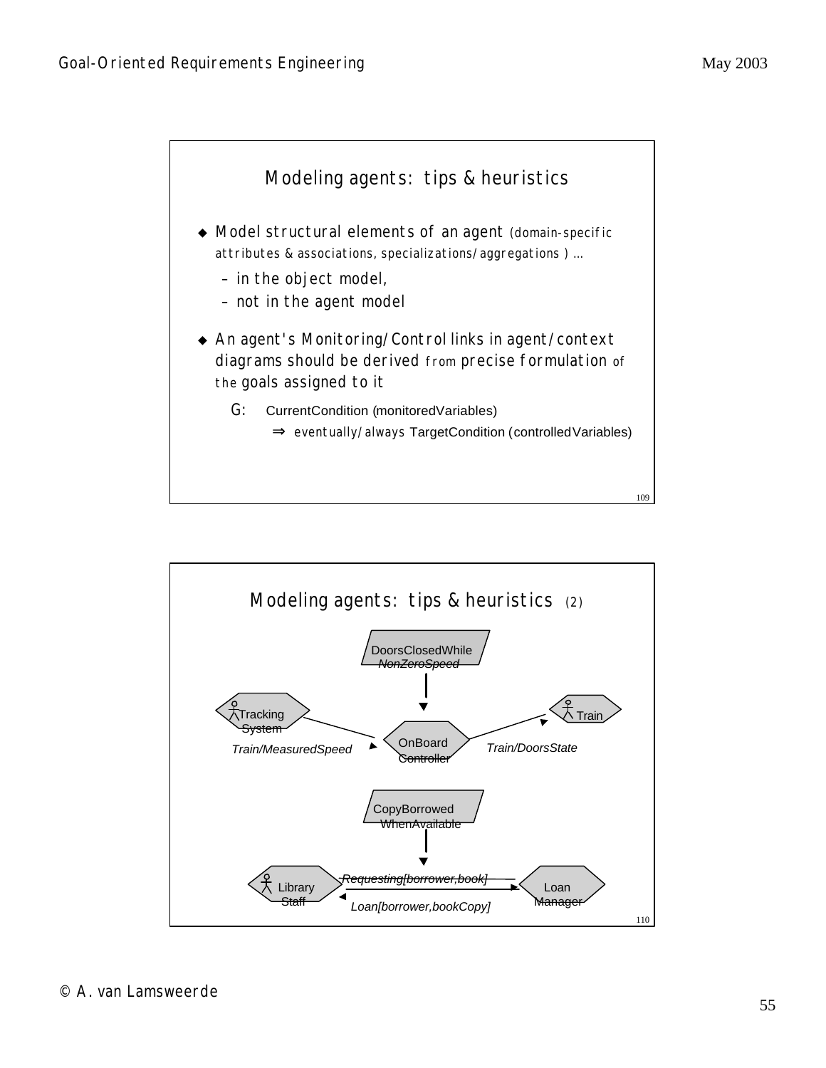## Modeling agents: tips & heuristics

- Model structural elements of an agent (domain-specific attributes & associations, specializations/aggregations ) ...
  - in the object model,
  - not in the agent model
- An agent's Monitoring/Control links in agent/context diagrams should be derived from precise formulation of the goals assigned to it

  G: CurrentCondition (monitoredVariables)
  
  $\Rightarrow$ eventually/always TargetCondition (controlledVariables)

## Modeling agents: tips & heuristics (2)

DoorsClosedWhile NonZeroSpeed

Tracking System — Train/MeasuredSpeed → OnBoard Controller — Train/DoorsState → Train

CopyBorrowed WhenAvailable

Library Staff — Requesting[borrower,book] → Loan Manager — Loan[borrower,bookCopy] → Library Staff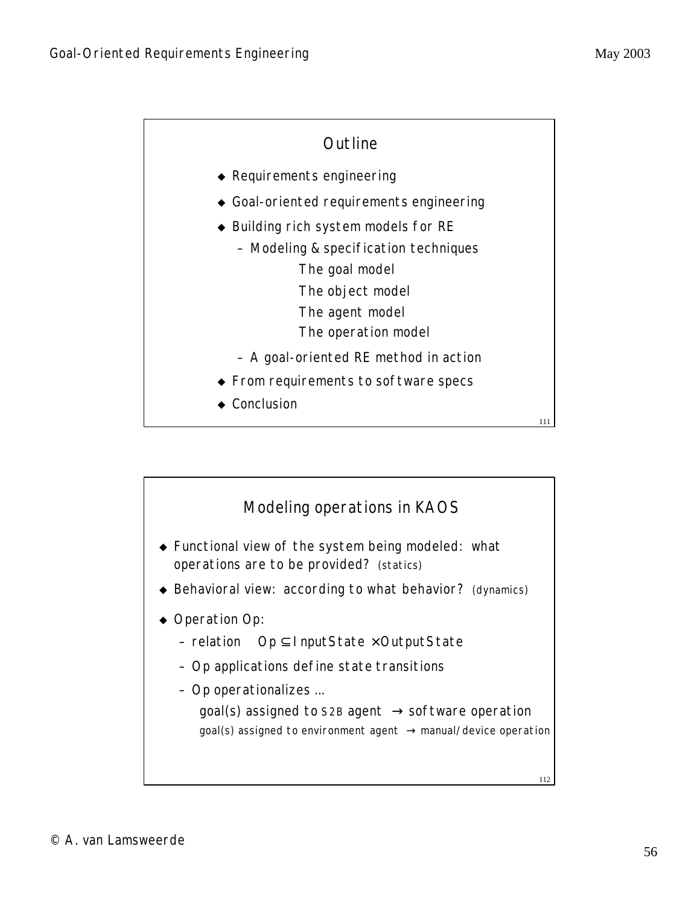## Outline

- Requirements engineering
- Goal-oriented requirements engineering
- Building rich system models for RE
  - Modeling & specification techniques
    - The goal model
    - The object model
    - The agent model
    - The operation model
  - A goal-oriented RE method in action
- From requirements to software specs
- Conclusion

## Modeling operations in KAOS

- Functional view of the system being modeled: what operations are to be provided? (statics)
- Behavioral view: according to what behavior? (dynamics)
- Operation Op:
  - relation $Op \subseteq InputState \times OutputState$
  - Op applications define state transitions
  - Op operationalizes ...
    - goal(s) assigned to S2B agent $\rightarrow$ software operation
    - goal(s) assigned to environment agent $\rightarrow$ manual/device operation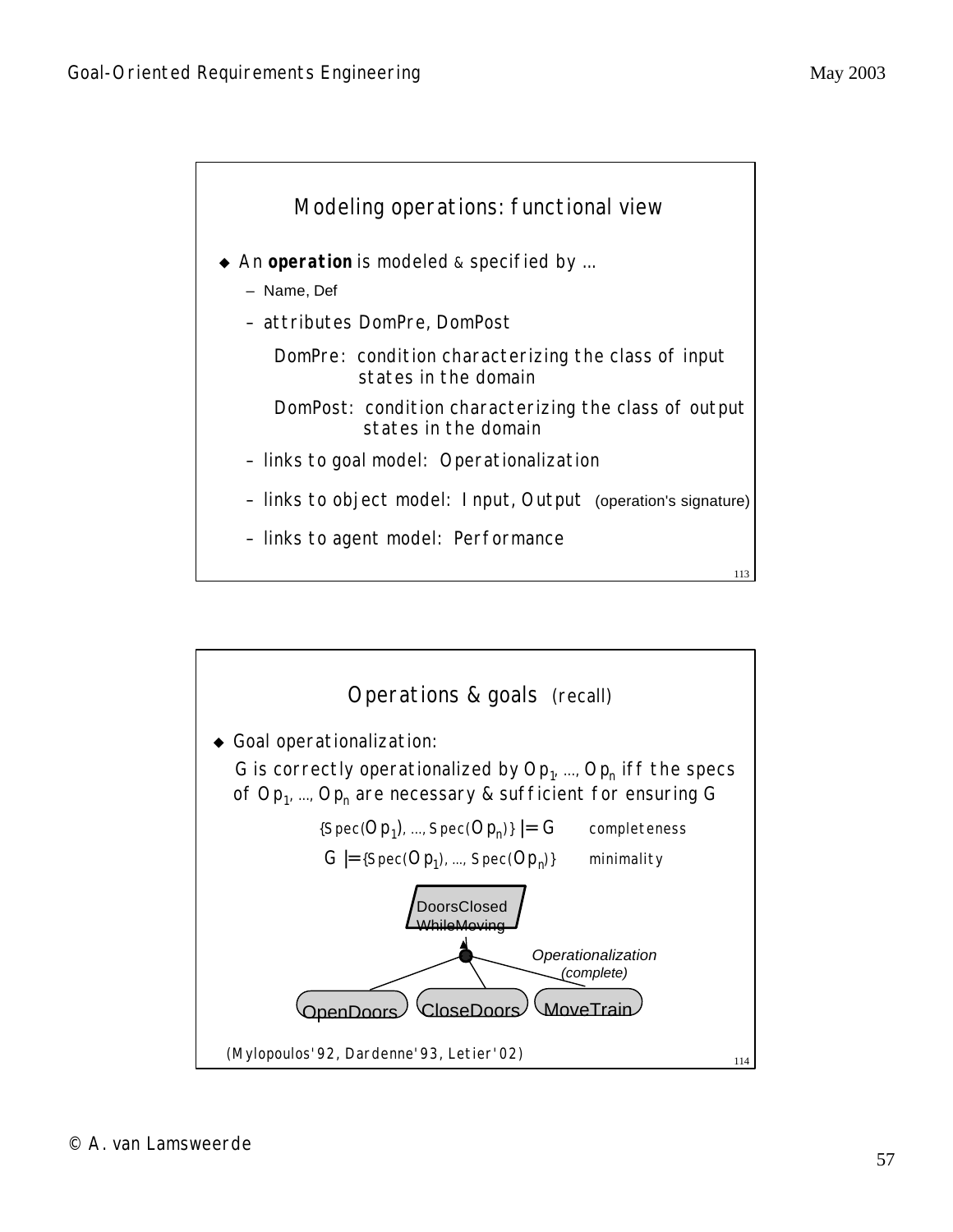## Modeling operations: functional view

- An **operation** is modeled & specified by ...
  - Name, Def
  - attributes DomPre, DomPost

    DomPre: condition characterizing the class of input states in the domain

    DomPost: condition characterizing the class of output states in the domain
  - links to goal model: Operationalization
  - links to object model: Input, Output (operation's signature)
  - links to agent model: Performance

## Operations & goals (recall)

- Goal operationalization:

  G is correctly operationalized by $Op_1, ..., Op_n$ iff the specs of $Op_1, ..., Op_n$ are necessary & sufficient for ensuring G

  $$\{Spec(Op_1), ..., Spec(Op_n)\} \models G \quad \text{completeness}$$

  $$G \models \{Spec(Op_1), ..., Spec(Op_n)\} \quad \text{minimality}$$

DoorsClosed WhileMoving

Operationalization (complete)

OpenDoors CloseDoors MoveTrain

(Mylopoulos'92, Dardenne'93, Letier'02)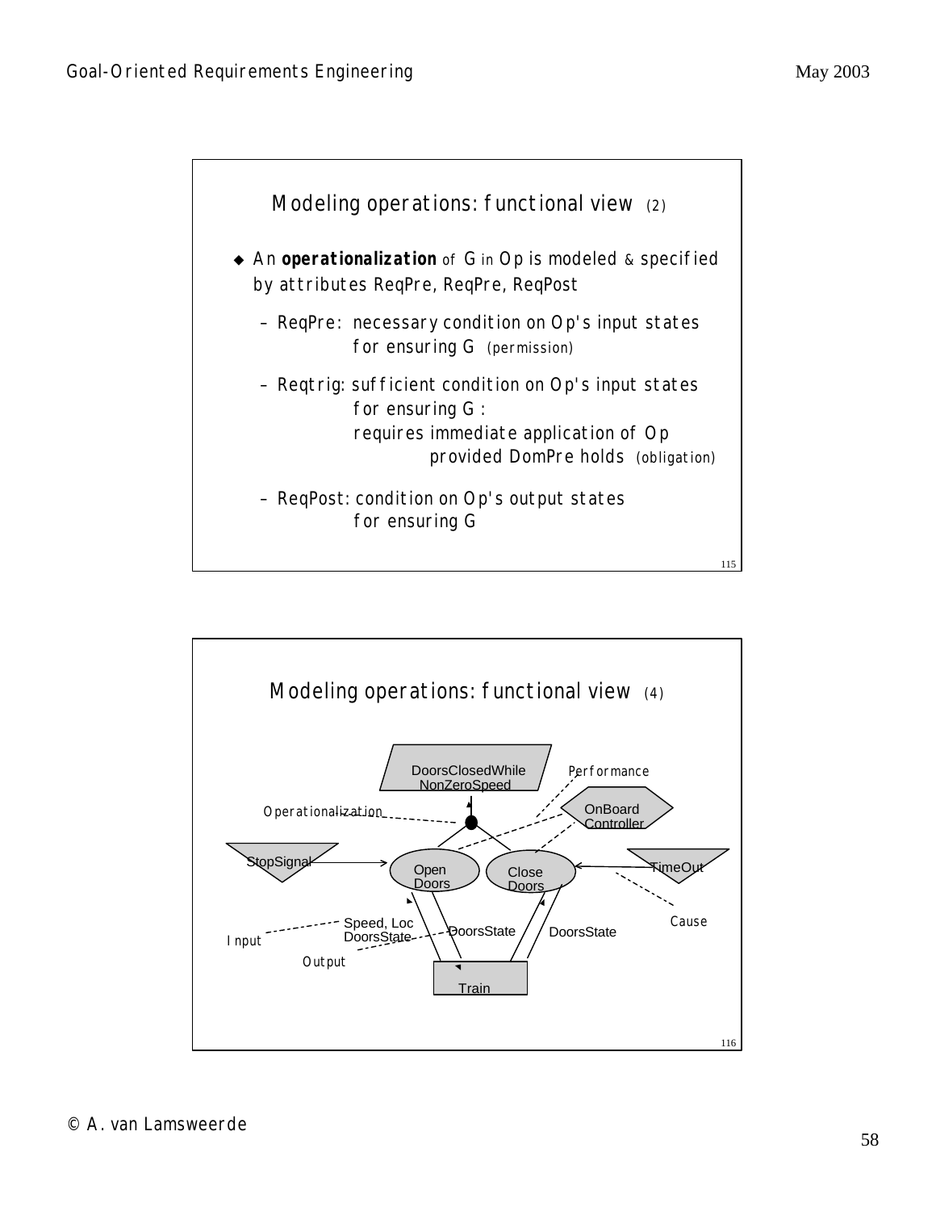## Modeling operations: functional view (2)

- An **operationalization** of G in Op is modeled & specified by attributes ReqPre, ReqPre, ReqPost
  - ReqPre: necessary condition on Op's input states for ensuring G (permission)
  - Reqtrig: sufficient condition on Op's input states for ensuring G : requires immediate application of Op provided DomPre holds (obligation)
  - ReqPost: condition on Op's output states for ensuring G

## Modeling operations: functional view (4)

DoorsClosedWhile NonZeroSpeed

Performance

Operationalization

OnBoard Controller

StopSignal

Open Doors

Close Doors

TimeOut

Cause

Input

Speed, Loc DoorsState

DoorsState

DoorsState

Output

Train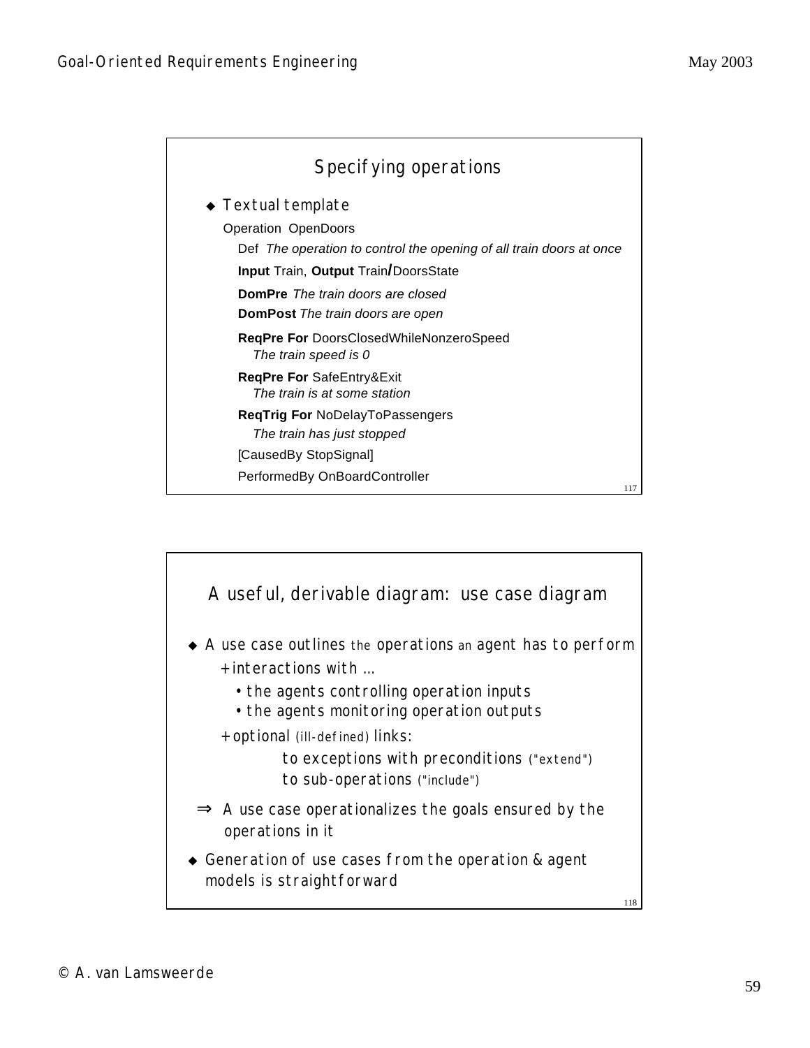## Specifying operations

- Textual template

  Operation OpenDoors

  Def *The operation to control the opening of all train doors at once*

  **Input** Train, **Output** Train/DoorsState

  **DomPre** *The train doors are closed*

  **DomPost** *The train doors are open*

  **ReqPre For** DoorsClosedWhileNonzeroSpeed
  *The train speed is 0*

  **ReqPre For** SafeEntry&Exit
  *The train is at some station*

  **ReqTrig For** NoDelayToPassengers
  *The train has just stopped*

  [CausedBy StopSignal]

  PerformedBy OnBoardController

## A useful, derivable diagram: use case diagram

- A use case outlines the operations an agent has to perform
  + interactions with ...
    - the agents controlling operation inputs
    - the agents monitoring operation outputs

  + optional (ill-defined) links:
    to exceptions with preconditions ("extend")
    to sub-operations ("include")

⇒ A use case operationalizes the goals ensured by the operations in it

- Generation of use cases from the operation & agent models is straightforward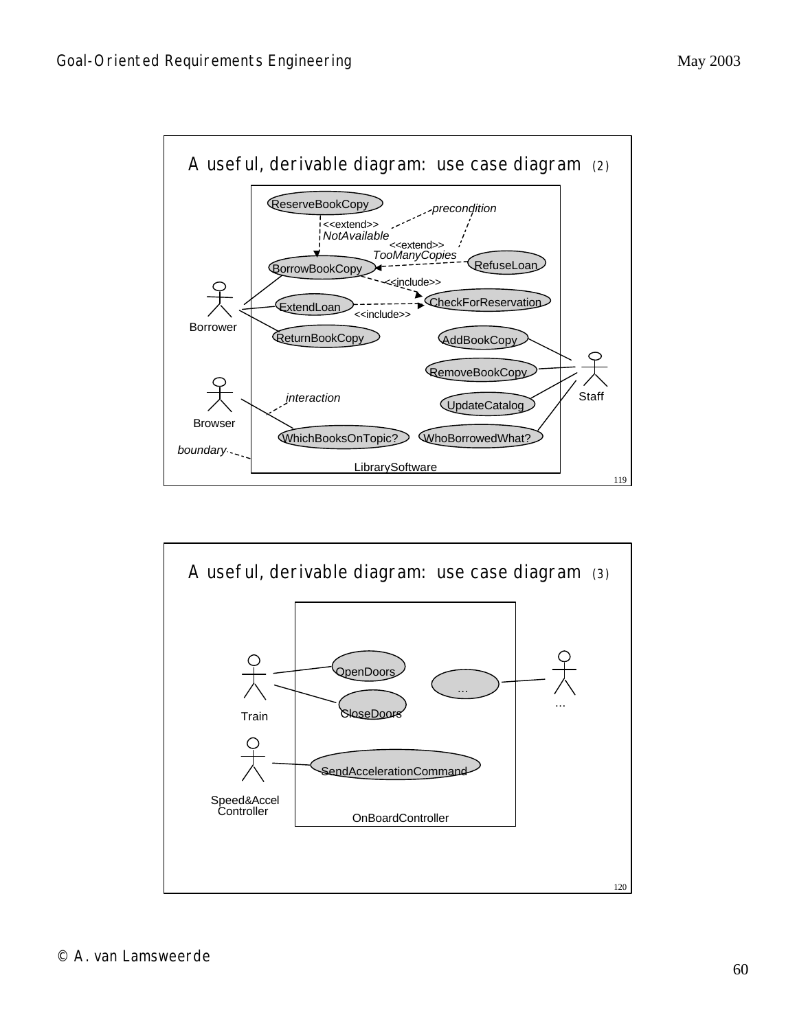## A useful, derivable diagram: use case diagram (2)

Borrower — ReserveBookCopy, BorrowBookCopy, ExtendLoan, ReturnBookCopy

ReserveBookCopy <<extend>> *NotAvailable* → BorrowBookCopy

RefuseLoan <<extend>> *TooManyCopies* → BorrowBookCopy

*precondition*

BorrowBookCopy <<include>> → CheckForReservation

ExtendLoan <<include>> → CheckForReservation

Staff — AddBookCopy, RemoveBookCopy, UpdateCatalog, WhoBorrowedWhat?

Browser — WhichBooksOnTopic?

*interaction*

*boundary*

LibrarySoftware

## A useful, derivable diagram: use case diagram (3)

Train — OpenDoors, CloseDoors

Speed&Accel Controller — SendAccelerationCommand

... — ...

OnBoardController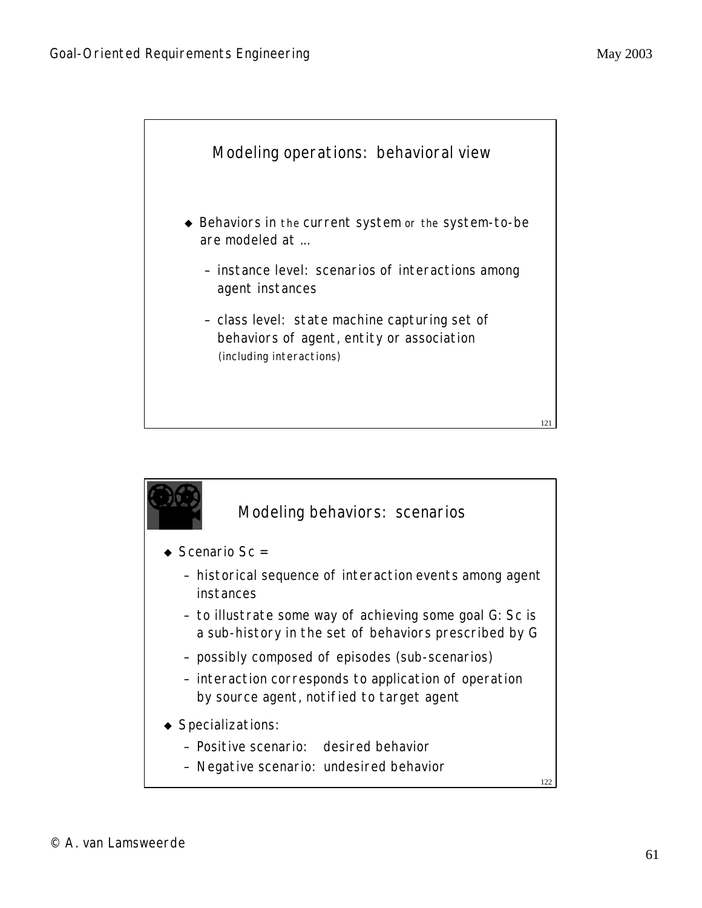## Modeling operations: behavioral view

- Behaviors in the current system or the system-to-be are modeled at …
  - instance level: scenarios of interactions among agent instances
  - class level: state machine capturing set of behaviors of agent, entity or association (including interactions)

## Modeling behaviors: scenarios

- Scenario Sc =
  - historical sequence of interaction events among agent instances
  - to illustrate some way of achieving some goal G: Sc is a sub-history in the set of behaviors prescribed by G
  - possibly composed of episodes (sub-scenarios)
  - interaction corresponds to application of operation by source agent, notified to target agent
- Specializations:
  - Positive scenario: desired behavior
  - Negative scenario: undesired behavior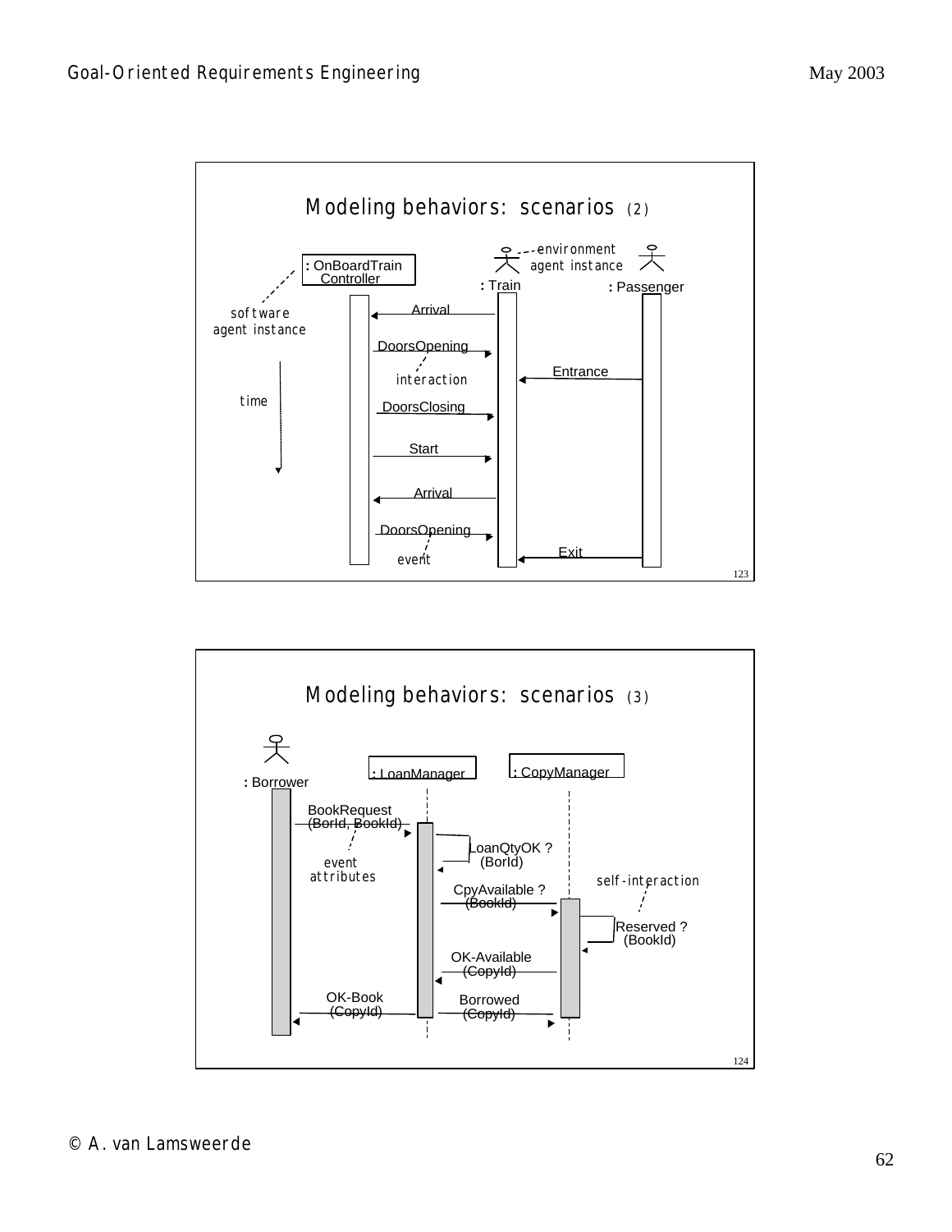## Modeling behaviors: scenarios (2)

: OnBoardTrain Controller

software agent instance

environment agent instance

: Train

: Passenger

time

Arrival

DoorsOpening

interaction

Entrance

DoorsClosing

Start

Arrival

DoorsOpening

event

Exit

## Modeling behaviors: scenarios (3)

: Borrower

: LoanManager

: CopyManager

BookRequest (BorId, BookId)

event attributes

LoanQtyOK ? (BorId)

self-interaction

CpyAvailable ? (BookId)

Reserved ? (BookId)

OK-Available (CopyId)

OK-Book (CopyId)

Borrowed (CopyId)

© A. van Lamsweerde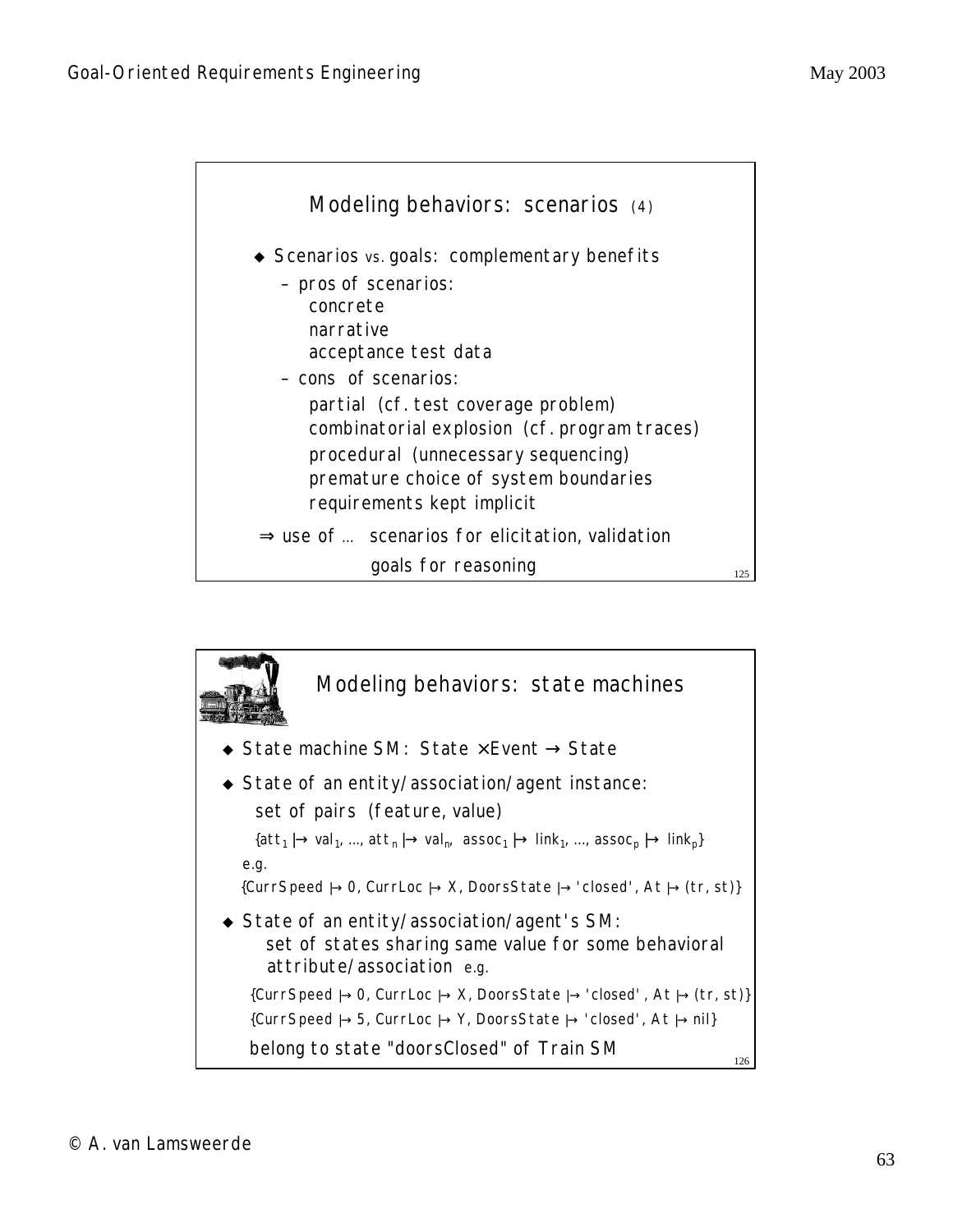## Modeling behaviors: scenarios (4)

- Scenarios vs. goals: complementary benefits
  - pros of scenarios:
    - concrete
    - narrative
    - acceptance test data
  - cons of scenarios:
    - partial (cf. test coverage problem)
    - combinatorial explosion (cf. program traces)
    - procedural (unnecessary sequencing)
    - premature choice of system boundaries
    - requirements kept implicit

⇒ use of ... scenarios for elicitation, validation
goals for reasoning

## Modeling behaviors: state machines

- State machine SM: State × Event → State
- State of an entity/association/agent instance:
  set of pairs (feature, value)
  $\{att_1 \mapsto val_1, ..., att_n \mapsto val_n,\ assoc_1 \mapsto link_1, ..., assoc_p \mapsto link_p\}$
  e.g.
  {CurrSpeed ↦ 0, CurrLoc ↦ X, DoorsState ↦ 'closed', At ↦ (tr, st)}
- State of an entity/association/agent's SM:
  set of states sharing same value for some behavioral attribute/association e.g.
  {CurrSpeed ↦ 0, CurrLoc ↦ X, DoorsState ↦ 'closed', At ↦ (tr, st)}
  {CurrSpeed ↦ 5, CurrLoc ↦ Y, DoorsState ↦ 'closed', At ↦ nil}
  belong to state "doorsClosed" of Train SM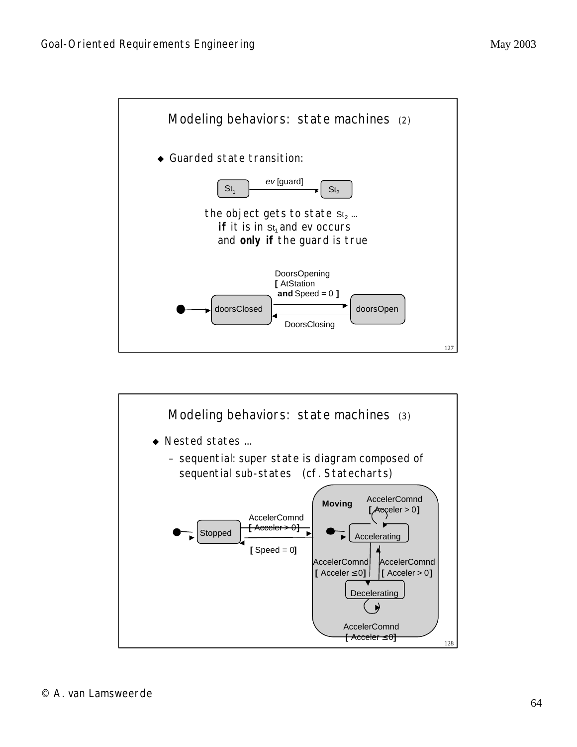## Modeling behaviors: state machines (2)

- Guarded state transition:

$St_1$ —— *ev* [guard] ——▶ $St_2$

the object gets to state $St_2$ ...
**if** it is in $St_1$ and ev occurs
and **only if** the guard is true

● ▶ doorsClosed —— DoorsOpening [ AtStation **and** Speed = 0 ] ——▶ doorsOpen

doorsOpen —— DoorsClosing ——▶ doorsClosed

## Modeling behaviors: state machines (3)

- Nested states ...
  - sequential: super state is diagram composed of sequential sub-states (cf. Statecharts)

● ▶ Stopped —— AccelerCommnd [ Acceler > 0] ——▶ Moving

Moving —— [ Speed = 0] ——▶ Stopped

**Moving**:

● ▶ Accelerating

Accelerating —— AccelerCommnd [ Acceler > 0] ——▶ Accelerating

Accelerating —— AccelerCommnd [ Acceler ≤ 0] ——▶ Decelerating

Decelerating —— AccelerCommnd [ Acceler > 0] ——▶ Accelerating

Decelerating —— AccelerCommnd [ Acceler ≤ 0] ——▶ Decelerating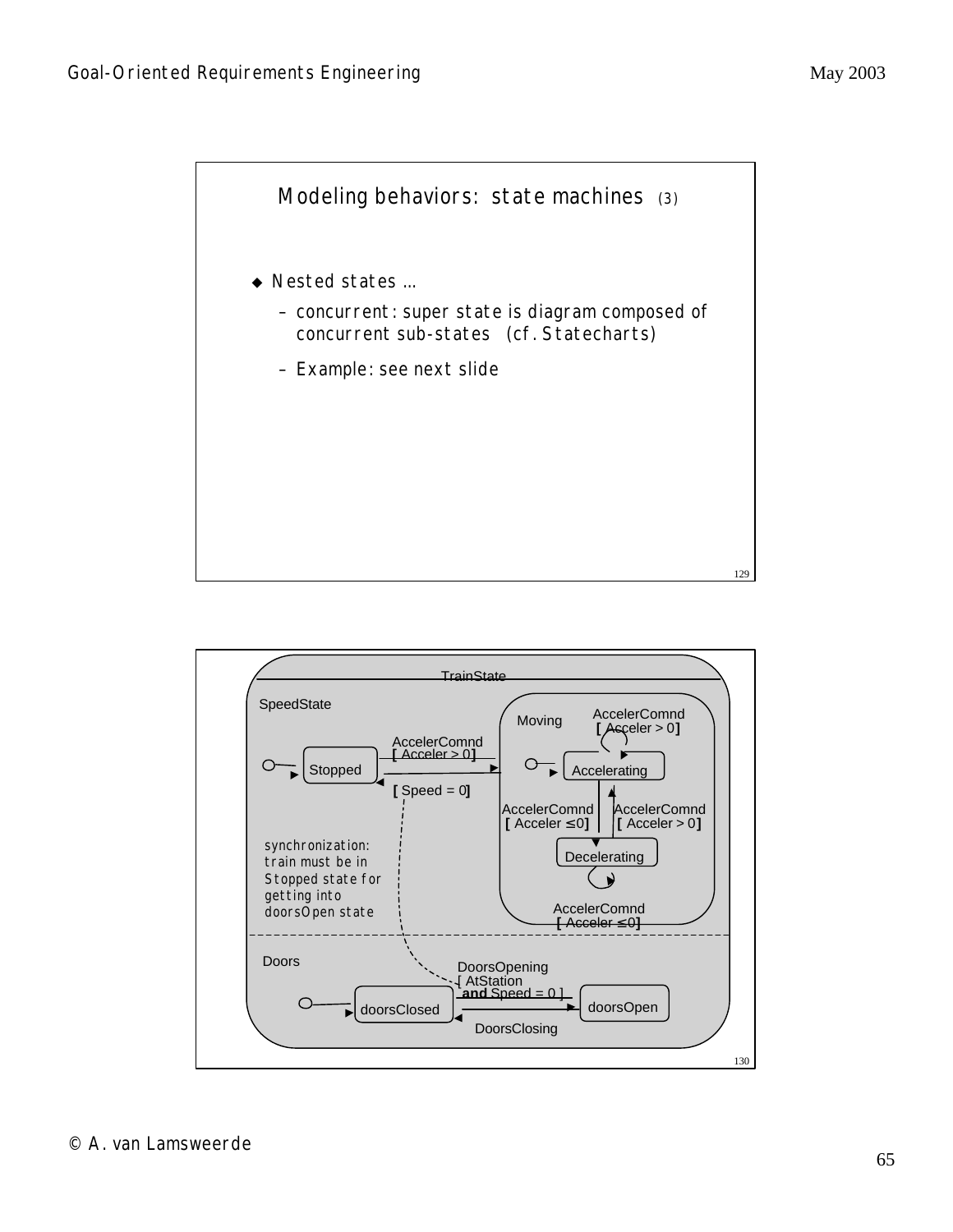## Modeling behaviors: state machines (3)

- Nested states ...
  - concurrent: super state is diagram composed of concurrent sub-states (cf. Statecharts)
  - Example: see next slide

TrainState

SpeedState

Stopped

AccelerComnd [ Acceler > 0]

[ Speed = 0]

Moving

Accelerating

AccelerComnd [ Acceler > 0]

AccelerComnd [ Acceler ≤0]

AccelerComnd [ Acceler > 0]

Decelerating

AccelerComnd [ Acceler ≤0]

synchronization: train must be in Stopped state for getting into doorsOpen state

Doors

doorsClosed

DoorsOpening [ AtStation **and** Speed = 0 ]

doorsOpen

DoorsClosing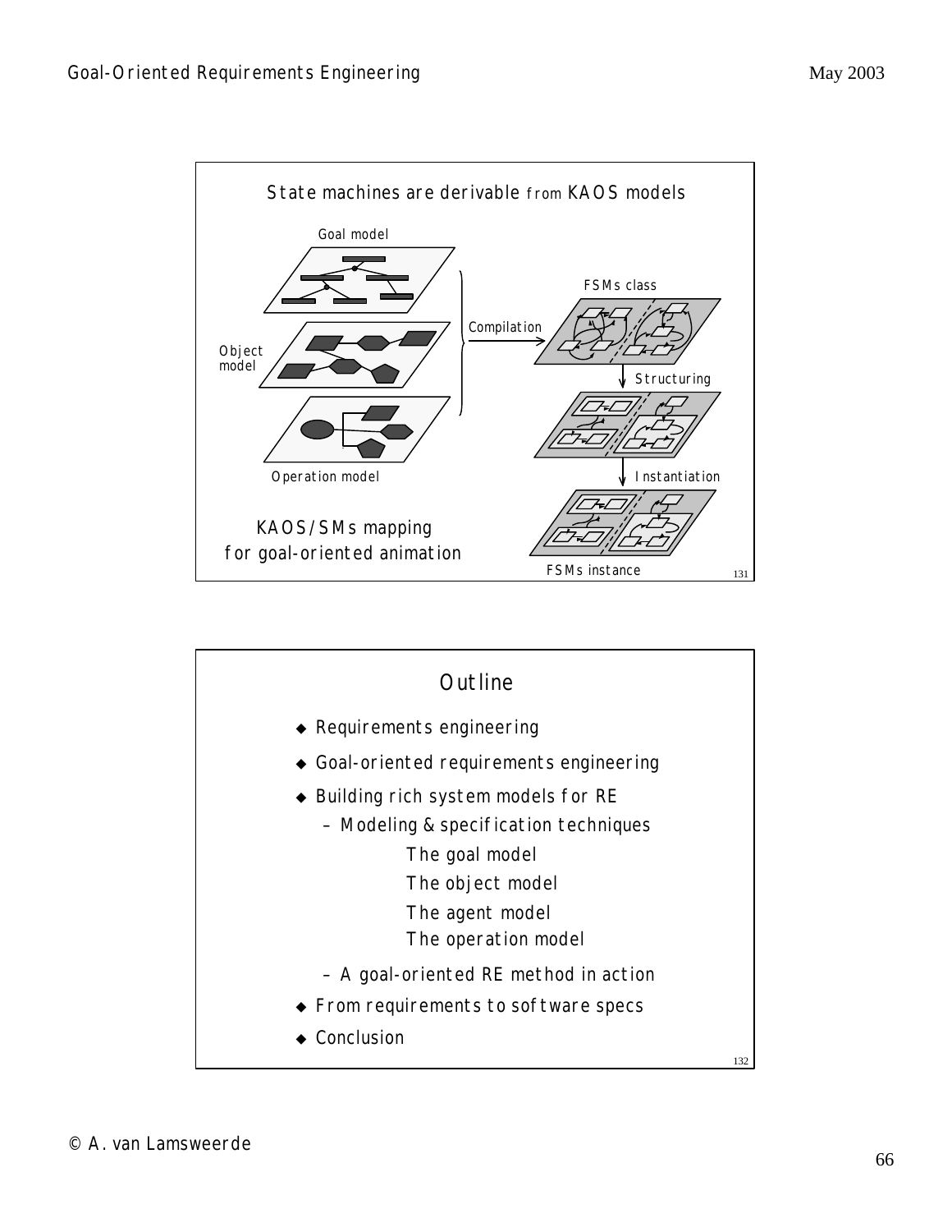## State machines are derivable from KAOS models

Goal model

Object model

Operation model

Compilation

FSMs class

Structuring

Instantiation

FSMs instance

KAOS/SMs mapping
for goal-oriented animation

## Outline

- Requirements engineering
- Goal-oriented requirements engineering
- Building rich system models for RE
  - Modeling & specification techniques
    - The goal model
    - The object model
    - The agent model
    - The operation model
  - A goal-oriented RE method in action
- From requirements to software specs
- Conclusion

© A. van Lamsweerde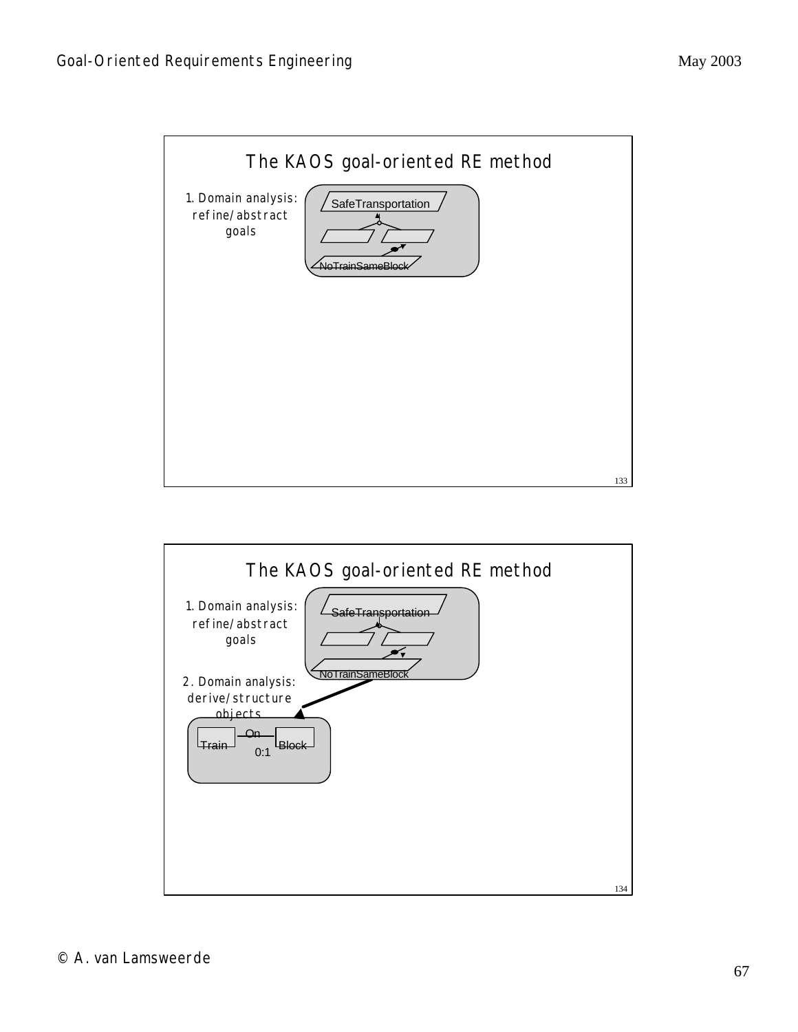## The KAOS goal-oriented RE method

1. Domain analysis: refine/abstract goals

SafeTransportation

NoTrainSameBlock

## The KAOS goal-oriented RE method

1. Domain analysis: refine/abstract goals

SafeTransportation

NoTrainSameBlock

2. Domain analysis: derive/structure objects

Train — On — Block

0:1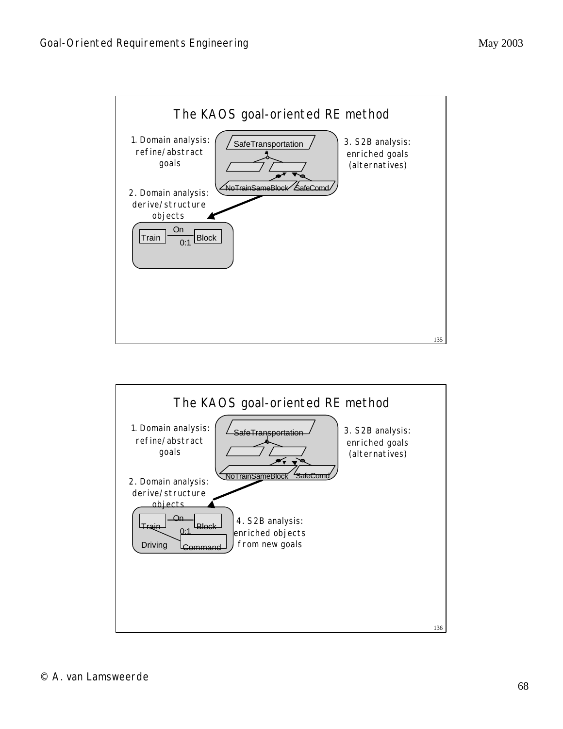## The KAOS goal-oriented RE method

1. Domain analysis: refine/abstract goals

SafeTransportation

NoTrainSameBlock SafeComd

3. S2B analysis: enriched goals (alternatives)

2. Domain analysis: derive/structure objects

Train — On 0:1 — Block

## The KAOS goal-oriented RE method

1. Domain analysis: refine/abstract goals

SafeTransportation

NoTrainSameBlock SafeComd

3. S2B analysis: enriched goals (alternatives)

2. Domain analysis: derive/structure objects

Train — On 0:1 — Block

Driving Command

4. S2B analysis: enriched objects from new goals

© A. van Lamsweerde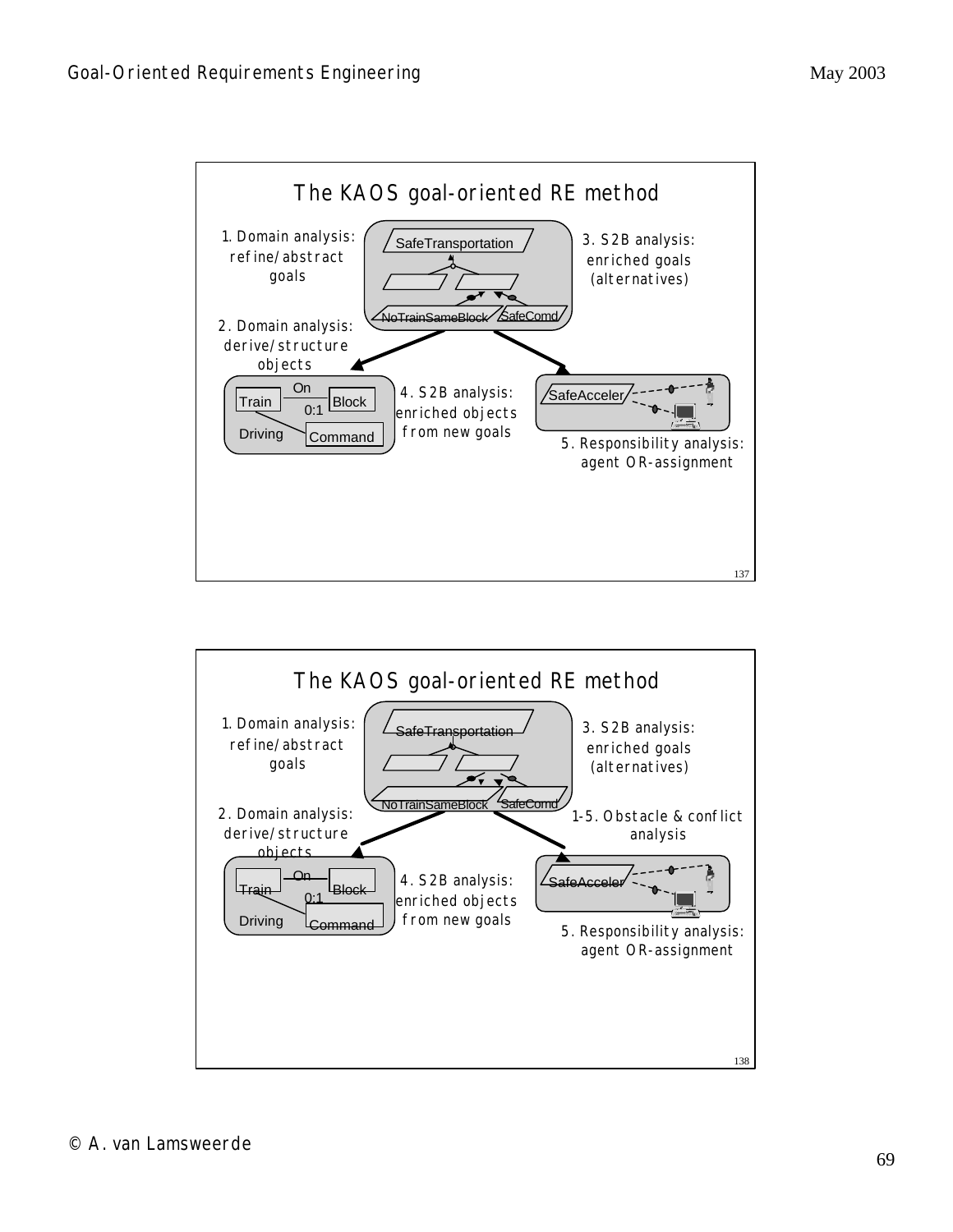## The KAOS goal-oriented RE method

1. Domain analysis: refine/abstract goals

SafeTransportation

NoTrainSameBlock

SafeComd

3. S2B analysis: enriched goals (alternatives)

2. Domain analysis: derive/structure objects

Train — On 0:1 — Block

Driving — Command

4. S2B analysis: enriched objects from new goals

SafeAcceler

5. Responsibility analysis: agent OR-assignment

## The KAOS goal-oriented RE method

1. Domain analysis: refine/abstract goals

SafeTransportation

NoTrainSameBlock

SafeComd

3. S2B analysis: enriched goals (alternatives)

2. Domain analysis: derive/structure objects

1-5. Obstacle & conflict analysis

Train — On 0:1 — Block

Driving — Command

4. S2B analysis: enriched objects from new goals

SafeAcceler

5. Responsibility analysis: agent OR-assignment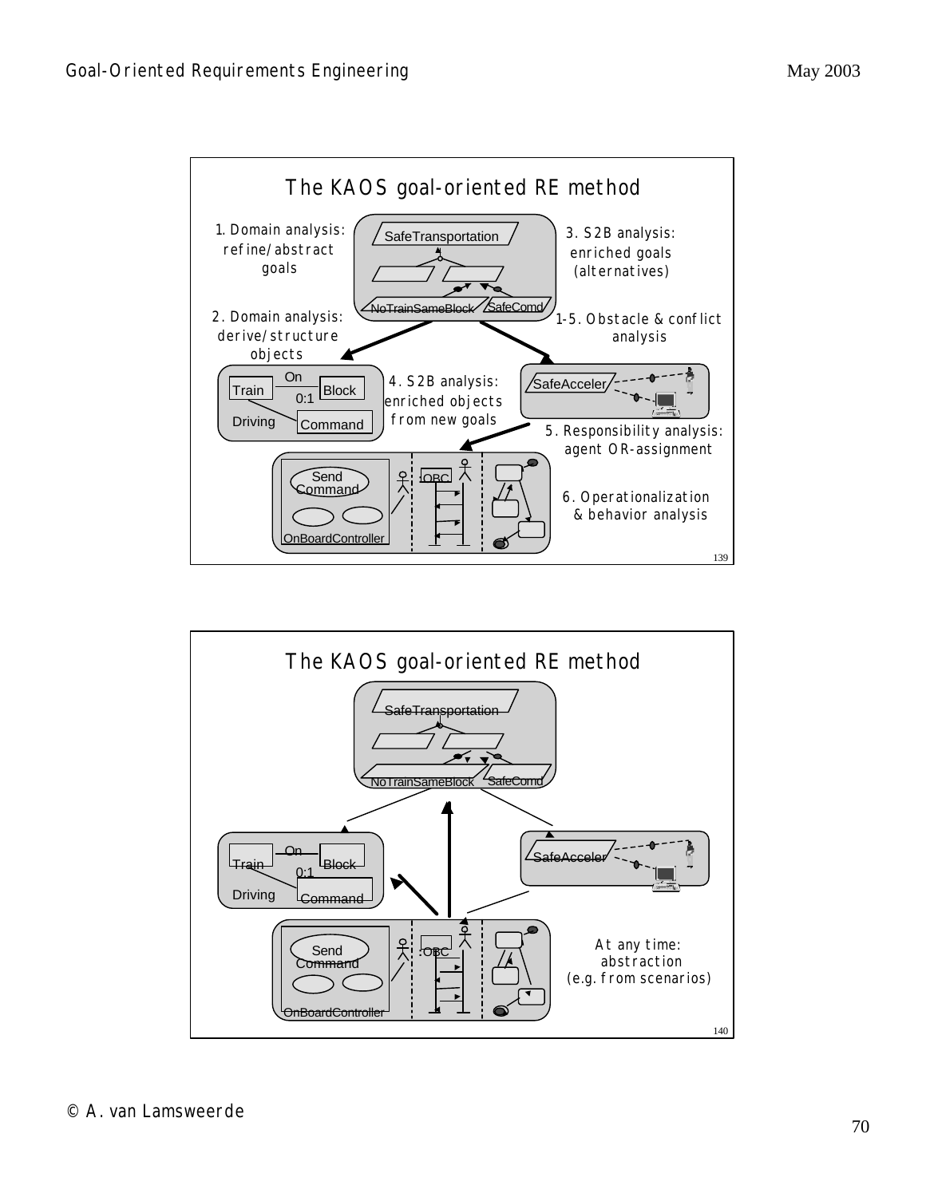## The KAOS goal-oriented RE method

1. Domain analysis: refine/abstract goals

2. Domain analysis: derive/structure objects

3. S2B analysis: enriched goals (alternatives)

1-5. Obstacle & conflict analysis

4. S2B analysis: enriched objects from new goals

5. Responsibility analysis: agent OR-assignment

6. Operationalization & behavior analysis

SafeTransportation

NoTrainSameBlock

SafeComd

Train — On — Block

0:1

Driving

Command

SafeAcceler

Send Command

OnBoardController

:OBC

## The KAOS goal-oriented RE method

SafeTransportation

NoTrainSameBlock

SafeComd

Train — On — Block

0:1

Driving

Command

SafeAcceler

Send Command

OnBoardController

:OBC

At any time: abstraction (e.g. from scenarios)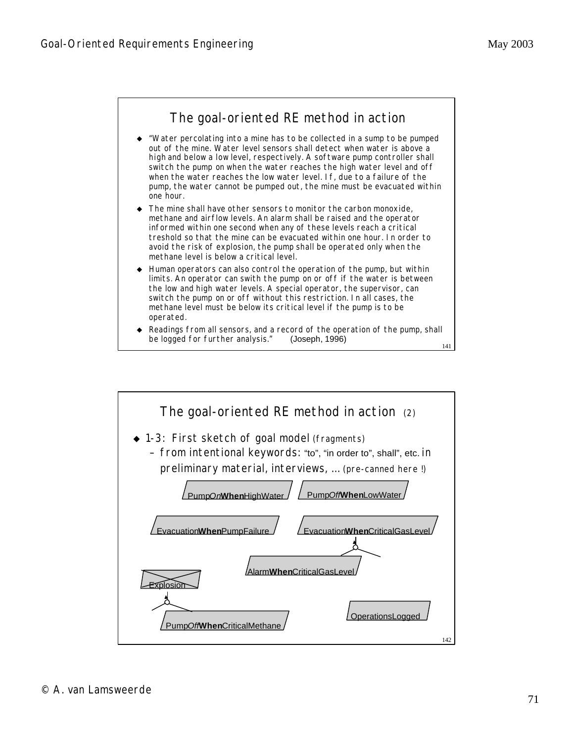## The goal-oriented RE method in action

- "Water percolating into a mine has to be collected in a sump to be pumped out of the mine. Water level sensors shall detect when water is above a high and below a low level, respectively. A software pump controller shall switch the pump on when the water reaches the high water level and off when the water reaches the low water level. If, due to a failure of the pump, the water cannot be pumped out, the mine must be evacuated within one hour.
- The mine shall have other sensors to monitor the carbon monoxide, methane and airflow levels. An alarm shall be raised and the operator informed within one second when any of these levels reach a critical treshold so that the mine can be evacuated within one hour. In order to avoid the risk of explosion, the pump shall be operated only when the methane level is below a critical level.
- Human operators can also control the operation of the pump, but within limits. An operator can swith the pump on or off if the water is between the low and high water levels. A special operator, the supervisor, can switch the pump on or off without this restriction. In all cases, the methane level must be below its critical level if the pump is to be operated.
- Readings from all sensors, and a record of the operation of the pump, shall be logged for further analysis." (Joseph, 1996)

## The goal-oriented RE method in action (2)

- 1-3: First sketch of goal model (fragments)
  - from intentional keywords: "to", "in order to", shall", etc. in preliminary material, interviews, ... (pre-canned here !)

Pump*On***When**HighWater

Pump*Off***When**LowWater

Evacuation**When**PumpFailure

Evacuation**When**CriticalGasLevel

Alarm**When**CriticalGasLevel

~~Explosion~~

OperationsLogged

Pump*Off***When**CriticalMethane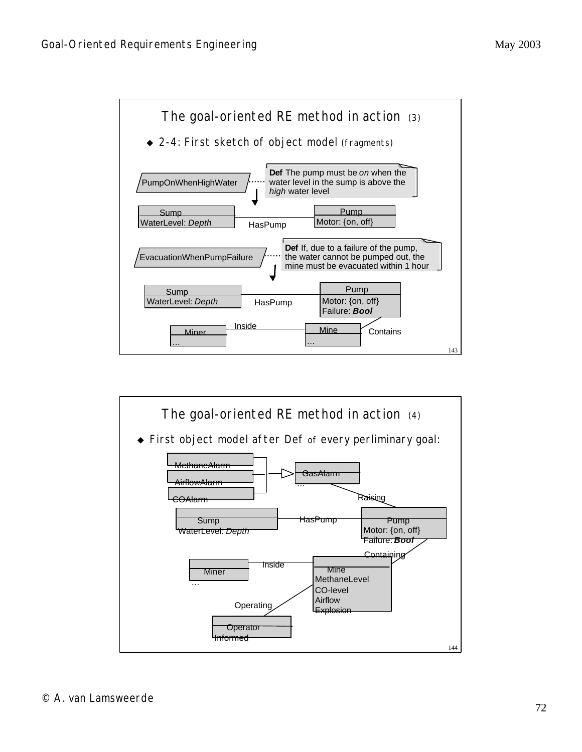## The goal-oriented RE method in action (3)

- 2-4: First sketch of object model (fragments)

PumpOnWhenHighWater

**Def** The pump must be *on* when the water level in the sump is above the *high* water level

Sump
WaterLevel: *Depth*

HasPump

Pump
Motor: {on, off}

EvacuationWhenPumpFailure

**Def** If, due to a failure of the pump, the water cannot be pumped out, the mine must be evacuated within 1 hour

Sump
WaterLevel: *Depth*

HasPump

Pump
Motor: {on, off}
Failure: ***Bool***

Inside

Contains

Miner
…

Mine
…

## The goal-oriented RE method in action (4)

- First object model after Def of every perliminary goal:

MethaneAlarm

AirflowAlarm

COAlarm

GasAlarm
…

Raising

Sump
WaterLevel: *Depth*

HasPump

Pump
Motor: {on, off}
Failure: ***Bool***

Containing

Inside

Miner
…

Mine
MethaneLevel
CO-level
Airflow
Explosion

Operating

Operator
Informed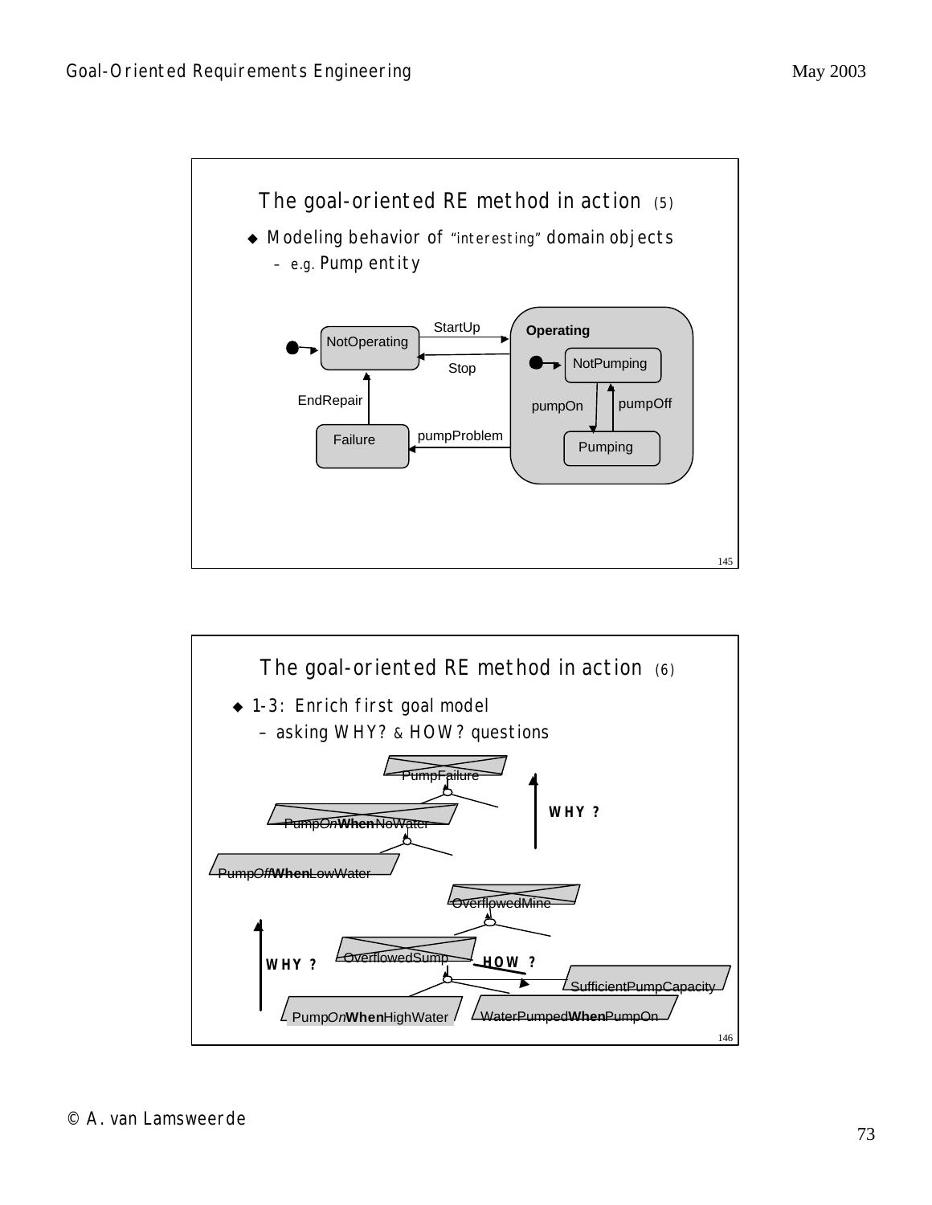## The goal-oriented RE method in action (5)

- Modeling behavior of "interesting" domain objects
  - e.g. Pump entity

NotOperating — StartUp → Operating
Operating — Stop → NotOperating
Operating — pumpProblem → Failure
Failure — EndRepair → NotOperating

**Operating**: NotPumping — pumpOn → Pumping; Pumping — pumpOff → NotPumping

## The goal-oriented RE method in action (6)

- 1-3: Enrich first goal model
  - asking WHY? & HOW? questions

PumpFailure

PumpOnWhenNoWater

PumpOffWhenLowWater

**WHY ?**

OverflowedMine

OverflowedSump

**HOW ?**

SufficientPumpCapacity

**WHY ?**

PumpOnWhenHighWater

WaterPumpedWhenPumpOn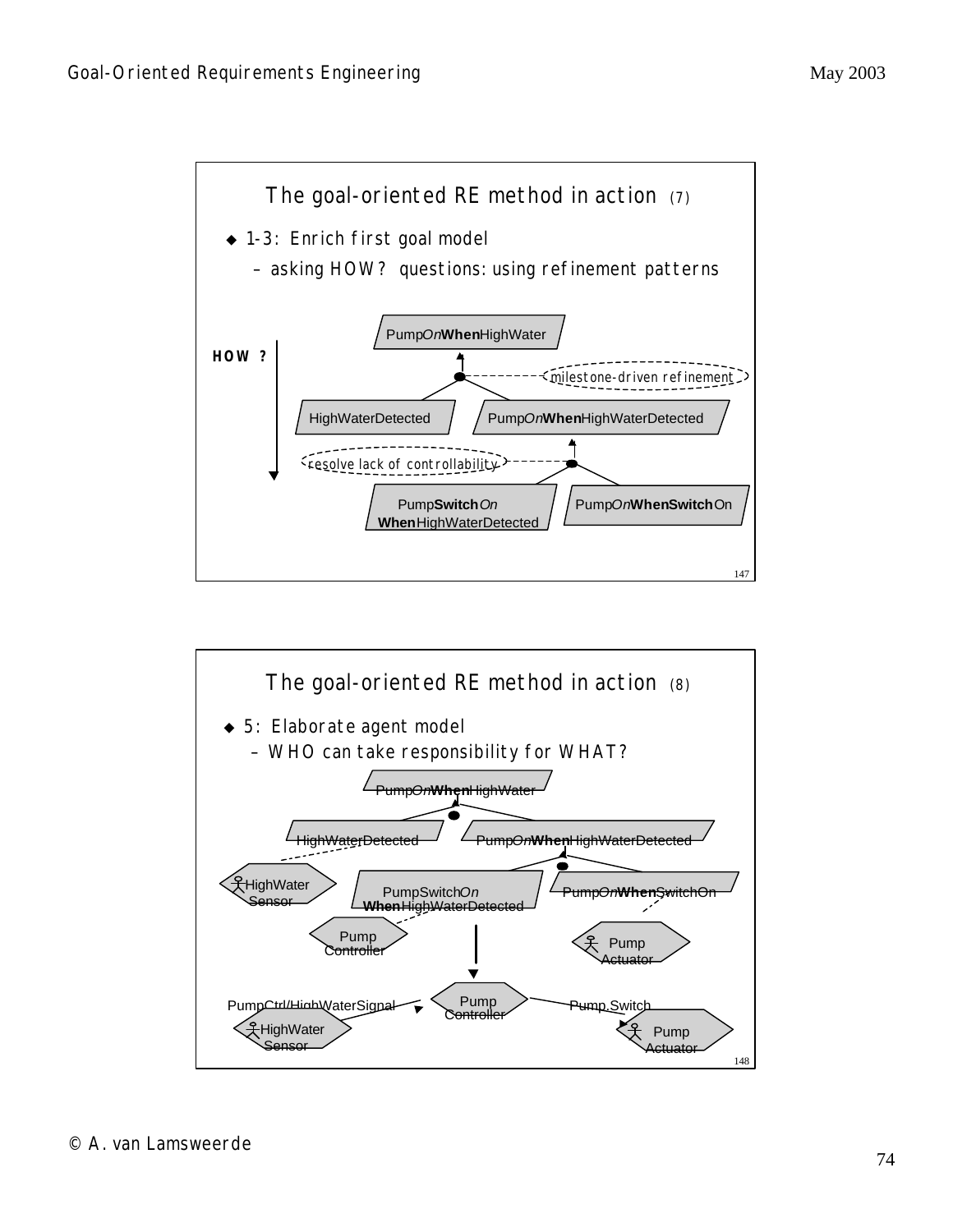## The goal-oriented RE method in action (7)

- 1-3: Enrich first goal model
  - asking HOW? questions: using refinement patterns

HOW ?

PumpOn**When**HighWater

milestone-driven refinement

HighWaterDetected

PumpOn**When**HighWaterDetected

resolve lack of controllability

Pump**Switch**On **When**HighWaterDetected

PumpOn**WhenSwitch**On

## The goal-oriented RE method in action (8)

- 5: Elaborate agent model
  - WHO can take responsibility for WHAT?

PumpOn**When**HighWater

HighWaterDetected

PumpOn**When**HighWaterDetected

HighWater Sensor

PumpSwitchOn **When**HighWaterDetected

PumpOn**When**SwitchOn

Pump Controller

Pump Actuator

PumpCtrl/HighWaterSignal

Pump Controller

Pump.Switch

HighWater Sensor

Pump Actuator

© A. van Lamsweerde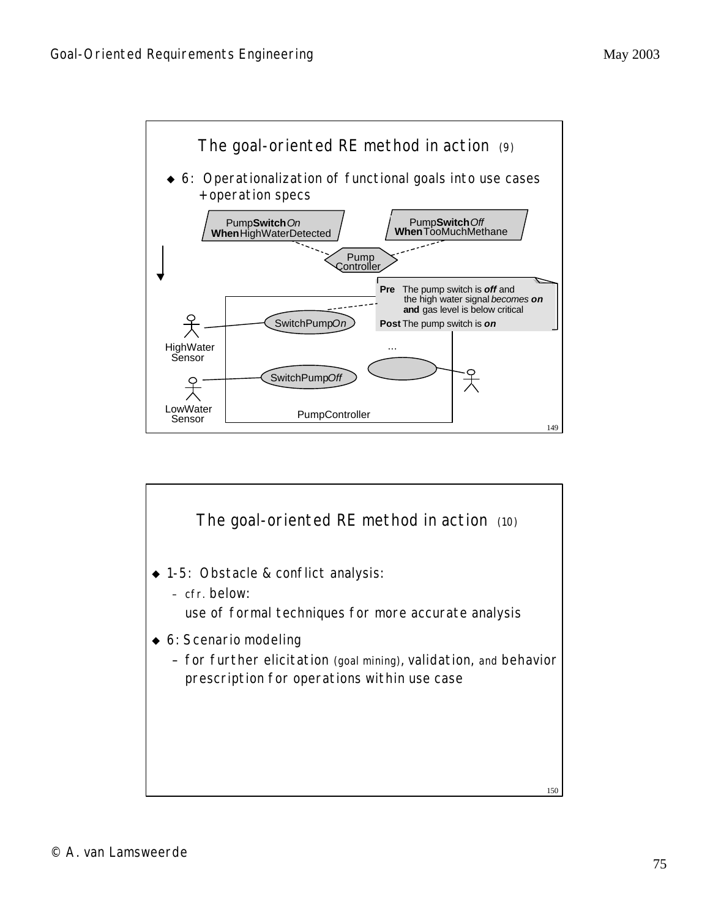## The goal-oriented RE method in action (9)

- 6: Operationalization of functional goals into use cases + operation specs

PumpSwitch*On* **When** HighWaterDetected

PumpSwitch*Off* **When** TooMuchMethane

Pump Controller

**Pre** The pump switch is ***off*** and the high water signal *becomes* ***on*** **and** gas level is below critical

**Post** The pump switch is ***on***

HighWater Sensor — SwitchPump*On*

LowWater Sensor — SwitchPump*Off*

...

PumpController

## The goal-oriented RE method in action (10)

- 1-5: Obstacle & conflict analysis:
  - cfr. below: use of formal techniques for more accurate analysis
- 6: Scenario modeling
  - for further elicitation (goal mining), validation, and behavior prescription for operations within use case

© A. van Lamsweerde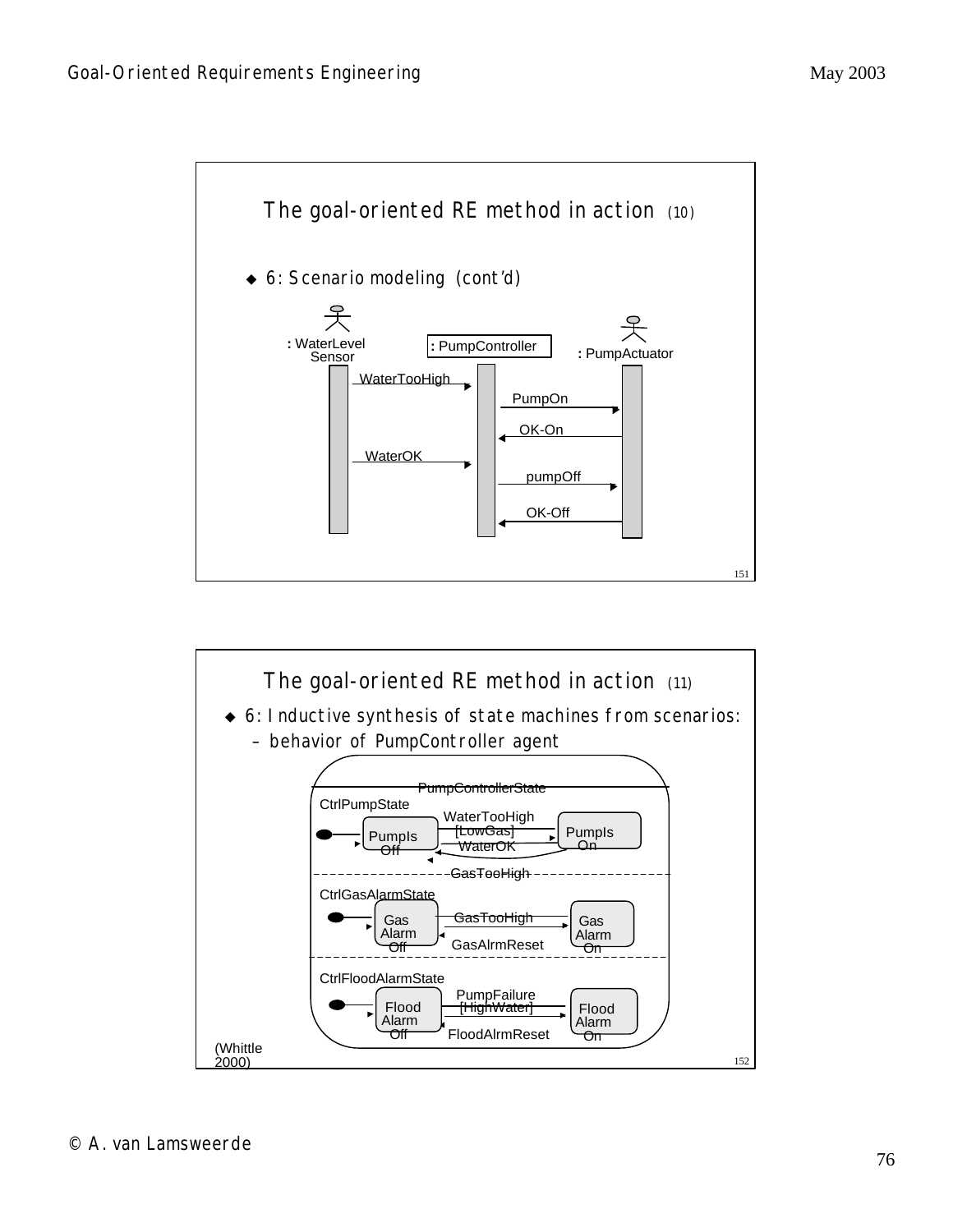## The goal-oriented RE method in action (10)

- 6: Scenario modeling (cont'd)

: WaterLevel Sensor | : PumpController | : PumpActuator

WaterTooHigh → PumpOn → OK-On ← WaterOK → pumpOff → OK-Off ←

## The goal-oriented RE method in action (11)

- 6: Inductive synthesis of state machines from scenarios:
  - behavior of PumpController agent

PumpControllerState

CtrlPumpState: PumpIs Off —WaterTooHigh [LowGas]→ PumpIs On; PumpIs On —WaterOK→ PumpIs Off; GasTooHigh

CtrlGasAlarmState: Gas Alarm Off —GasTooHigh→ Gas Alarm On; Gas Alarm On —GasAlrmReset→ Gas Alarm Off

CtrlFloodAlarmState: Flood Alarm Off —PumpFailure [HighWater]→ Flood Alarm On; Flood Alarm On —FloodAlrmReset→ Flood Alarm Off

(Whittle 2000)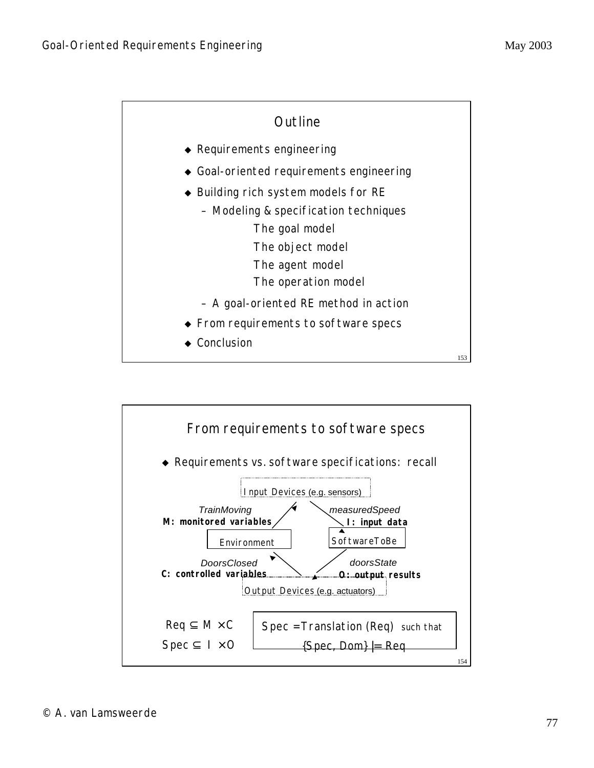## Outline

- Requirements engineering
- Goal-oriented requirements engineering
- Building rich system models for RE
  - Modeling & specification techniques
    - The goal model
    - The object model
    - The agent model
    - The operation model
  - A goal-oriented RE method in action
- From requirements to software specs
- Conclusion

## From requirements to software specs

- Requirements vs. software specifications: recall

Input Devices (e.g. sensors)

*TrainMoving*
**M: monitored variables**

*measuredSpeed*
**I: input data**

Environment

SoftwareToBe

*DoorsClosed*
**C: controlled variables**

*doorsState*
**O: output results**

Output Devices (e.g. actuators)

$Req \subseteq M \times C$

$Spec \subseteq I \times O$

Spec = Translation (Req) such that {Spec, Dom} |= Req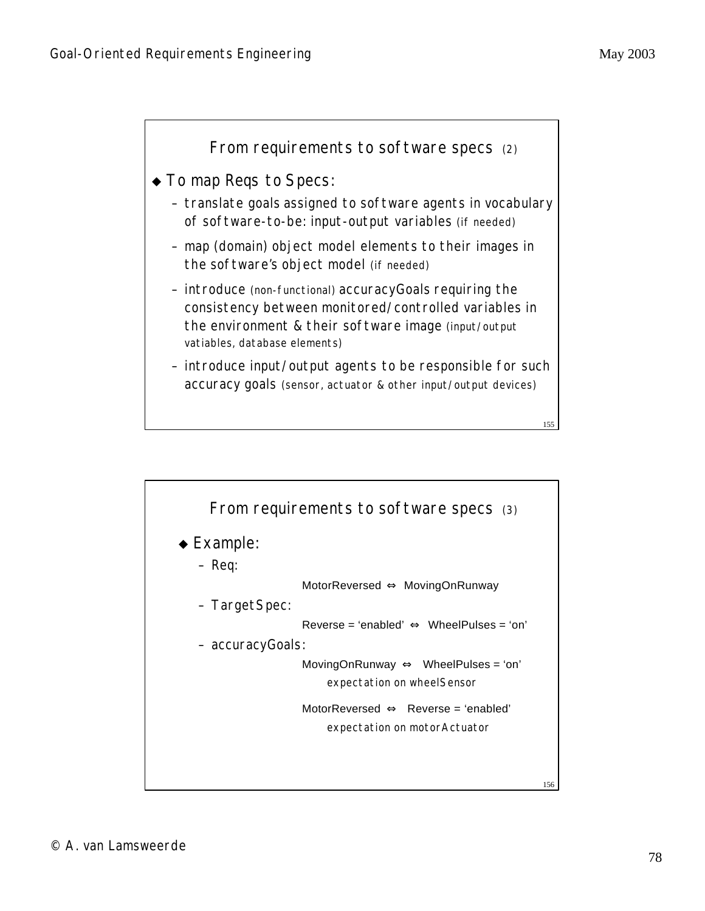## From requirements to software specs (2)

- To map Reqs to Specs:
  - translate goals assigned to software agents in vocabulary of software-to-be: input-output variables (if needed)
  - map (domain) object model elements to their images in the software's object model (if needed)
  - introduce (non-functional) accuracyGoals requiring the consistency between monitored/controlled variables in the environment & their software image (input/output vatiables, database elements)
  - introduce input/output agents to be responsible for such accuracy goals (sensor, actuator & other input/output devices)

## From requirements to software specs (3)

- Example:
  - Req:
    - MotorReversed ⇔ MovingOnRunway
  - TargetSpec:
    - Reverse = 'enabled' ⇔ WheelPulses = 'on'
  - accuracyGoals:
    - MovingOnRunway ⇔ WheelPulses = 'on'
      - expectation on wheelSensor
    - MotorReversed ⇔ Reverse = 'enabled'
      - expectation on motorActuator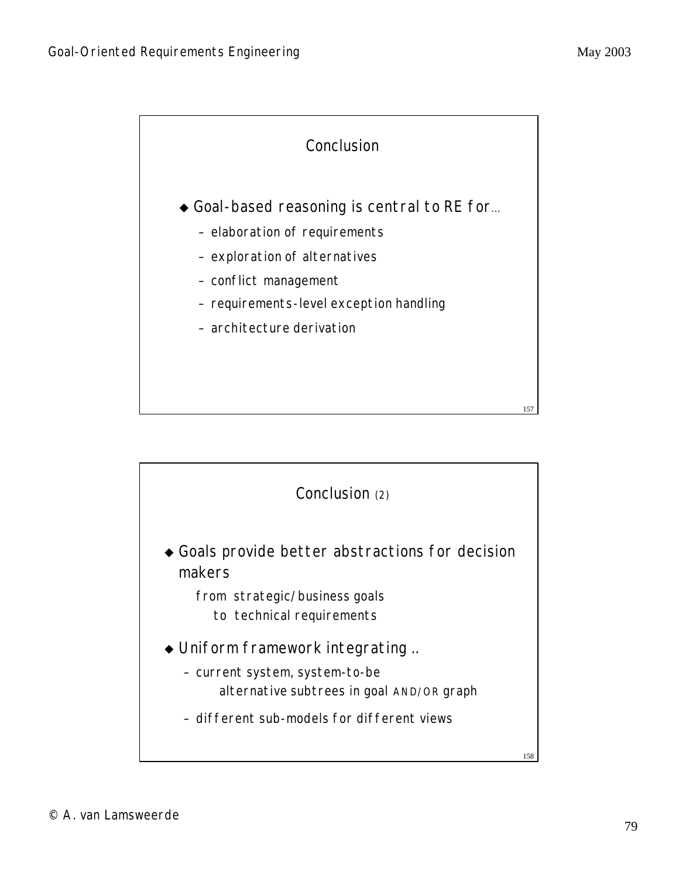## Conclusion

- Goal-based reasoning is central to RE for...
  - elaboration of requirements
  - exploration of alternatives
  - conflict management
  - requirements-level exception handling
  - architecture derivation

## Conclusion (2)

- Goals provide better abstractions for decision makers

  from strategic/business goals
  to technical requirements

- Uniform framework integrating ..
  - current system, system-to-be
    alternative subtrees in goal AND/OR graph
  - different sub-models for different views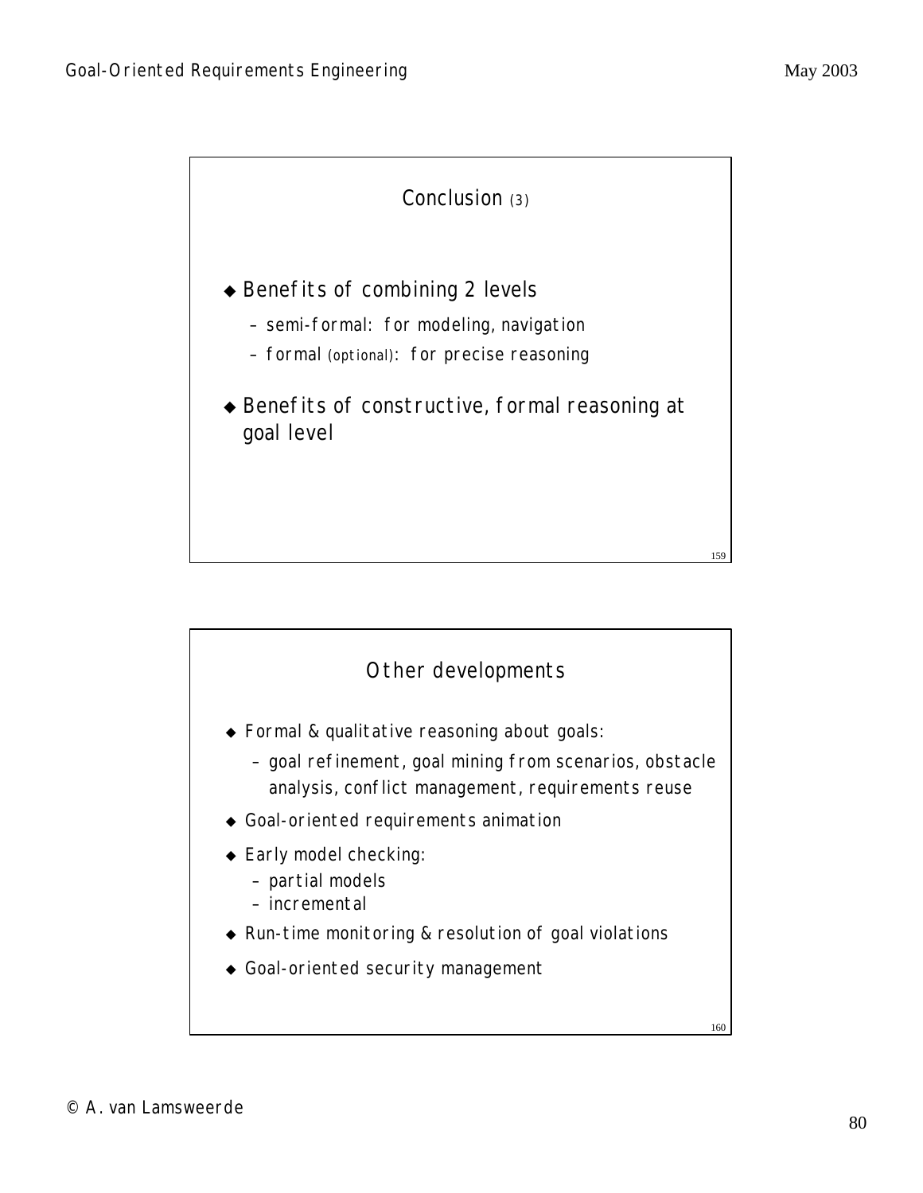## Conclusion (3)

- Benefits of combining 2 levels
  - semi-formal: for modeling, navigation
  - formal (optional): for precise reasoning
- Benefits of constructive, formal reasoning at goal level

## Other developments

- Formal & qualitative reasoning about goals:
  - goal refinement, goal mining from scenarios, obstacle analysis, conflict management, requirements reuse
- Goal-oriented requirements animation
- Early model checking:
  - partial models
  - incremental
- Run-time monitoring & resolution of goal violations
- Goal-oriented security management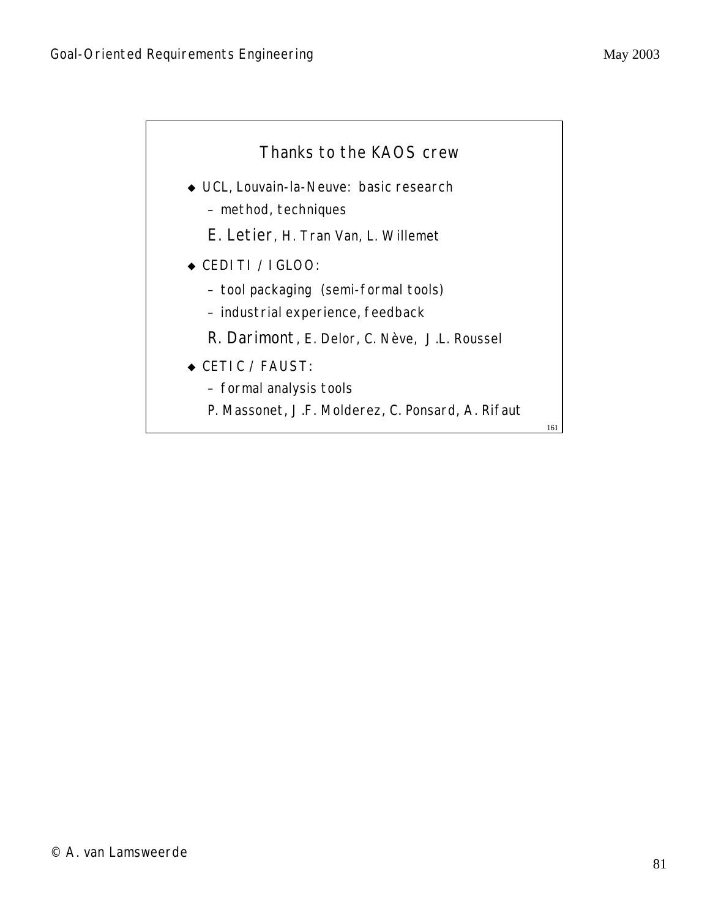## Thanks to the KAOS crew

- UCL, Louvain-la-Neuve: basic research
  - method, techniques

  E. Letier, H. Tran Van, L. Willemet
- CEDITI / IGLOO:
  - tool packaging (semi-formal tools)
  - industrial experience, feedback

  R. Darimont, E. Delor, C. Nève, J.L. Roussel
- CETIC / FAUST:
  - formal analysis tools

  P. Massonet, J.F. Molderez, C. Ponsard, A. Rifaut